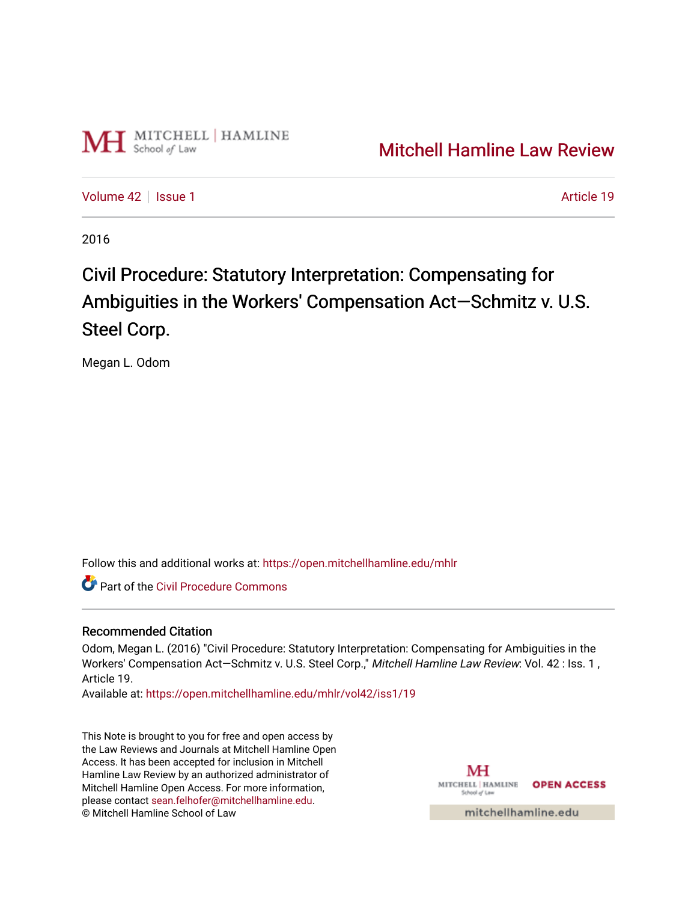Mitchell Hamline Law Review

Volume 42 | Issue 1 — Article 19

2016

# Civil Procedure: Statutory Interpretation: Compensating for Ambiguities in the Workers' Compensation Act—Schmitz v. U.S. Steel Corp.

Megan L. Odom

Follow this and additional works at: https://open.mitchellhamline.edu/mhlr

Part of the Civil Procedure Commons

## Recommended Citation

Odom, Megan L. (2016) "Civil Procedure: Statutory Interpretation: Compensating for Ambiguities in the Workers' Compensation Act—Schmitz v. U.S. Steel Corp.," *Mitchell Hamline Law Review*: Vol. 42 : Iss. 1 , Article 19.

Available at: https://open.mitchellhamline.edu/mhlr/vol42/iss1/19

This Note is brought to you for free and open access by the Law Reviews and Journals at Mitchell Hamline Open Access. It has been accepted for inclusion in Mitchell Hamline Law Review by an authorized administrator of Mitchell Hamline Open Access. For more information, please contact sean.felhofer@mitchellhamline.edu.

© Mitchell Hamline School of Law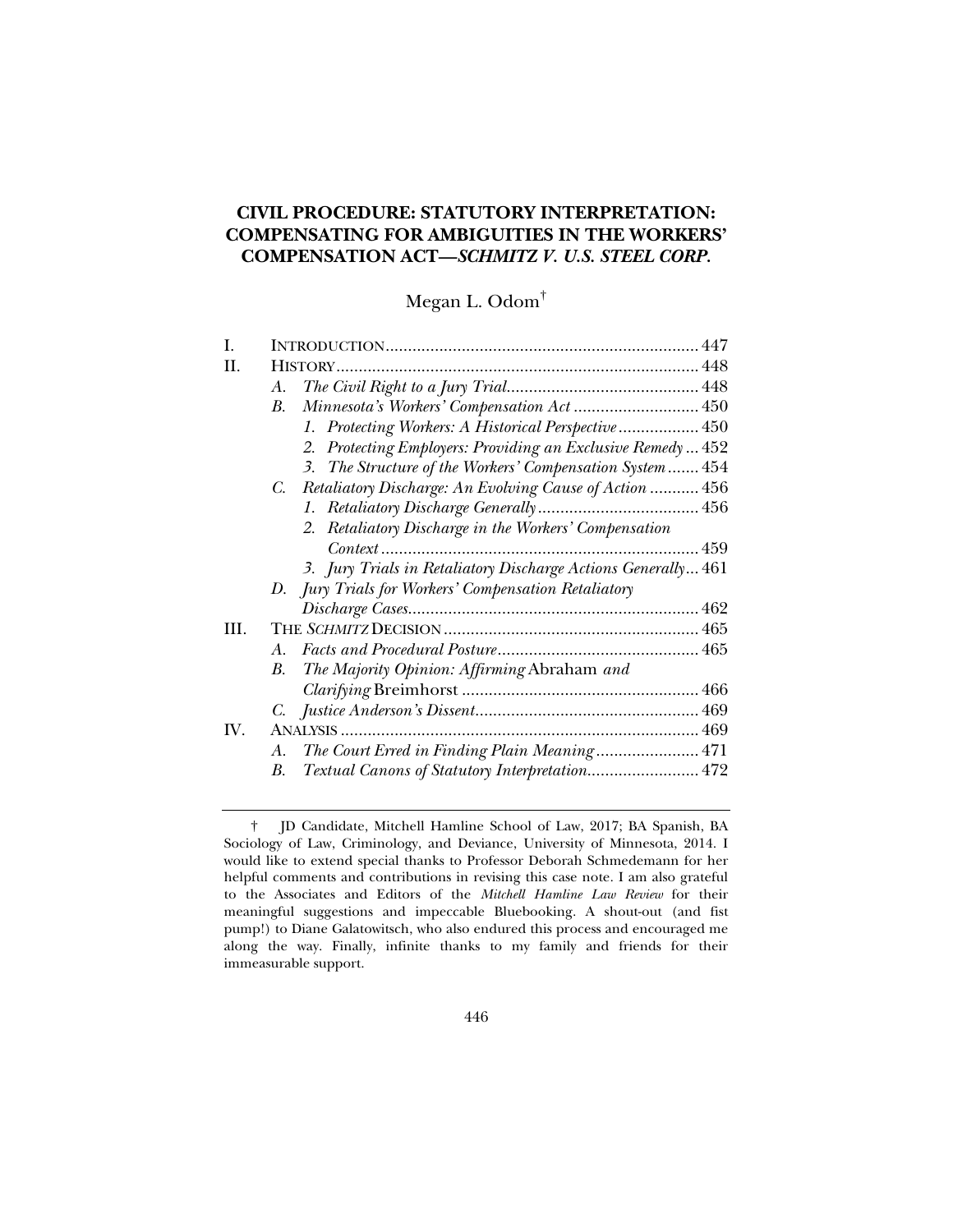# CIVIL PROCEDURE: STATUTORY INTERPRETATION: COMPENSATING FOR AMBIGUITIES IN THE WORKERS' COMPENSATION ACT—*SCHMITZ V. U.S. STEEL CORP.*

Megan L. Odom[†]

| | | |
|---|---|---|
| I. | INTRODUCTION | 447 |
| II. | HISTORY | 448 |
| | A. *The Civil Right to a Jury Trial* | 448 |
| | B. *Minnesota's Workers' Compensation Act* | 450 |
| | 1. *Protecting Workers: A Historical Perspective* | 450 |
| | 2. *Protecting Employers: Providing an Exclusive Remedy* | 452 |
| | 3. *The Structure of the Workers' Compensation System* | 454 |
| | C. *Retaliatory Discharge: An Evolving Cause of Action* | 456 |
| | 1. *Retaliatory Discharge Generally* | 456 |
| | 2. *Retaliatory Discharge in the Workers' Compensation Context* | 459 |
| | 3. *Jury Trials in Retaliatory Discharge Actions Generally* | 461 |
| | D. *Jury Trials for Workers' Compensation Retaliatory Discharge Cases* | 462 |
| III. | THE *SCHMITZ* DECISION | 465 |
| | A. *Facts and Procedural Posture* | 465 |
| | B. *The Majority Opinion: Affirming* Abraham *and Clarifying* Breimhorst | 466 |
| | C. *Justice Anderson's Dissent* | 469 |
| IV. | ANALYSIS | 469 |
| | A. *The Court Erred in Finding Plain Meaning* | 471 |
| | B. *Textual Canons of Statutory Interpretation* | 472 |

† JD Candidate, Mitchell Hamline School of Law, 2017; BA Spanish, BA Sociology of Law, Criminology, and Deviance, University of Minnesota, 2014. I would like to extend special thanks to Professor Deborah Schmedemann for her helpful comments and contributions in revising this case note. I am also grateful to the Associates and Editors of the *Mitchell Hamline Law Review* for their meaningful suggestions and impeccable Bluebooking. A shout-out (and fist pump!) to Diane Galatowitsch, who also endured this process and encouraged me along the way. Finally, infinite thanks to my family and friends for their immeasurable support.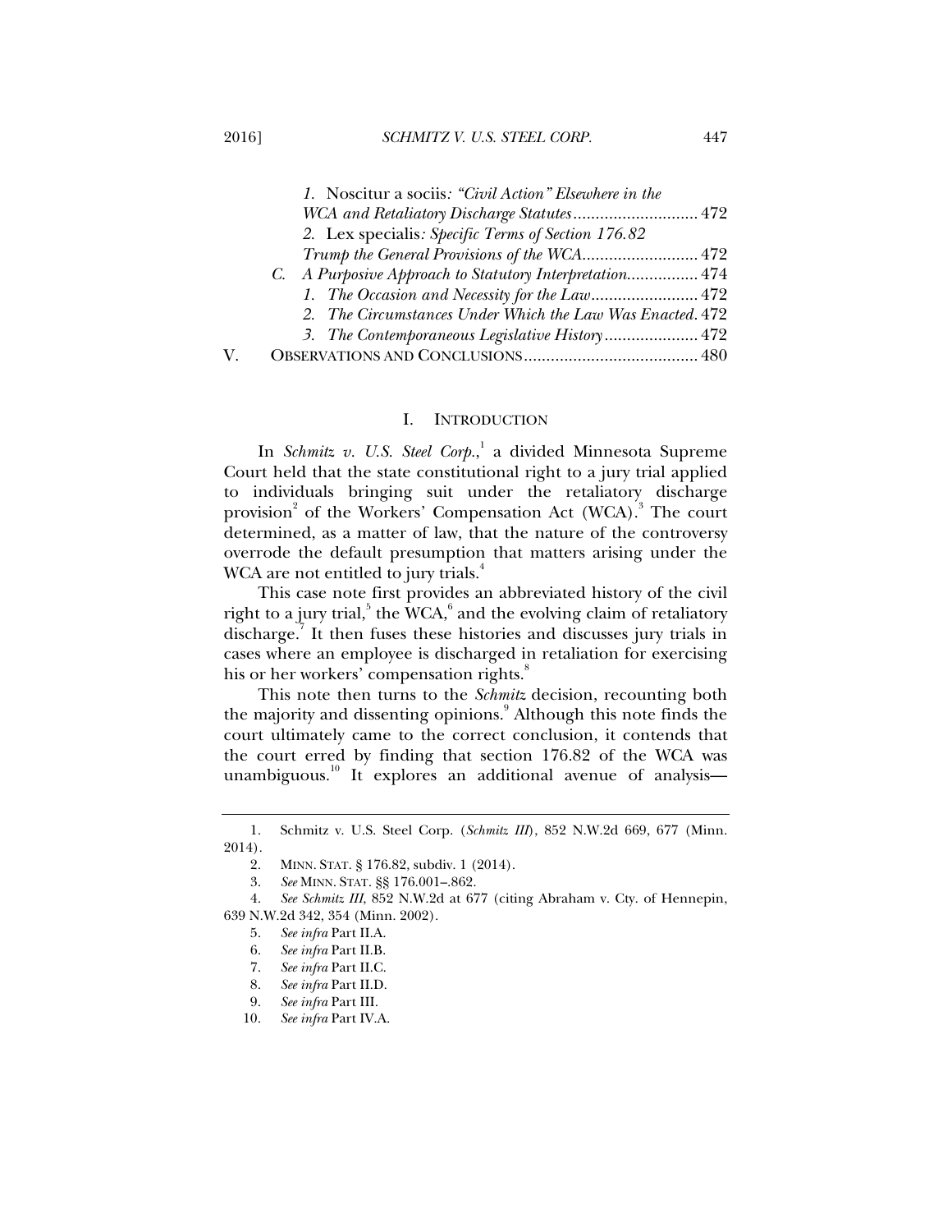1. Noscitur a sociis*: "Civil Action" Elsewhere in the WCA and Retaliatory Discharge Statutes* ............................ 472
2. Lex specialis*: Specific Terms of Section 176.82 Trump the General Provisions of the WCA* .......................... 472

C. *A Purposive Approach to Statutory Interpretation* ................ 474
1. *The Occasion and Necessity for the Law* ........................ 472
2. *The Circumstances Under Which the Law Was Enacted*. 472
3. *The Contemporaneous Legislative History* ..................... 472

V. OBSERVATIONS AND CONCLUSIONS ....................................... 480

## I. INTRODUCTION

In *Schmitz v. U.S. Steel Corp.*,[1] a divided Minnesota Supreme Court held that the state constitutional right to a jury trial applied to individuals bringing suit under the retaliatory discharge provision[2] of the Workers' Compensation Act (WCA).[3] The court determined, as a matter of law, that the nature of the controversy overrode the default presumption that matters arising under the WCA are not entitled to jury trials.[4]

This case note first provides an abbreviated history of the civil right to a jury trial,[5] the WCA,[6] and the evolving claim of retaliatory discharge.[7] It then fuses these histories and discusses jury trials in cases where an employee is discharged in retaliation for exercising his or her workers' compensation rights.[8]

This note then turns to the *Schmitz* decision, recounting both the majority and dissenting opinions.[9] Although this note finds the court ultimately came to the correct conclusion, it contends that the court erred by finding that section 176.82 of the WCA was unambiguous.[10] It explores an additional avenue of analysis—

---

1. Schmitz v. U.S. Steel Corp. (*Schmitz III*), 852 N.W.2d 669, 677 (Minn. 2014).
2. MINN. STAT. § 176.82, subdiv. 1 (2014).
3. *See* MINN. STAT. §§ 176.001–.862.
4. *See Schmitz III*, 852 N.W.2d at 677 (citing Abraham v. Cty. of Hennepin, 639 N.W.2d 342, 354 (Minn. 2002).
5. *See infra* Part II.A.
6. *See infra* Part II.B.
7. *See infra* Part II.C.
8. *See infra* Part II.D.
9. *See infra* Part III.
10. *See infra* Part IV.A.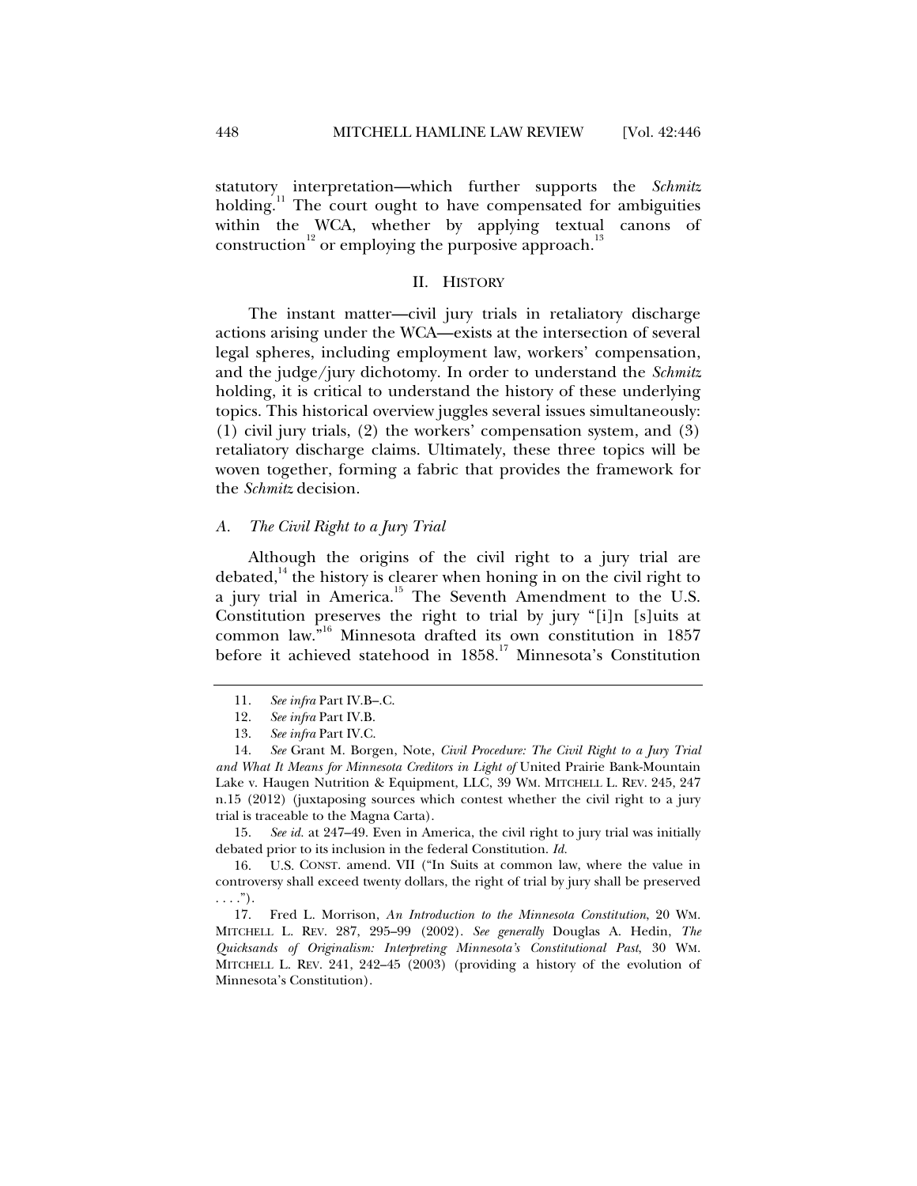statutory interpretation—which further supports the *Schmitz* holding.[11] The court ought to have compensated for ambiguities within the WCA, whether by applying textual canons of construction[12] or employing the purposive approach.[13]

## II. HISTORY

The instant matter—civil jury trials in retaliatory discharge actions arising under the WCA—exists at the intersection of several legal spheres, including employment law, workers' compensation, and the judge/jury dichotomy. In order to understand the *Schmitz* holding, it is critical to understand the history of these underlying topics. This historical overview juggles several issues simultaneously: (1) civil jury trials, (2) the workers' compensation system, and (3) retaliatory discharge claims. Ultimately, these three topics will be woven together, forming a fabric that provides the framework for the *Schmitz* decision.

### *A. The Civil Right to a Jury Trial*

Although the origins of the civil right to a jury trial are debated,[14] the history is clearer when honing in on the civil right to a jury trial in America.[15] The Seventh Amendment to the U.S. Constitution preserves the right to trial by jury "[i]n [s]uits at common law."[16] Minnesota drafted its own constitution in 1857 before it achieved statehood in 1858.[17] Minnesota's Constitution

---

11. *See infra* Part IV.B–.C.

12. *See infra* Part IV.B.

13. *See infra* Part IV.C.

14. *See* Grant M. Borgen, Note, *Civil Procedure: The Civil Right to a Jury Trial and What It Means for Minnesota Creditors in Light of* United Prairie Bank-Mountain Lake v. Haugen Nutrition & Equipment, LLC, 39 WM. MITCHELL L. REV. 245, 247 n.15 (2012) (juxtaposing sources which contest whether the civil right to a jury trial is traceable to the Magna Carta).

15. *See id.* at 247–49. Even in America, the civil right to jury trial was initially debated prior to its inclusion in the federal Constitution. *Id.*

16. U.S. CONST. amend. VII ("In Suits at common law, where the value in controversy shall exceed twenty dollars, the right of trial by jury shall be preserved . . . .").

17. Fred L. Morrison, *An Introduction to the Minnesota Constitution*, 20 WM. MITCHELL L. REV. 287, 295–99 (2002). *See generally* Douglas A. Hedin, *The Quicksands of Originalism: Interpreting Minnesota's Constitutional Past*, 30 WM. MITCHELL L. REV. 241, 242–45 (2003) (providing a history of the evolution of Minnesota's Constitution).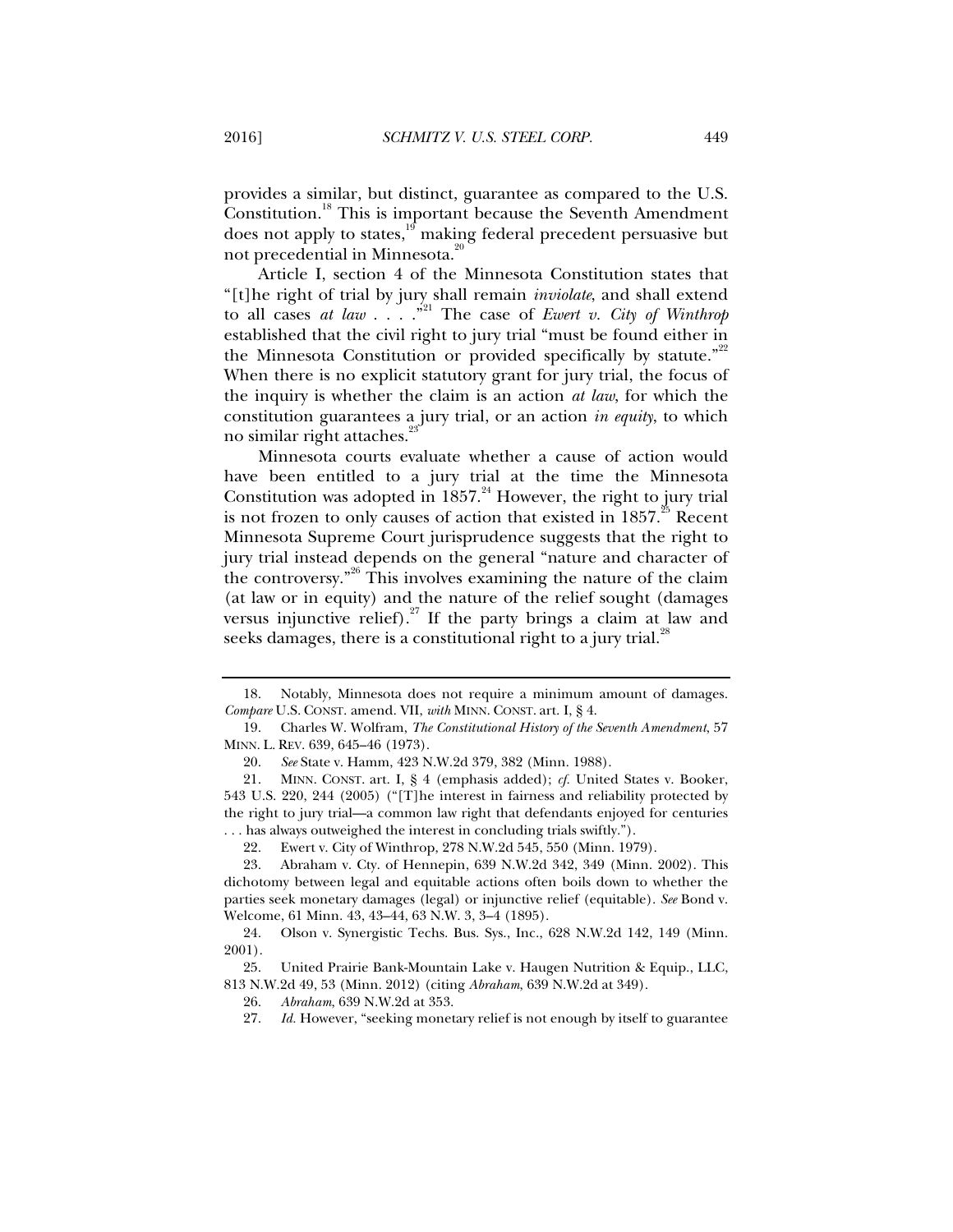provides a similar, but distinct, guarantee as compared to the U.S. Constitution.[18] This is important because the Seventh Amendment does not apply to states,[19] making federal precedent persuasive but not precedential in Minnesota.[20]

Article I, section 4 of the Minnesota Constitution states that "[t]he right of trial by jury shall remain *inviolate*, and shall extend to all cases *at law* . . . ."[21] The case of *Ewert v. City of Winthrop* established that the civil right to jury trial "must be found either in the Minnesota Constitution or provided specifically by statute."[22] When there is no explicit statutory grant for jury trial, the focus of the inquiry is whether the claim is an action *at law*, for which the constitution guarantees a jury trial, or an action *in equity*, to which no similar right attaches.[23]

Minnesota courts evaluate whether a cause of action would have been entitled to a jury trial at the time the Minnesota Constitution was adopted in 1857.[24] However, the right to jury trial is not frozen to only causes of action that existed in 1857.[25] Recent Minnesota Supreme Court jurisprudence suggests that the right to jury trial instead depends on the general "nature and character of the controversy."[26] This involves examining the nature of the claim (at law or in equity) and the nature of the relief sought (damages versus injunctive relief).[27] If the party brings a claim at law and seeks damages, there is a constitutional right to a jury trial.[28]

---

18. Notably, Minnesota does not require a minimum amount of damages. *Compare* U.S. CONST. amend. VII, *with* MINN. CONST. art. I, § 4.

19. Charles W. Wolfram, *The Constitutional History of the Seventh Amendment*, 57 MINN. L. REV. 639, 645–46 (1973).

20. *See* State v. Hamm, 423 N.W.2d 379, 382 (Minn. 1988).

21. MINN. CONST. art. I, § 4 (emphasis added); *cf.* United States v. Booker, 543 U.S. 220, 244 (2005) ("[T]he interest in fairness and reliability protected by the right to jury trial—a common law right that defendants enjoyed for centuries . . . has always outweighed the interest in concluding trials swiftly.").

22. Ewert v. City of Winthrop, 278 N.W.2d 545, 550 (Minn. 1979).

23. Abraham v. Cty. of Hennepin, 639 N.W.2d 342, 349 (Minn. 2002). This dichotomy between legal and equitable actions often boils down to whether the parties seek monetary damages (legal) or injunctive relief (equitable). *See* Bond v. Welcome, 61 Minn. 43, 43–44, 63 N.W. 3, 3–4 (1895).

24. Olson v. Synergistic Techs. Bus. Sys., Inc., 628 N.W.2d 142, 149 (Minn. 2001).

25. United Prairie Bank-Mountain Lake v. Haugen Nutrition & Equip., LLC, 813 N.W.2d 49, 53 (Minn. 2012) (citing *Abraham*, 639 N.W.2d at 349).

26. *Abraham*, 639 N.W.2d at 353.

27. *Id.* However, "seeking monetary relief is not enough by itself to guarantee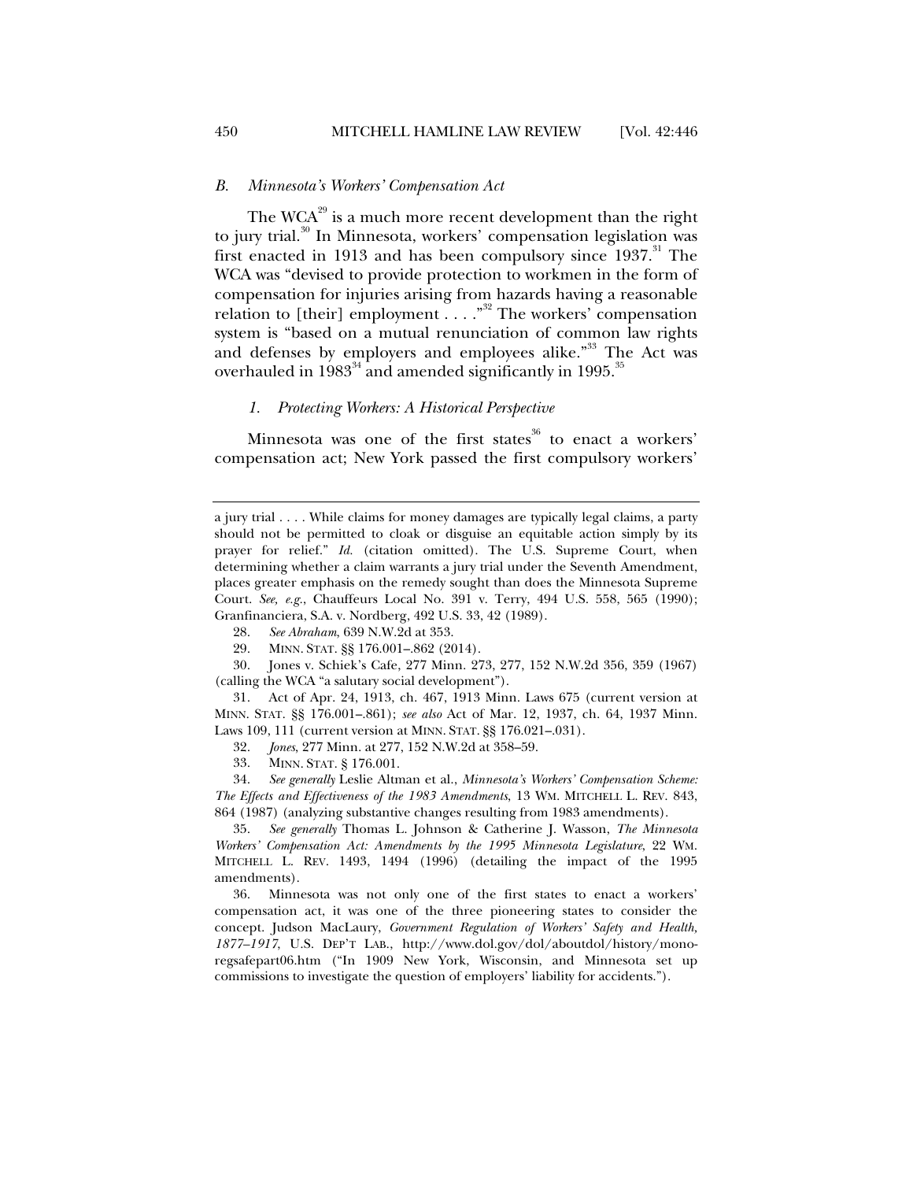### *B. Minnesota's Workers' Compensation Act*

The WCA[29] is a much more recent development than the right to jury trial.[30] In Minnesota, workers' compensation legislation was first enacted in 1913 and has been compulsory since 1937.[31] The WCA was "devised to provide protection to workmen in the form of compensation for injuries arising from hazards having a reasonable relation to [their] employment . . . ."[32] The workers' compensation system is "based on a mutual renunciation of common law rights and defenses by employers and employees alike."[33] The Act was overhauled in 1983[34] and amended significantly in 1995.[35]

#### *1. Protecting Workers: A Historical Perspective*

Minnesota was one of the first states[36] to enact a workers' compensation act; New York passed the first compulsory workers'

---

a jury trial . . . . While claims for money damages are typically legal claims, a party should not be permitted to cloak or disguise an equitable action simply by its prayer for relief." *Id.* (citation omitted). The U.S. Supreme Court, when determining whether a claim warrants a jury trial under the Seventh Amendment, places greater emphasis on the remedy sought than does the Minnesota Supreme Court. *See, e.g.*, Chauffeurs Local No. 391 v. Terry, 494 U.S. 558, 565 (1990); Granfinanciera, S.A. v. Nordberg, 492 U.S. 33, 42 (1989).

28. *See Abraham*, 639 N.W.2d at 353.

29. MINN. STAT. §§ 176.001–.862 (2014).

30. Jones v. Schiek's Cafe, 277 Minn. 273, 277, 152 N.W.2d 356, 359 (1967) (calling the WCA "a salutary social development").

31. Act of Apr. 24, 1913, ch. 467, 1913 Minn. Laws 675 (current version at MINN. STAT. §§ 176.001–.861); *see also* Act of Mar. 12, 1937, ch. 64, 1937 Minn. Laws 109, 111 (current version at MINN. STAT. §§ 176.021–.031).

32. *Jones*, 277 Minn. at 277, 152 N.W.2d at 358–59.

33. MINN. STAT. § 176.001.

34. *See generally* Leslie Altman et al., *Minnesota's Workers' Compensation Scheme: The Effects and Effectiveness of the 1983 Amendments*, 13 WM. MITCHELL L. REV. 843, 864 (1987) (analyzing substantive changes resulting from 1983 amendments).

35. *See generally* Thomas L. Johnson & Catherine J. Wasson, *The Minnesota Workers' Compensation Act: Amendments by the 1995 Minnesota Legislature*, 22 WM. MITCHELL L. REV. 1493, 1494 (1996) (detailing the impact of the 1995 amendments).

36. Minnesota was not only one of the first states to enact a workers' compensation act, it was one of the three pioneering states to consider the concept. Judson MacLaury, *Government Regulation of Workers' Safety and Health, 1877–1917*, U.S. DEP'T LAB., http://www.dol.gov/dol/aboutdol/history/mono-regsafepart06.htm ("In 1909 New York, Wisconsin, and Minnesota set up commissions to investigate the question of employers' liability for accidents.").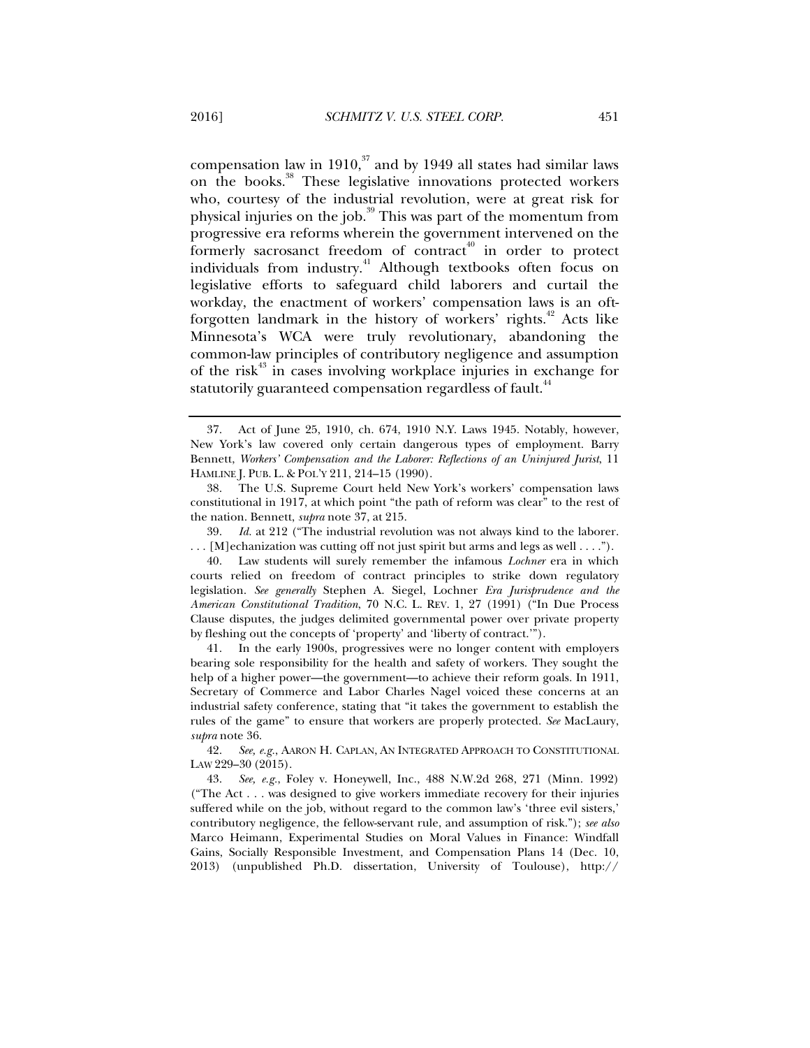compensation law in 1910,[37] and by 1949 all states had similar laws on the books.[38] These legislative innovations protected workers who, courtesy of the industrial revolution, were at great risk for physical injuries on the job.[39] This was part of the momentum from progressive era reforms wherein the government intervened on the formerly sacrosanct freedom of contract[40] in order to protect individuals from industry.[41] Although textbooks often focus on legislative efforts to safeguard child laborers and curtail the workday, the enactment of workers' compensation laws is an oft-forgotten landmark in the history of workers' rights.[42] Acts like Minnesota's WCA were truly revolutionary, abandoning the common-law principles of contributory negligence and assumption of the risk[43] in cases involving workplace injuries in exchange for statutorily guaranteed compensation regardless of fault.[44]

---

37. Act of June 25, 1910, ch. 674, 1910 N.Y. Laws 1945. Notably, however, New York's law covered only certain dangerous types of employment. Barry Bennett, *Workers' Compensation and the Laborer: Reflections of an Uninjured Jurist*, 11 HAMLINE J. PUB. L. & POL'Y 211, 214–15 (1990).

38. The U.S. Supreme Court held New York's workers' compensation laws constitutional in 1917, at which point "the path of reform was clear" to the rest of the nation. Bennett, *supra* note 37, at 215.

39. *Id.* at 212 ("The industrial revolution was not always kind to the laborer. . . . [M]echanization was cutting off not just spirit but arms and legs as well . . . .").

40. Law students will surely remember the infamous *Lochner* era in which courts relied on freedom of contract principles to strike down regulatory legislation. *See generally* Stephen A. Siegel, Lochner *Era Jurisprudence and the American Constitutional Tradition*, 70 N.C. L. REV. 1, 27 (1991) ("In Due Process Clause disputes, the judges delimited governmental power over private property by fleshing out the concepts of 'property' and 'liberty of contract.'").

41. In the early 1900s, progressives were no longer content with employers bearing sole responsibility for the health and safety of workers. They sought the help of a higher power—the government—to achieve their reform goals. In 1911, Secretary of Commerce and Labor Charles Nagel voiced these concerns at an industrial safety conference, stating that "it takes the government to establish the rules of the game" to ensure that workers are properly protected. *See* MacLaury, *supra* note 36.

42. *See, e.g.*, AARON H. CAPLAN, AN INTEGRATED APPROACH TO CONSTITUTIONAL LAW 229–30 (2015).

43. *See, e.g.*, Foley v. Honeywell, Inc., 488 N.W.2d 268, 271 (Minn. 1992) ("The Act . . . was designed to give workers immediate recovery for their injuries suffered while on the job, without regard to the common law's 'three evil sisters,' contributory negligence, the fellow-servant rule, and assumption of risk."); *see also* Marco Heimann, Experimental Studies on Moral Values in Finance: Windfall Gains, Socially Responsible Investment, and Compensation Plans 14 (Dec. 10, 2013) (unpublished Ph.D. dissertation, University of Toulouse), http://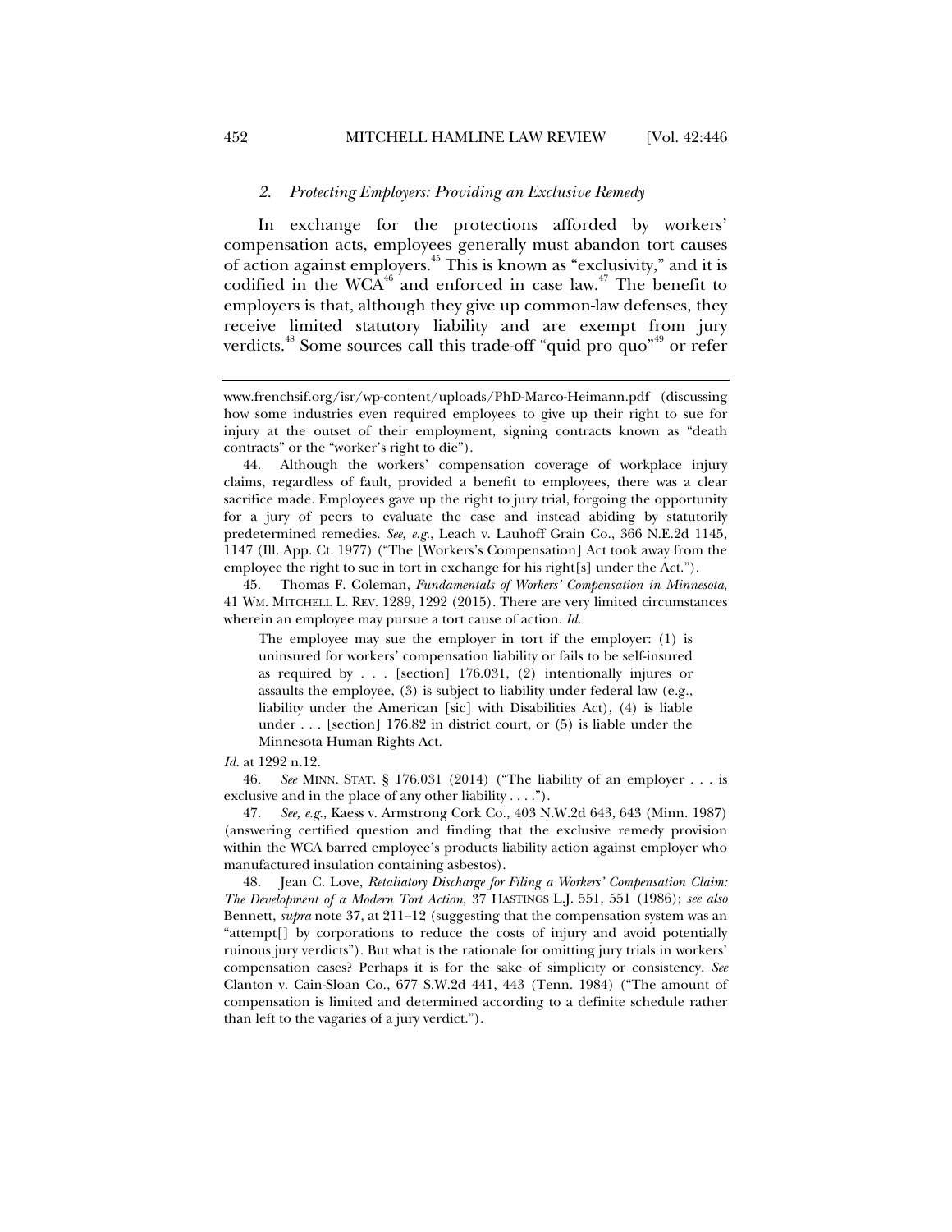### *2. Protecting Employers: Providing an Exclusive Remedy*

In exchange for the protections afforded by workers' compensation acts, employees generally must abandon tort causes of action against employers.[45] This is known as "exclusivity," and it is codified in the WCA[46] and enforced in case law.[47] The benefit to employers is that, although they give up common-law defenses, they receive limited statutory liability and are exempt from jury verdicts.[48] Some sources call this trade-off "quid pro quo"[49] or refer

---

www.frenchsif.org/isr/wp-content/uploads/PhD-Marco-Heimann.pdf (discussing how some industries even required employees to give up their right to sue for injury at the outset of their employment, signing contracts known as "death contracts" or the "worker's right to die").

44. Although the workers' compensation coverage of workplace injury claims, regardless of fault, provided a benefit to employees, there was a clear sacrifice made. Employees gave up the right to jury trial, forgoing the opportunity for a jury of peers to evaluate the case and instead abiding by statutorily predetermined remedies. *See, e.g.*, Leach v. Lauhoff Grain Co., 366 N.E.2d 1145, 1147 (Ill. App. Ct. 1977) ("The [Workers's Compensation] Act took away from the employee the right to sue in tort in exchange for his right[s] under the Act.").

45. Thomas F. Coleman, *Fundamentals of Workers' Compensation in Minnesota*, 41 WM. MITCHELL L. REV. 1289, 1292 (2015). There are very limited circumstances wherein an employee may pursue a tort cause of action. *Id.*

> The employee may sue the employer in tort if the employer: (1) is uninsured for workers' compensation liability or fails to be self-insured as required by . . . [section] 176.031, (2) intentionally injures or assaults the employee, (3) is subject to liability under federal law (e.g., liability under the American [sic] with Disabilities Act), (4) is liable under . . . [section] 176.82 in district court, or (5) is liable under the Minnesota Human Rights Act.

*Id.* at 1292 n.12.

46. *See* MINN. STAT. § 176.031 (2014) ("The liability of an employer . . . is exclusive and in the place of any other liability . . . .").

47. *See, e.g.*, Kaess v. Armstrong Cork Co., 403 N.W.2d 643, 643 (Minn. 1987) (answering certified question and finding that the exclusive remedy provision within the WCA barred employee's products liability action against employer who manufactured insulation containing asbestos).

48. Jean C. Love, *Retaliatory Discharge for Filing a Workers' Compensation Claim: The Development of a Modern Tort Action*, 37 HASTINGS L.J. 551, 551 (1986); *see also* Bennett, *supra* note 37, at 211–12 (suggesting that the compensation system was an "attempt[] by corporations to reduce the costs of injury and avoid potentially ruinous jury verdicts"). But what is the rationale for omitting jury trials in workers' compensation cases? Perhaps it is for the sake of simplicity or consistency. *See* Clanton v. Cain-Sloan Co., 677 S.W.2d 441, 443 (Tenn. 1984) ("The amount of compensation is limited and determined according to a definite schedule rather than left to the vagaries of a jury verdict.").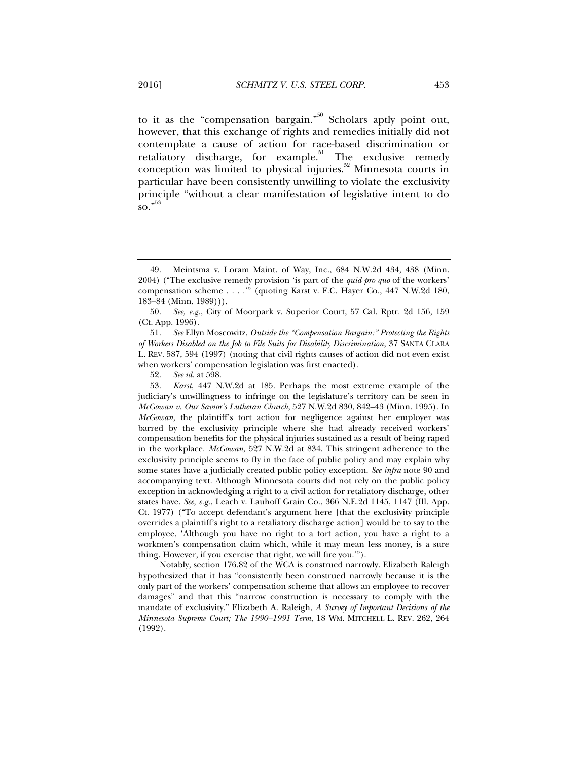to it as the "compensation bargain."[50] Scholars aptly point out, however, that this exchange of rights and remedies initially did not contemplate a cause of action for race-based discrimination or retaliatory discharge, for example.[51] The exclusive remedy conception was limited to physical injuries.[52] Minnesota courts in particular have been consistently unwilling to violate the exclusivity principle "without a clear manifestation of legislative intent to do so."[53]

---

49. Meintsma v. Loram Maint. of Way, Inc., 684 N.W.2d 434, 438 (Minn. 2004) ("The exclusive remedy provision 'is part of the *quid pro quo* of the workers' compensation scheme . . . .'" (quoting Karst v. F.C. Hayer Co., 447 N.W.2d 180, 183–84 (Minn. 1989))).

50. *See, e.g.*, City of Moorpark v. Superior Court, 57 Cal. Rptr. 2d 156, 159 (Ct. App. 1996).

51. *See* Ellyn Moscowitz, *Outside the "Compensation Bargain:" Protecting the Rights of Workers Disabled on the Job to File Suits for Disability Discrimination*, 37 SANTA CLARA L. REV. 587, 594 (1997) (noting that civil rights causes of action did not even exist when workers' compensation legislation was first enacted).

52. *See id.* at 598.

53. *Karst*, 447 N.W.2d at 185. Perhaps the most extreme example of the judiciary's unwillingness to infringe on the legislature's territory can be seen in *McGowan v. Our Savior's Lutheran Church*, 527 N.W.2d 830, 842–43 (Minn. 1995). In *McGowan*, the plaintiff's tort action for negligence against her employer was barred by the exclusivity principle where she had already received workers' compensation benefits for the physical injuries sustained as a result of being raped in the workplace. *McGowan*, 527 N.W.2d at 834. This stringent adherence to the exclusivity principle seems to fly in the face of public policy and may explain why some states have a judicially created public policy exception. *See infra* note 90 and accompanying text. Although Minnesota courts did not rely on the public policy exception in acknowledging a right to a civil action for retaliatory discharge, other states have. *See, e.g.*, Leach v. Lauhoff Grain Co., 366 N.E.2d 1145, 1147 (Ill. App. Ct. 1977) ("To accept defendant's argument here [that the exclusivity principle overrides a plaintiff's right to a retaliatory discharge action] would be to say to the employee, 'Although you have no right to a tort action, you have a right to a workmen's compensation claim which, while it may mean less money, is a sure thing. However, if you exercise that right, we will fire you.'").

Notably, section 176.82 of the WCA is construed narrowly. Elizabeth Raleigh hypothesized that it has "consistently been construed narrowly because it is the only part of the workers' compensation scheme that allows an employee to recover damages" and that this "narrow construction is necessary to comply with the mandate of exclusivity." Elizabeth A. Raleigh, *A Survey of Important Decisions of the Minnesota Supreme Court; The 1990–1991 Term*, 18 WM. MITCHELL L. REV. 262, 264 (1992).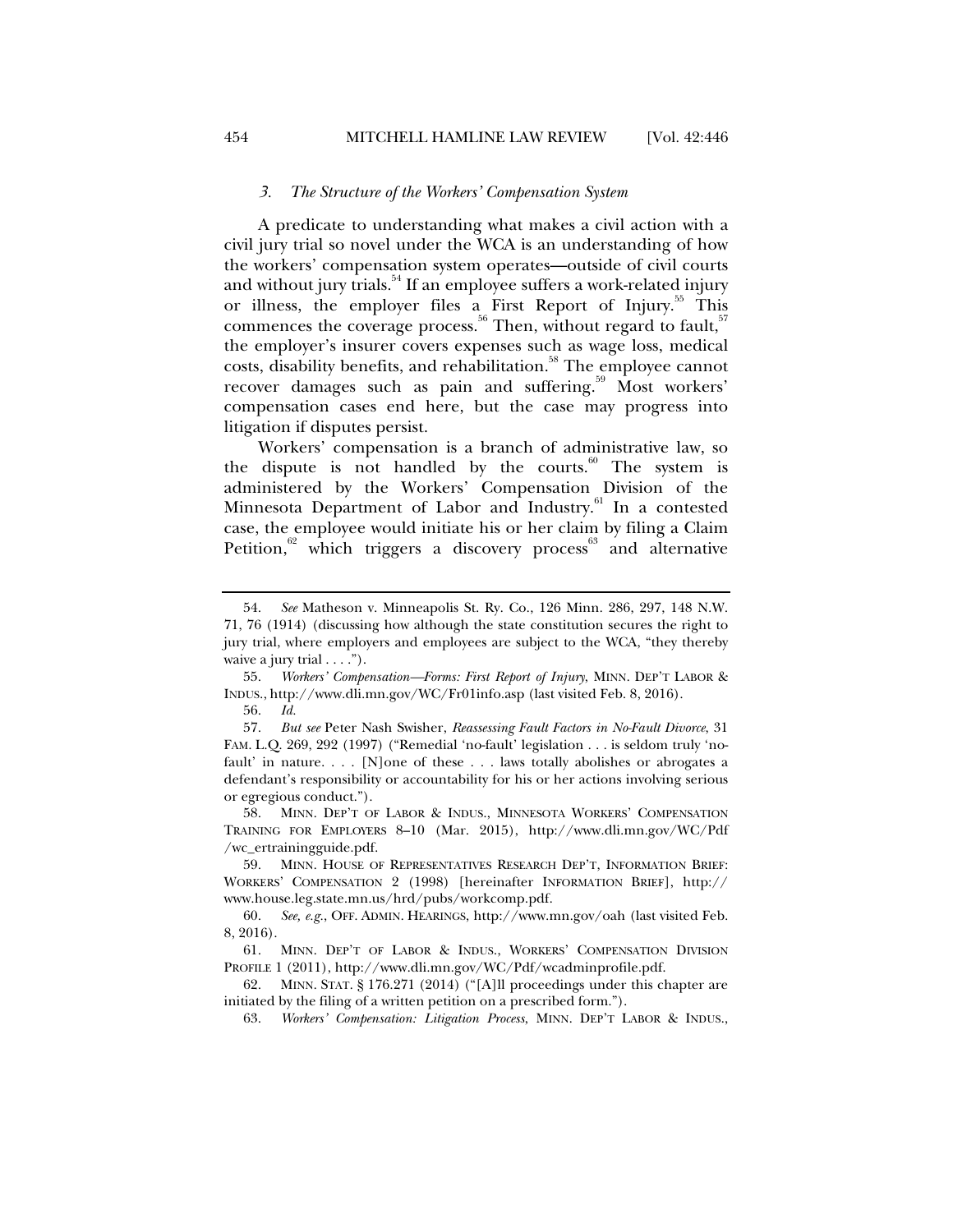### *3. The Structure of the Workers' Compensation System*

A predicate to understanding what makes a civil action with a civil jury trial so novel under the WCA is an understanding of how the workers' compensation system operates—outside of civil courts and without jury trials.[54] If an employee suffers a work-related injury or illness, the employer files a First Report of Injury.[55] This commences the coverage process.[56] Then, without regard to fault,[57] the employer's insurer covers expenses such as wage loss, medical costs, disability benefits, and rehabilitation.[58] The employee cannot recover damages such as pain and suffering.[59] Most workers' compensation cases end here, but the case may progress into litigation if disputes persist.

Workers' compensation is a branch of administrative law, so the dispute is not handled by the courts.[60] The system is administered by the Workers' Compensation Division of the Minnesota Department of Labor and Industry.[61] In a contested case, the employee would initiate his or her claim by filing a Claim Petition,[62] which triggers a discovery process[63] and alternative

---

54. *See* Matheson v. Minneapolis St. Ry. Co., 126 Minn. 286, 297, 148 N.W. 71, 76 (1914) (discussing how although the state constitution secures the right to jury trial, where employers and employees are subject to the WCA, "they thereby waive a jury trial . . . .").

55. *Workers' Compensation—Forms: First Report of Injury*, MINN. DEP'T LABOR & INDUS., http://www.dli.mn.gov/WC/Fr01info.asp (last visited Feb. 8, 2016).

56. *Id.*

57. *But see* Peter Nash Swisher, *Reassessing Fault Factors in No-Fault Divorce*, 31 FAM. L.Q. 269, 292 (1997) ("Remedial 'no-fault' legislation . . . is seldom truly 'no-fault' in nature. . . . [N]one of these . . . laws totally abolishes or abrogates a defendant's responsibility or accountability for his or her actions involving serious or egregious conduct.").

58. MINN. DEP'T OF LABOR & INDUS., MINNESOTA WORKERS' COMPENSATION TRAINING FOR EMPLOYERS 8–10 (Mar. 2015), http://www.dli.mn.gov/WC/Pdf/wc_ertrainingguide.pdf.

59. MINN. HOUSE OF REPRESENTATIVES RESEARCH DEP'T, INFORMATION BRIEF: WORKERS' COMPENSATION 2 (1998) [hereinafter INFORMATION BRIEF], http://www.house.leg.state.mn.us/hrd/pubs/workcomp.pdf.

60. *See, e.g.*, OFF. ADMIN. HEARINGS, http://www.mn.gov/oah (last visited Feb. 8, 2016).

61. MINN. DEP'T OF LABOR & INDUS., WORKERS' COMPENSATION DIVISION PROFILE 1 (2011), http://www.dli.mn.gov/WC/Pdf/wcadminprofile.pdf.

62. MINN. STAT. § 176.271 (2014) ("[A]ll proceedings under this chapter are initiated by the filing of a written petition on a prescribed form.").

63. *Workers' Compensation: Litigation Process*, MINN. DEP'T LABOR & INDUS.,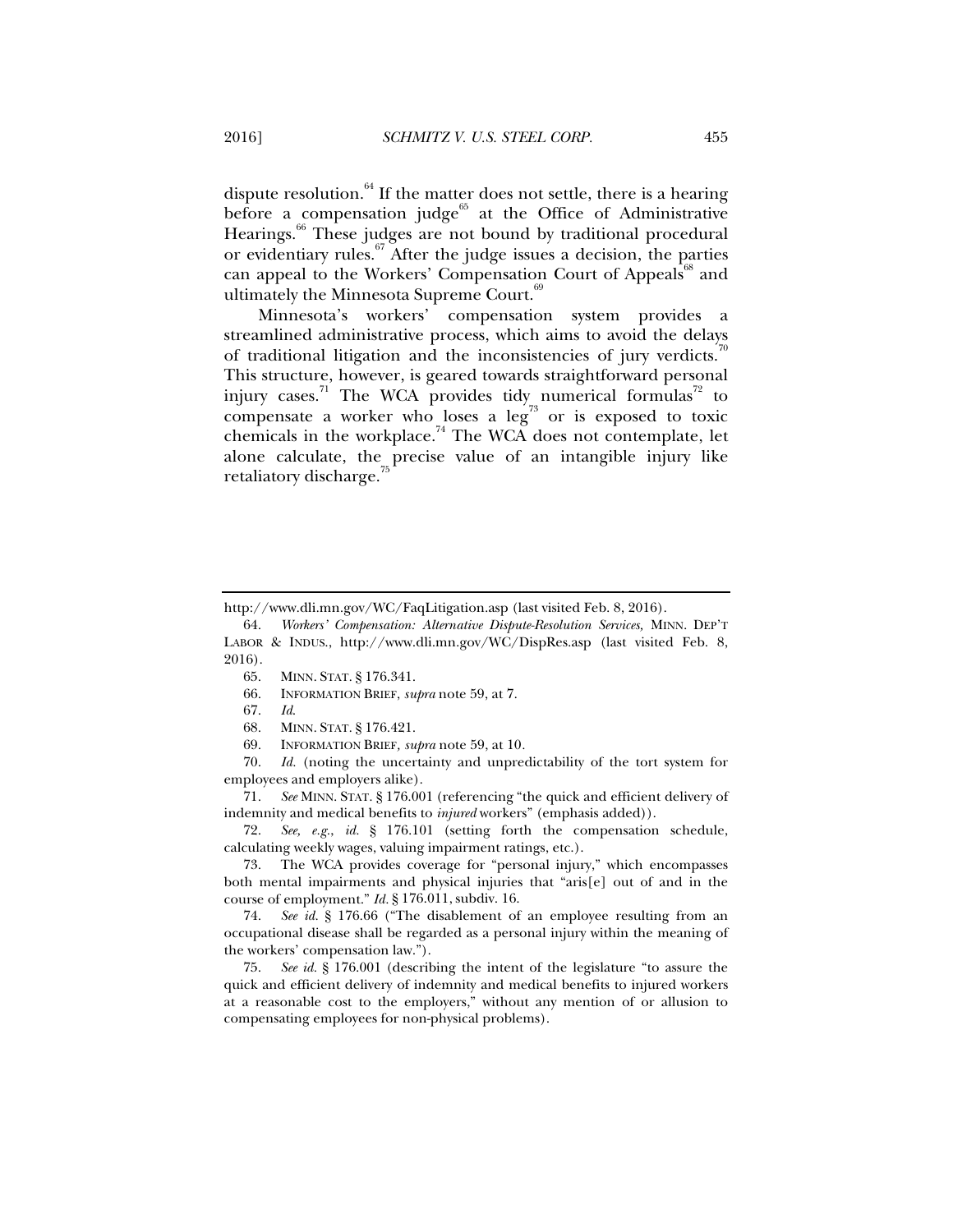dispute resolution.[64] If the matter does not settle, there is a hearing before a compensation judge[65] at the Office of Administrative Hearings.[66] These judges are not bound by traditional procedural or evidentiary rules.[67] After the judge issues a decision, the parties can appeal to the Workers' Compensation Court of Appeals[68] and ultimately the Minnesota Supreme Court.[69]

Minnesota's workers' compensation system provides a streamlined administrative process, which aims to avoid the delays of traditional litigation and the inconsistencies of jury verdicts.[70] This structure, however, is geared towards straightforward personal injury cases.[71] The WCA provides tidy numerical formulas[72] to compensate a worker who loses a leg[73] or is exposed to toxic chemicals in the workplace.[74] The WCA does not contemplate, let alone calculate, the precise value of an intangible injury like retaliatory discharge.[75]

---

http://www.dli.mn.gov/WC/FaqLitigation.asp (last visited Feb. 8, 2016).

64. *Workers' Compensation: Alternative Dispute-Resolution Services,* MINN. DEP'T LABOR & INDUS., http://www.dli.mn.gov/WC/DispRes.asp (last visited Feb. 8, 2016).

65. MINN. STAT. § 176.341.

66. INFORMATION BRIEF, *supra* note 59, at 7.

67. *Id.*

68. MINN. STAT. § 176.421.

69. INFORMATION BRIEF, *supra* note 59, at 10.

70. *Id.* (noting the uncertainty and unpredictability of the tort system for employees and employers alike).

71. *See* MINN. STAT. § 176.001 (referencing "the quick and efficient delivery of indemnity and medical benefits to *injured* workers" (emphasis added)).

72. *See, e.g.*, *id.* § 176.101 (setting forth the compensation schedule, calculating weekly wages, valuing impairment ratings, etc.).

73. The WCA provides coverage for "personal injury," which encompasses both mental impairments and physical injuries that "aris[e] out of and in the course of employment." *Id.* § 176.011, subdiv. 16.

74. *See id.* § 176.66 ("The disablement of an employee resulting from an occupational disease shall be regarded as a personal injury within the meaning of the workers' compensation law.").

75. *See id.* § 176.001 (describing the intent of the legislature "to assure the quick and efficient delivery of indemnity and medical benefits to injured workers at a reasonable cost to the employers," without any mention of or allusion to compensating employees for non-physical problems).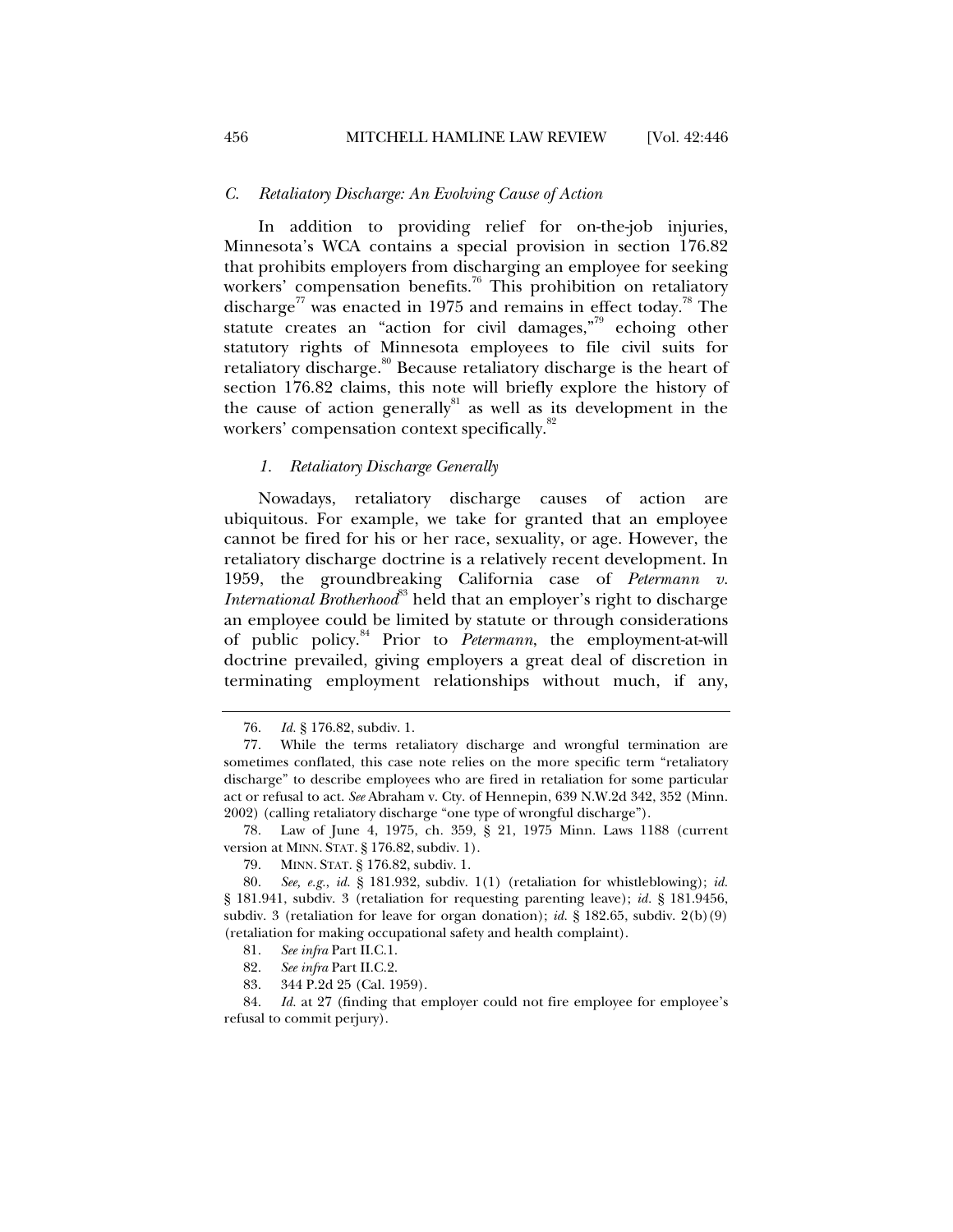### *C. Retaliatory Discharge: An Evolving Cause of Action*

In addition to providing relief for on-the-job injuries, Minnesota's WCA contains a special provision in section 176.82 that prohibits employers from discharging an employee for seeking workers' compensation benefits.[76] This prohibition on retaliatory discharge[77] was enacted in 1975 and remains in effect today.[78] The statute creates an "action for civil damages,"[79] echoing other statutory rights of Minnesota employees to file civil suits for retaliatory discharge.[80] Because retaliatory discharge is the heart of section 176.82 claims, this note will briefly explore the history of the cause of action generally[81] as well as its development in the workers' compensation context specifically.[82]

#### *1. Retaliatory Discharge Generally*

Nowadays, retaliatory discharge causes of action are ubiquitous. For example, we take for granted that an employee cannot be fired for his or her race, sexuality, or age. However, the retaliatory discharge doctrine is a relatively recent development. In 1959, the groundbreaking California case of *Petermann v. International Brotherhood*[83] held that an employer's right to discharge an employee could be limited by statute or through considerations of public policy.[84] Prior to *Petermann*, the employment-at-will doctrine prevailed, giving employers a great deal of discretion in terminating employment relationships without much, if any,

---

76. *Id.* § 176.82, subdiv. 1.

77. While the terms retaliatory discharge and wrongful termination are sometimes conflated, this case note relies on the more specific term "retaliatory discharge" to describe employees who are fired in retaliation for some particular act or refusal to act. *See* Abraham v. Cty. of Hennepin, 639 N.W.2d 342, 352 (Minn. 2002) (calling retaliatory discharge "one type of wrongful discharge").

78. Law of June 4, 1975, ch. 359, § 21, 1975 Minn. Laws 1188 (current version at MINN. STAT. § 176.82, subdiv. 1).

79. MINN. STAT. § 176.82, subdiv. 1.

80. *See, e.g.*, *id.* § 181.932, subdiv. 1(1) (retaliation for whistleblowing); *id.* § 181.941, subdiv. 3 (retaliation for requesting parenting leave); *id.* § 181.9456, subdiv. 3 (retaliation for leave for organ donation); *id.* § 182.65, subdiv. 2(b)(9) (retaliation for making occupational safety and health complaint).

81. *See infra* Part II.C.1.

82. *See infra* Part II.C.2.

83. 344 P.2d 25 (Cal. 1959).

84. *Id.* at 27 (finding that employer could not fire employee for employee's refusal to commit perjury).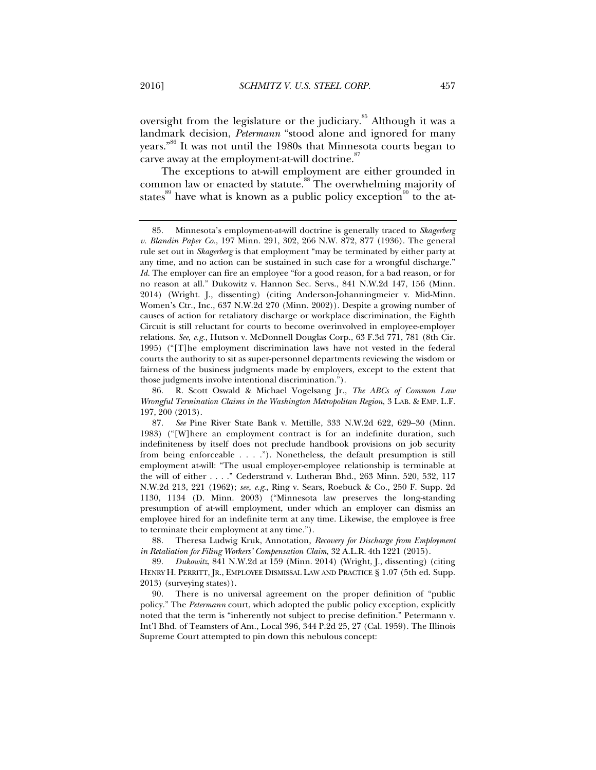oversight from the legislature or the judiciary.[85] Although it was a landmark decision, *Petermann* "stood alone and ignored for many years."[86] It was not until the 1980s that Minnesota courts began to carve away at the employment-at-will doctrine.[87]

The exceptions to at-will employment are either grounded in common law or enacted by statute.[88] The overwhelming majority of states[89] have what is known as a public policy exception[90] to the at-

---

85. Minnesota's employment-at-will doctrine is generally traced to *Skagerberg v. Blandin Paper Co.*, 197 Minn. 291, 302, 266 N.W. 872, 877 (1936). The general rule set out in *Skagerberg* is that employment "may be terminated by either party at any time, and no action can be sustained in such case for a wrongful discharge." *Id.* The employer can fire an employee "for a good reason, for a bad reason, or for no reason at all." Dukowitz v. Hannon Sec. Servs., 841 N.W.2d 147, 156 (Minn. 2014) (Wright. J., dissenting) (citing Anderson-Johanningmeier v. Mid-Minn. Women's Ctr., Inc., 637 N.W.2d 270 (Minn. 2002)). Despite a growing number of causes of action for retaliatory discharge or workplace discrimination, the Eighth Circuit is still reluctant for courts to become overinvolved in employee-employer relations. *See, e.g.*, Hutson v. McDonnell Douglas Corp., 63 F.3d 771, 781 (8th Cir. 1995) ("[T]he employment discrimination laws have not vested in the federal courts the authority to sit as super-personnel departments reviewing the wisdom or fairness of the business judgments made by employers, except to the extent that those judgments involve intentional discrimination.").

86. R. Scott Oswald & Michael Vogelsang Jr., *The ABCs of Common Law Wrongful Termination Claims in the Washington Metropolitan Region*, 3 LAB. & EMP. L.F. 197, 200 (2013).

87. *See* Pine River State Bank v. Mettille, 333 N.W.2d 622, 629–30 (Minn. 1983) ("[W]here an employment contract is for an indefinite duration, such indefiniteness by itself does not preclude handbook provisions on job security from being enforceable . . . ."). Nonetheless, the default presumption is still employment at-will: "The usual employer-employee relationship is terminable at the will of either . . . ." Cederstrand v. Lutheran Bhd., 263 Minn. 520, 532, 117 N.W.2d 213, 221 (1962); *see, e.g.*, Ring v. Sears, Roebuck & Co., 250 F. Supp. 2d 1130, 1134 (D. Minn. 2003) ("Minnesota law preserves the long-standing presumption of at-will employment, under which an employer can dismiss an employee hired for an indefinite term at any time. Likewise, the employee is free to terminate their employment at any time.").

88. Theresa Ludwig Kruk, Annotation, *Recovery for Discharge from Employment in Retaliation for Filing Workers' Compensation Claim*, 32 A.L.R. 4th 1221 (2015).

89. *Dukowitz*, 841 N.W.2d at 159 (Minn. 2014) (Wright, J., dissenting) (citing HENRY H. PERRITT, JR., EMPLOYEE DISMISSAL LAW AND PRACTICE § 1.07 (5th ed. Supp. 2013) (surveying states)).

90. There is no universal agreement on the proper definition of "public policy." The *Petermann* court, which adopted the public policy exception, explicitly noted that the term is "inherently not subject to precise definition." Petermann v. Int'l Bhd. of Teamsters of Am., Local 396, 344 P.2d 25, 27 (Cal. 1959). The Illinois Supreme Court attempted to pin down this nebulous concept: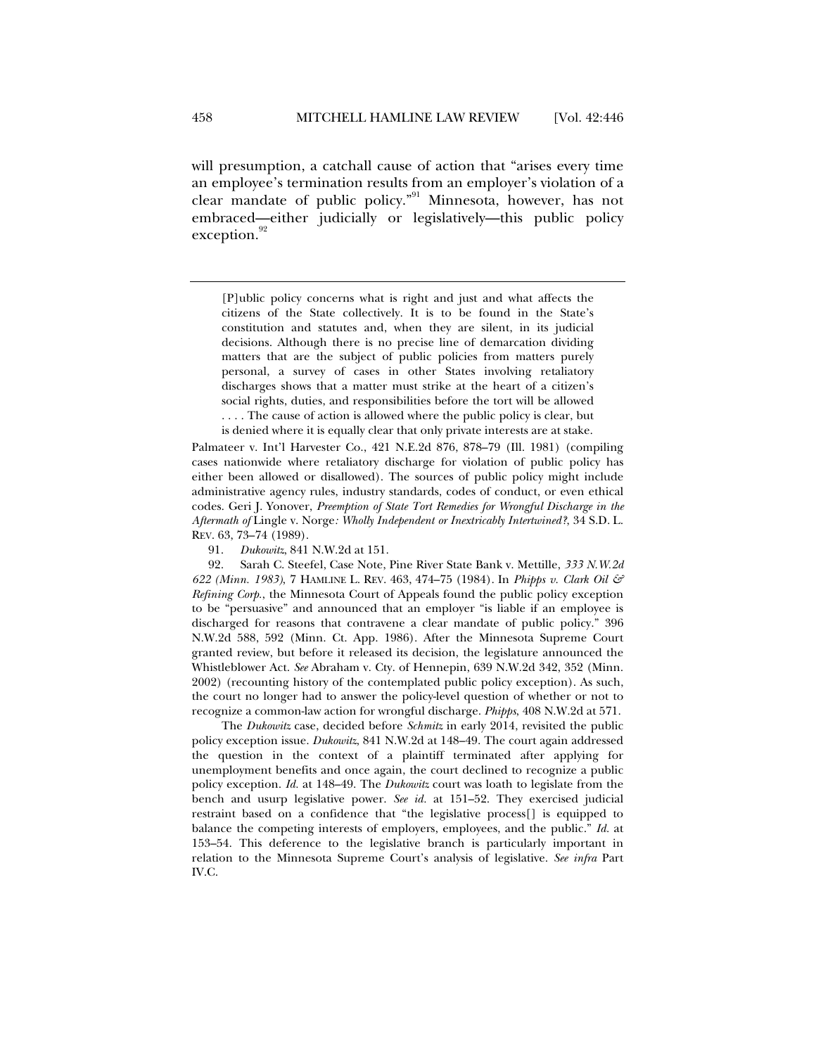will presumption, a catchall cause of action that "arises every time an employee's termination results from an employer's violation of a clear mandate of public policy."[91] Minnesota, however, has not embraced—either judicially or legislatively—this public policy exception.[92]

---

> [P]ublic policy concerns what is right and just and what affects the citizens of the State collectively. It is to be found in the State's constitution and statutes and, when they are silent, in its judicial decisions. Although there is no precise line of demarcation dividing matters that are the subject of public policies from matters purely personal, a survey of cases in other States involving retaliatory discharges shows that a matter must strike at the heart of a citizen's social rights, duties, and responsibilities before the tort will be allowed . . . . The cause of action is allowed where the public policy is clear, but is denied where it is equally clear that only private interests are at stake.

Palmateer v. Int'l Harvester Co., 421 N.E.2d 876, 878–79 (Ill. 1981) (compiling cases nationwide where retaliatory discharge for violation of public policy has either been allowed or disallowed). The sources of public policy might include administrative agency rules, industry standards, codes of conduct, or even ethical codes. Geri J. Yonover, *Preemption of State Tort Remedies for Wrongful Discharge in the Aftermath of* Lingle v. Norge*: Wholly Independent or Inextricably Intertwined?*, 34 S.D. L. REV. 63, 73–74 (1989).

91. *Dukowitz*, 841 N.W.2d at 151.

92. Sarah C. Steefel, Case Note, Pine River State Bank v. Mettille*, 333 N.W.2d 622 (Minn. 1983)*, 7 HAMLINE L. REV. 463, 474–75 (1984). In *Phipps v. Clark Oil & Refining Corp.*, the Minnesota Court of Appeals found the public policy exception to be "persuasive" and announced that an employer "is liable if an employee is discharged for reasons that contravene a clear mandate of public policy." 396 N.W.2d 588, 592 (Minn. Ct. App. 1986). After the Minnesota Supreme Court granted review, but before it released its decision, the legislature announced the Whistleblower Act. *See* Abraham v. Cty. of Hennepin, 639 N.W.2d 342, 352 (Minn. 2002) (recounting history of the contemplated public policy exception). As such, the court no longer had to answer the policy-level question of whether or not to recognize a common-law action for wrongful discharge. *Phipps*, 408 N.W.2d at 571.

The *Dukowitz* case, decided before *Schmitz* in early 2014, revisited the public policy exception issue. *Dukowitz*, 841 N.W.2d at 148–49. The court again addressed the question in the context of a plaintiff terminated after applying for unemployment benefits and once again, the court declined to recognize a public policy exception. *Id.* at 148–49. The *Dukowitz* court was loath to legislate from the bench and usurp legislative power. *See id.* at 151–52. They exercised judicial restraint based on a confidence that "the legislative process[] is equipped to balance the competing interests of employers, employees, and the public." *Id.* at 153–54. This deference to the legislative branch is particularly important in relation to the Minnesota Supreme Court's analysis of legislative. *See infra* Part IV.C.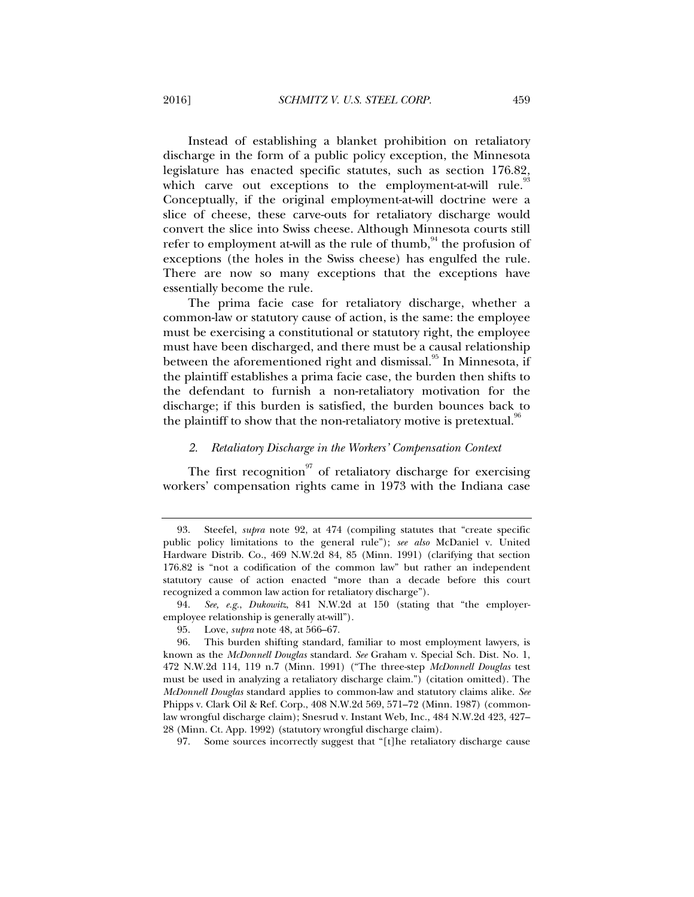Instead of establishing a blanket prohibition on retaliatory discharge in the form of a public policy exception, the Minnesota legislature has enacted specific statutes, such as section 176.82, which carve out exceptions to the employment-at-will rule.[93] Conceptually, if the original employment-at-will doctrine were a slice of cheese, these carve-outs for retaliatory discharge would convert the slice into Swiss cheese. Although Minnesota courts still refer to employment at-will as the rule of thumb,[94] the profusion of exceptions (the holes in the Swiss cheese) has engulfed the rule. There are now so many exceptions that the exceptions have essentially become the rule.

The prima facie case for retaliatory discharge, whether a common-law or statutory cause of action, is the same: the employee must be exercising a constitutional or statutory right, the employee must have been discharged, and there must be a causal relationship between the aforementioned right and dismissal.[95] In Minnesota, if the plaintiff establishes a prima facie case, the burden then shifts to the defendant to furnish a non-retaliatory motivation for the discharge; if this burden is satisfied, the burden bounces back to the plaintiff to show that the non-retaliatory motive is pretextual.[96]

### *2. Retaliatory Discharge in the Workers' Compensation Context*

The first recognition[97] of retaliatory discharge for exercising workers' compensation rights came in 1973 with the Indiana case

---

93. Steefel, *supra* note 92, at 474 (compiling statutes that "create specific public policy limitations to the general rule"); *see also* McDaniel v. United Hardware Distrib. Co., 469 N.W.2d 84, 85 (Minn. 1991) (clarifying that section 176.82 is "not a codification of the common law" but rather an independent statutory cause of action enacted "more than a decade before this court recognized a common law action for retaliatory discharge").

94. *See, e.g.*, *Dukowitz*, 841 N.W.2d at 150 (stating that "the employer-employee relationship is generally at-will").

95. Love, *supra* note 48, at 566–67.

96. This burden shifting standard, familiar to most employment lawyers, is known as the *McDonnell Douglas* standard. *See* Graham v. Special Sch. Dist. No. 1, 472 N.W.2d 114, 119 n.7 (Minn. 1991) ("The three-step *McDonnell Douglas* test must be used in analyzing a retaliatory discharge claim.") (citation omitted). The *McDonnell Douglas* standard applies to common-law and statutory claims alike. *See* Phipps v. Clark Oil & Ref. Corp., 408 N.W.2d 569, 571–72 (Minn. 1987) (common-law wrongful discharge claim); Snesrud v. Instant Web, Inc., 484 N.W.2d 423, 427–28 (Minn. Ct. App. 1992) (statutory wrongful discharge claim).

97. Some sources incorrectly suggest that "[t]he retaliatory discharge cause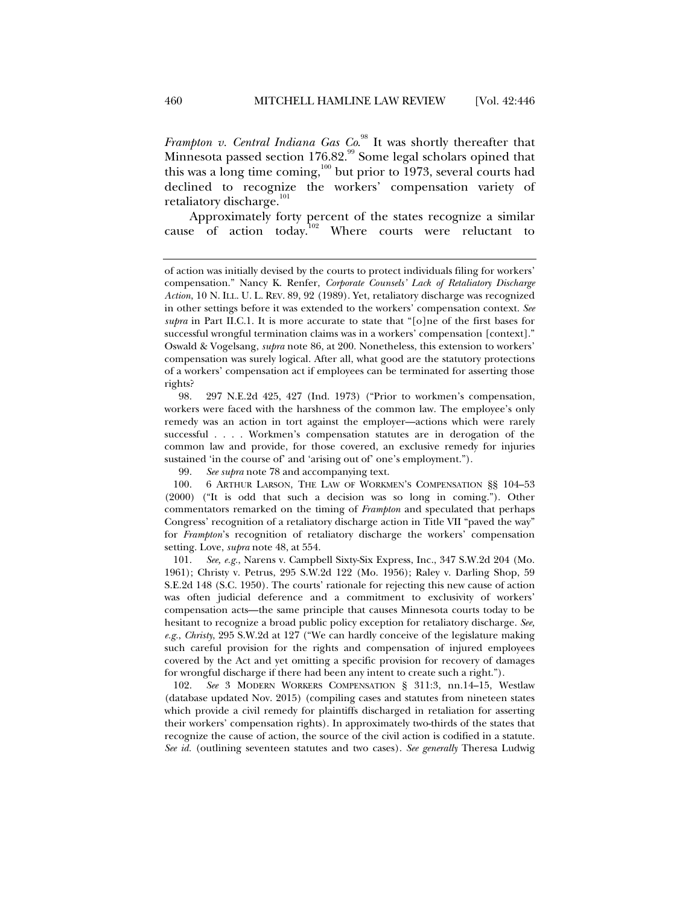*Frampton v. Central Indiana Gas Co.*[98] It was shortly thereafter that Minnesota passed section 176.82.[99] Some legal scholars opined that this was a long time coming,[100] but prior to 1973, several courts had declined to recognize the workers' compensation variety of retaliatory discharge.[101]

Approximately forty percent of the states recognize a similar cause of action today.[102] Where courts were reluctant to

---

of action was initially devised by the courts to protect individuals filing for workers' compensation." Nancy K. Renfer, *Corporate Counsels' Lack of Retaliatory Discharge Action*, 10 N. ILL. U. L. REV. 89, 92 (1989). Yet, retaliatory discharge was recognized in other settings before it was extended to the workers' compensation context. *See supra* in Part II.C.1. It is more accurate to state that "[o]ne of the first bases for successful wrongful termination claims was in a workers' compensation [context]." Oswald & Vogelsang, *supra* note 86, at 200. Nonetheless, this extension to workers' compensation was surely logical. After all, what good are the statutory protections of a workers' compensation act if employees can be terminated for asserting those rights?

98. 297 N.E.2d 425, 427 (Ind. 1973) ("Prior to workmen's compensation, workers were faced with the harshness of the common law. The employee's only remedy was an action in tort against the employer—actions which were rarely successful . . . . Workmen's compensation statutes are in derogation of the common law and provide, for those covered, an exclusive remedy for injuries sustained 'in the course of' and 'arising out of' one's employment.").

99. *See supra* note 78 and accompanying text.

100. 6 ARTHUR LARSON, THE LAW OF WORKMEN'S COMPENSATION §§ 104–53 (2000) ("It is odd that such a decision was so long in coming."). Other commentators remarked on the timing of *Frampton* and speculated that perhaps Congress' recognition of a retaliatory discharge action in Title VII "paved the way" for *Frampton*'s recognition of retaliatory discharge the workers' compensation setting. Love, *supra* note 48, at 554.

101. *See, e.g.*, Narens v. Campbell Sixty-Six Express, Inc., 347 S.W.2d 204 (Mo. 1961); Christy v. Petrus, 295 S.W.2d 122 (Mo. 1956); Raley v. Darling Shop, 59 S.E.2d 148 (S.C. 1950). The courts' rationale for rejecting this new cause of action was often judicial deference and a commitment to exclusivity of workers' compensation acts—the same principle that causes Minnesota courts today to be hesitant to recognize a broad public policy exception for retaliatory discharge. *See, e.g.*, *Christy*, 295 S.W.2d at 127 ("We can hardly conceive of the legislature making such careful provision for the rights and compensation of injured employees covered by the Act and yet omitting a specific provision for recovery of damages for wrongful discharge if there had been any intent to create such a right.").

102. *See* 3 MODERN WORKERS COMPENSATION § 311:3, nn.14–15, Westlaw (database updated Nov. 2015) (compiling cases and statutes from nineteen states which provide a civil remedy for plaintiffs discharged in retaliation for asserting their workers' compensation rights). In approximately two-thirds of the states that recognize the cause of action, the source of the civil action is codified in a statute. *See id.* (outlining seventeen statutes and two cases). *See generally* Theresa Ludwig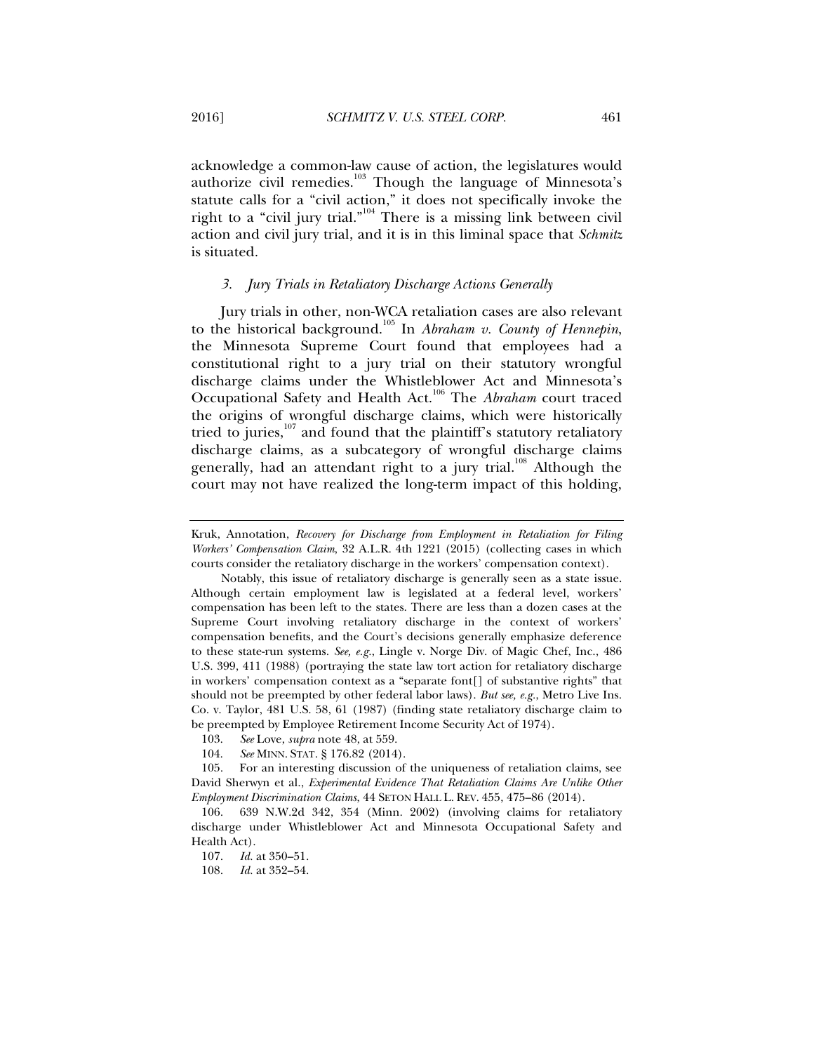acknowledge a common-law cause of action, the legislatures would authorize civil remedies.[103] Though the language of Minnesota's statute calls for a "civil action," it does not specifically invoke the right to a "civil jury trial."[104] There is a missing link between civil action and civil jury trial, and it is in this liminal space that *Schmitz* is situated.

### *3. Jury Trials in Retaliatory Discharge Actions Generally*

Jury trials in other, non-WCA retaliation cases are also relevant to the historical background.[105] In *Abraham v. County of Hennepin*, the Minnesota Supreme Court found that employees had a constitutional right to a jury trial on their statutory wrongful discharge claims under the Whistleblower Act and Minnesota's Occupational Safety and Health Act.[106] The *Abraham* court traced the origins of wrongful discharge claims, which were historically tried to juries,[107] and found that the plaintiff's statutory retaliatory discharge claims, as a subcategory of wrongful discharge claims generally, had an attendant right to a jury trial.[108] Although the court may not have realized the long-term impact of this holding,

---

Kruk, Annotation, *Recovery for Discharge from Employment in Retaliation for Filing Workers' Compensation Claim*, 32 A.L.R. 4th 1221 (2015) (collecting cases in which courts consider the retaliatory discharge in the workers' compensation context).

Notably, this issue of retaliatory discharge is generally seen as a state issue. Although certain employment law is legislated at a federal level, workers' compensation has been left to the states. There are less than a dozen cases at the Supreme Court involving retaliatory discharge in the context of workers' compensation benefits, and the Court's decisions generally emphasize deference to these state-run systems. *See, e.g.*, Lingle v. Norge Div. of Magic Chef, Inc., 486 U.S. 399, 411 (1988) (portraying the state law tort action for retaliatory discharge in workers' compensation context as a "separate font[] of substantive rights" that should not be preempted by other federal labor laws). *But see, e.g.*, Metro Live Ins. Co. v. Taylor, 481 U.S. 58, 61 (1987) (finding state retaliatory discharge claim to be preempted by Employee Retirement Income Security Act of 1974).

103. *See* Love, *supra* note 48, at 559.

104. *See* MINN. STAT. § 176.82 (2014).

105. For an interesting discussion of the uniqueness of retaliation claims, see David Sherwyn et al., *Experimental Evidence That Retaliation Claims Are Unlike Other Employment Discrimination Claims*, 44 SETON HALL L. REV. 455, 475–86 (2014).

106. 639 N.W.2d 342, 354 (Minn. 2002) (involving claims for retaliatory discharge under Whistleblower Act and Minnesota Occupational Safety and Health Act).

107. *Id.* at 350–51.

108. *Id.* at 352–54.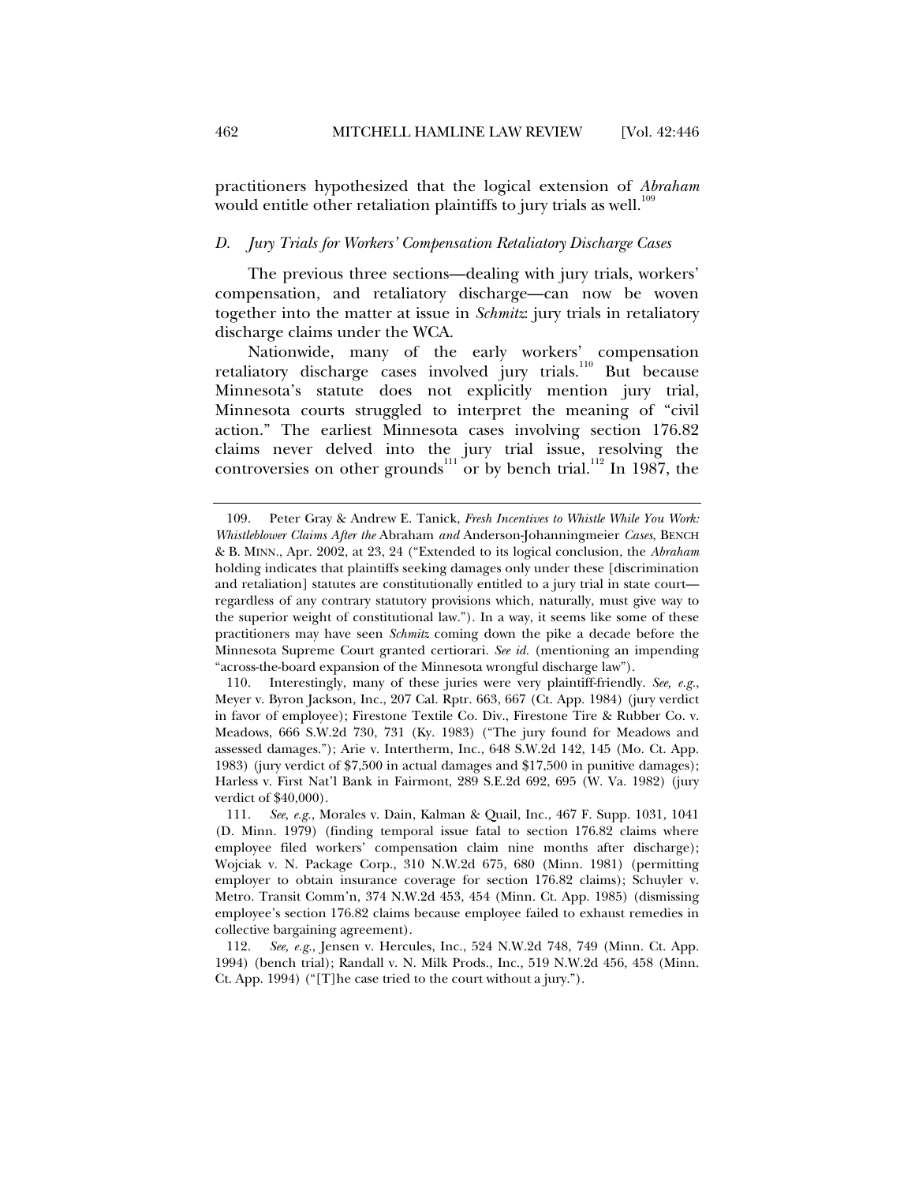practitioners hypothesized that the logical extension of *Abraham* would entitle other retaliation plaintiffs to jury trials as well.[109]

### *D. Jury Trials for Workers' Compensation Retaliatory Discharge Cases*

The previous three sections—dealing with jury trials, workers' compensation, and retaliatory discharge—can now be woven together into the matter at issue in *Schmitz*: jury trials in retaliatory discharge claims under the WCA.

Nationwide, many of the early workers' compensation retaliatory discharge cases involved jury trials.[110] But because Minnesota's statute does not explicitly mention jury trial, Minnesota courts struggled to interpret the meaning of "civil action." The earliest Minnesota cases involving section 176.82 claims never delved into the jury trial issue, resolving the controversies on other grounds[111] or by bench trial.[112] In 1987, the

---

109. Peter Gray & Andrew E. Tanick, *Fresh Incentives to Whistle While You Work: Whistleblower Claims After the* Abraham *and* Anderson-Johanningmeier *Cases*, BENCH & B. MINN., Apr. 2002, at 23, 24 ("Extended to its logical conclusion, the *Abraham* holding indicates that plaintiffs seeking damages only under these [discrimination and retaliation] statutes are constitutionally entitled to a jury trial in state court—regardless of any contrary statutory provisions which, naturally, must give way to the superior weight of constitutional law."). In a way, it seems like some of these practitioners may have seen *Schmitz* coming down the pike a decade before the Minnesota Supreme Court granted certiorari. *See id.* (mentioning an impending "across-the-board expansion of the Minnesota wrongful discharge law").

110. Interestingly, many of these juries were very plaintiff-friendly. *See, e.g.*, Meyer v. Byron Jackson, Inc., 207 Cal. Rptr. 663, 667 (Ct. App. 1984) (jury verdict in favor of employee); Firestone Textile Co. Div., Firestone Tire & Rubber Co. v. Meadows, 666 S.W.2d 730, 731 (Ky. 1983) ("The jury found for Meadows and assessed damages."); Arie v. Intertherm, Inc., 648 S.W.2d 142, 145 (Mo. Ct. App. 1983) (jury verdict of $7,500 in actual damages and $17,500 in punitive damages); Harless v. First Nat'l Bank in Fairmont, 289 S.E.2d 692, 695 (W. Va. 1982) (jury verdict of $40,000).

111. *See, e.g.*, Morales v. Dain, Kalman & Quail, Inc., 467 F. Supp. 1031, 1041 (D. Minn. 1979) (finding temporal issue fatal to section 176.82 claims where employee filed workers' compensation claim nine months after discharge); Wojciak v. N. Package Corp., 310 N.W.2d 675, 680 (Minn. 1981) (permitting employer to obtain insurance coverage for section 176.82 claims); Schuyler v. Metro. Transit Comm'n, 374 N.W.2d 453, 454 (Minn. Ct. App. 1985) (dismissing employee's section 176.82 claims because employee failed to exhaust remedies in collective bargaining agreement).

112. *See, e.g.*, Jensen v. Hercules, Inc., 524 N.W.2d 748, 749 (Minn. Ct. App. 1994) (bench trial); Randall v. N. Milk Prods., Inc., 519 N.W.2d 456, 458 (Minn. Ct. App. 1994) ("[T]he case tried to the court without a jury.").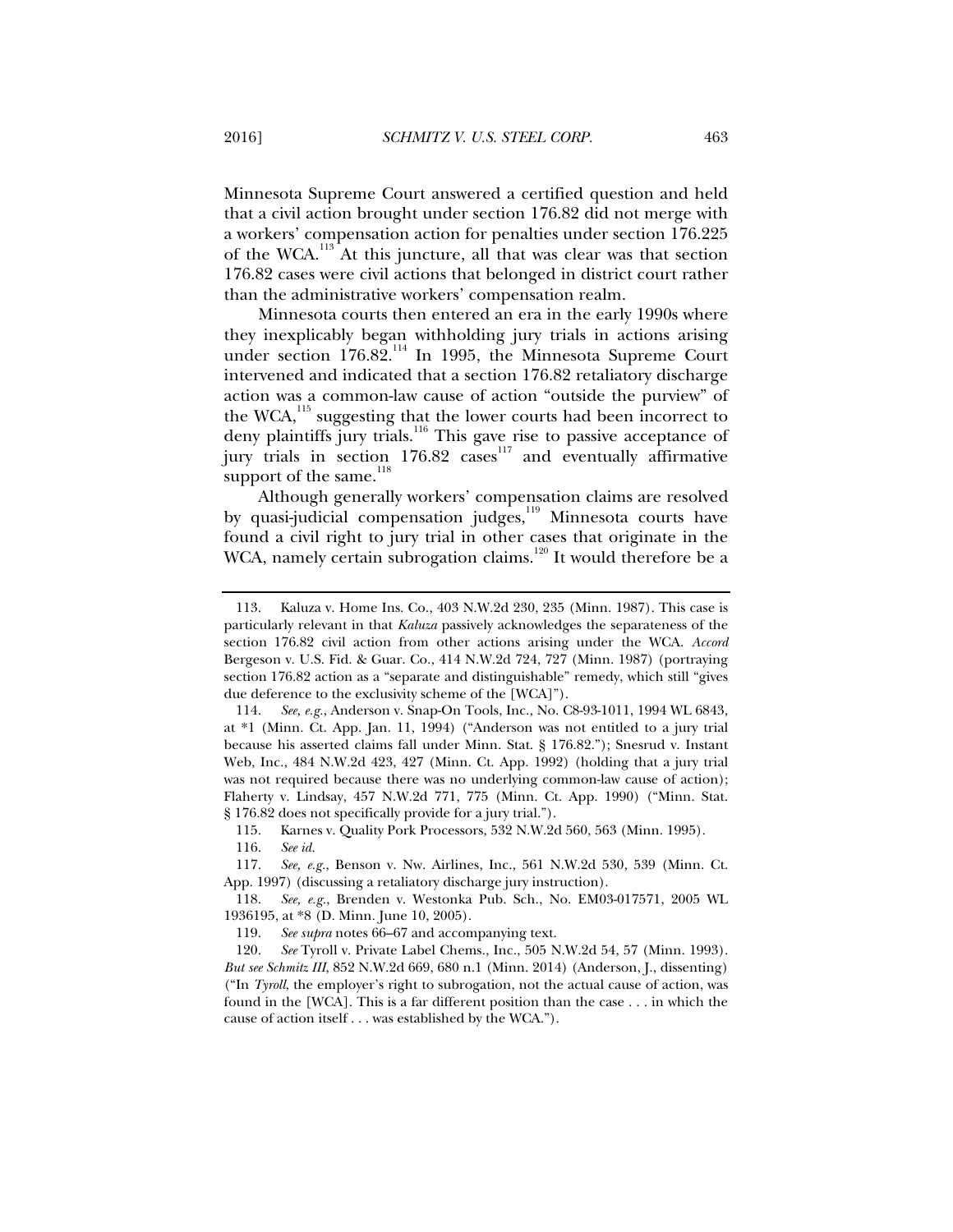Minnesota Supreme Court answered a certified question and held that a civil action brought under section 176.82 did not merge with a workers' compensation action for penalties under section 176.225 of the WCA.[113] At this juncture, all that was clear was that section 176.82 cases were civil actions that belonged in district court rather than the administrative workers' compensation realm.

Minnesota courts then entered an era in the early 1990s where they inexplicably began withholding jury trials in actions arising under section 176.82.[114] In 1995, the Minnesota Supreme Court intervened and indicated that a section 176.82 retaliatory discharge action was a common-law cause of action "outside the purview" of the WCA,[115] suggesting that the lower courts had been incorrect to deny plaintiffs jury trials.[116] This gave rise to passive acceptance of jury trials in section 176.82 cases[117] and eventually affirmative support of the same.[118]

Although generally workers' compensation claims are resolved by quasi-judicial compensation judges,[119] Minnesota courts have found a civil right to jury trial in other cases that originate in the WCA, namely certain subrogation claims.[120] It would therefore be a

---

113. Kaluza v. Home Ins. Co., 403 N.W.2d 230, 235 (Minn. 1987). This case is particularly relevant in that *Kaluza* passively acknowledges the separateness of the section 176.82 civil action from other actions arising under the WCA. *Accord* Bergeson v. U.S. Fid. & Guar. Co., 414 N.W.2d 724, 727 (Minn. 1987) (portraying section 176.82 action as a "separate and distinguishable" remedy, which still "gives due deference to the exclusivity scheme of the [WCA]").

114. *See, e.g.*, Anderson v. Snap-On Tools, Inc., No. C8-93-1011, 1994 WL 6843, at *1 (Minn. Ct. App. Jan. 11, 1994) ("Anderson was not entitled to a jury trial because his asserted claims fall under Minn. Stat. § 176.82."); Snesrud v. Instant Web, Inc., 484 N.W.2d 423, 427 (Minn. Ct. App. 1992) (holding that a jury trial was not required because there was no underlying common-law cause of action); Flaherty v. Lindsay, 457 N.W.2d 771, 775 (Minn. Ct. App. 1990) ("Minn. Stat. § 176.82 does not specifically provide for a jury trial.").

115. Karnes v. Quality Pork Processors, 532 N.W.2d 560, 563 (Minn. 1995).

116. *See id.*

117. *See, e.g.*, Benson v. Nw. Airlines, Inc., 561 N.W.2d 530, 539 (Minn. Ct. App. 1997) (discussing a retaliatory discharge jury instruction).

118. *See, e.g.*, Brenden v. Westonka Pub. Sch., No. EM03-017571, 2005 WL 1936195, at *8 (D. Minn. June 10, 2005).

119. *See supra* notes 66–67 and accompanying text.

120. *See* Tyroll v. Private Label Chems., Inc., 505 N.W.2d 54, 57 (Minn. 1993). *But see Schmitz III*, 852 N.W.2d 669, 680 n.1 (Minn. 2014) (Anderson, J., dissenting) ("In *Tyroll*, the employer's right to subrogation, not the actual cause of action, was found in the [WCA]. This is a far different position than the case . . . in which the cause of action itself . . . was established by the WCA.").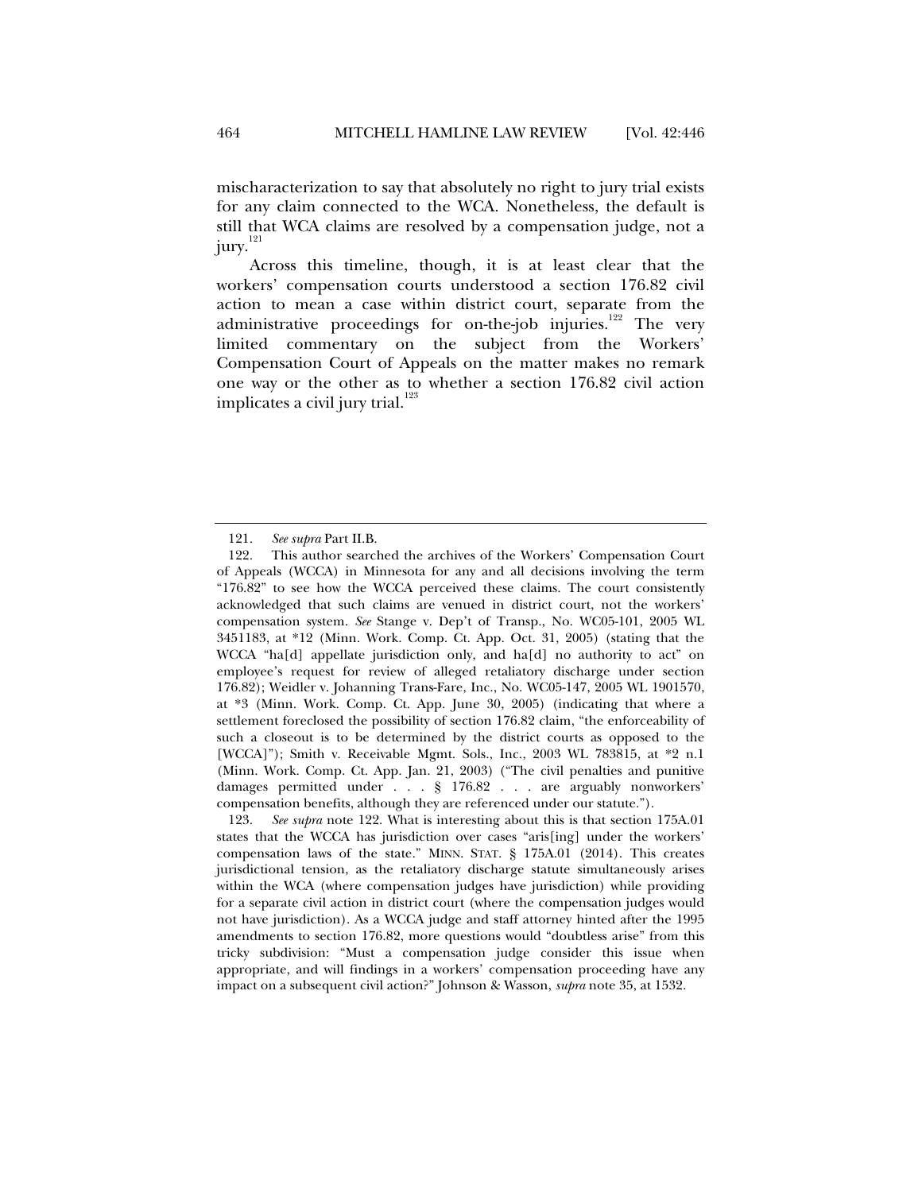mischaracterization to say that absolutely no right to jury trial exists for any claim connected to the WCA. Nonetheless, the default is still that WCA claims are resolved by a compensation judge, not a jury.[121]

Across this timeline, though, it is at least clear that the workers' compensation courts understood a section 176.82 civil action to mean a case within district court, separate from the administrative proceedings for on-the-job injuries.[122] The very limited commentary on the subject from the Workers' Compensation Court of Appeals on the matter makes no remark one way or the other as to whether a section 176.82 civil action implicates a civil jury trial.[123]

---

121. *See supra* Part II.B.

122. This author searched the archives of the Workers' Compensation Court of Appeals (WCCA) in Minnesota for any and all decisions involving the term "176.82" to see how the WCCA perceived these claims. The court consistently acknowledged that such claims are venued in district court, not the workers' compensation system. *See* Stange v. Dep't of Transp., No. WC05-101, 2005 WL 3451183, at *12 (Minn. Work. Comp. Ct. App. Oct. 31, 2005) (stating that the WCCA "ha[d] appellate jurisdiction only, and ha[d] no authority to act" on employee's request for review of alleged retaliatory discharge under section 176.82); Weidler v. Johanning Trans-Fare, Inc., No. WC05-147, 2005 WL 1901570, at *3 (Minn. Work. Comp. Ct. App. June 30, 2005) (indicating that where a settlement foreclosed the possibility of section 176.82 claim, "the enforceability of such a closeout is to be determined by the district courts as opposed to the [WCCA]"); Smith v. Receivable Mgmt. Sols., Inc., 2003 WL 783815, at *2 n.1 (Minn. Work. Comp. Ct. App. Jan. 21, 2003) ("The civil penalties and punitive damages permitted under . . . § 176.82 . . . are arguably nonworkers' compensation benefits, although they are referenced under our statute.").

123. *See supra* note 122. What is interesting about this is that section 175A.01 states that the WCCA has jurisdiction over cases "aris[ing] under the workers' compensation laws of the state." MINN. STAT. § 175A.01 (2014). This creates jurisdictional tension, as the retaliatory discharge statute simultaneously arises within the WCA (where compensation judges have jurisdiction) while providing for a separate civil action in district court (where the compensation judges would not have jurisdiction). As a WCCA judge and staff attorney hinted after the 1995 amendments to section 176.82, more questions would "doubtless arise" from this tricky subdivision: "Must a compensation judge consider this issue when appropriate, and will findings in a workers' compensation proceeding have any impact on a subsequent civil action?" Johnson & Wasson, *supra* note 35, at 1532.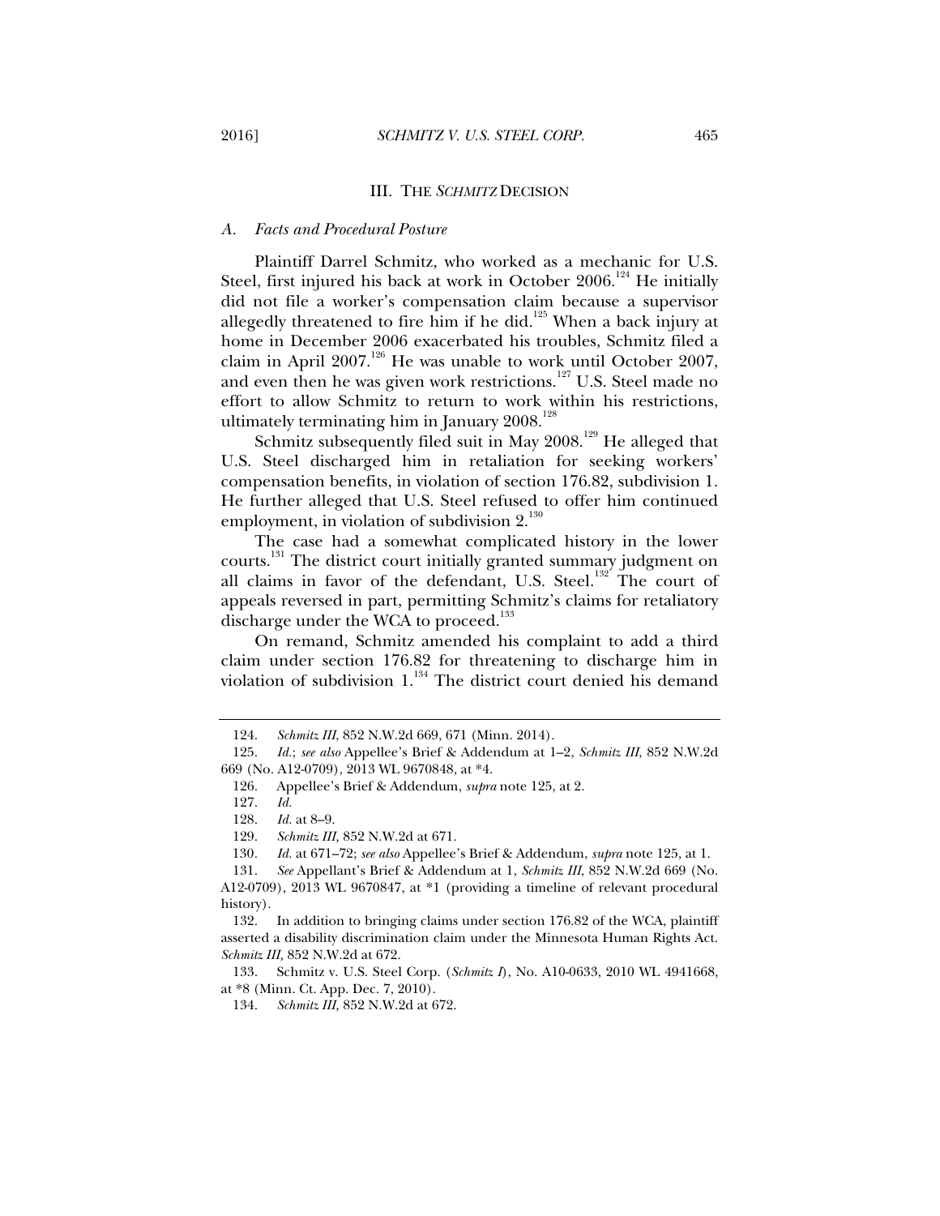## III. THE *SCHMITZ* DECISION

### *A. Facts and Procedural Posture*

Plaintiff Darrel Schmitz, who worked as a mechanic for U.S. Steel, first injured his back at work in October 2006.[124] He initially did not file a worker's compensation claim because a supervisor allegedly threatened to fire him if he did.[125] When a back injury at home in December 2006 exacerbated his troubles, Schmitz filed a claim in April 2007.[126] He was unable to work until October 2007, and even then he was given work restrictions.[127] U.S. Steel made no effort to allow Schmitz to return to work within his restrictions, ultimately terminating him in January 2008.[128]

Schmitz subsequently filed suit in May 2008.[129] He alleged that U.S. Steel discharged him in retaliation for seeking workers' compensation benefits, in violation of section 176.82, subdivision 1. He further alleged that U.S. Steel refused to offer him continued employment, in violation of subdivision 2.[130]

The case had a somewhat complicated history in the lower courts.[131] The district court initially granted summary judgment on all claims in favor of the defendant, U.S. Steel.[132] The court of appeals reversed in part, permitting Schmitz's claims for retaliatory discharge under the WCA to proceed.[133]

On remand, Schmitz amended his complaint to add a third claim under section 176.82 for threatening to discharge him in violation of subdivision 1.[134] The district court denied his demand

---

124. *Schmitz III*, 852 N.W.2d 669, 671 (Minn. 2014).

125. *Id.*; *see also* Appellee's Brief & Addendum at 1–2, *Schmitz III*, 852 N.W.2d 669 (No. A12-0709), 2013 WL 9670848, at *4.

126. Appellee's Brief & Addendum, *supra* note 125, at 2.

127. *Id.*

128. *Id.* at 8–9.

129. *Schmitz III*, 852 N.W.2d at 671.

130. *Id.* at 671–72; *see also* Appellee's Brief & Addendum, *supra* note 125, at 1.

131. *See* Appellant's Brief & Addendum at 1, *Schmitz III*, 852 N.W.2d 669 (No. A12-0709), 2013 WL 9670847, at *1 (providing a timeline of relevant procedural history).

132. In addition to bringing claims under section 176.82 of the WCA, plaintiff asserted a disability discrimination claim under the Minnesota Human Rights Act. *Schmitz III*, 852 N.W.2d at 672.

133. Schmitz v. U.S. Steel Corp. (*Schmitz I*), No. A10-0633, 2010 WL 4941668, at *8 (Minn. Ct. App. Dec. 7, 2010).

134. *Schmitz III*, 852 N.W.2d at 672.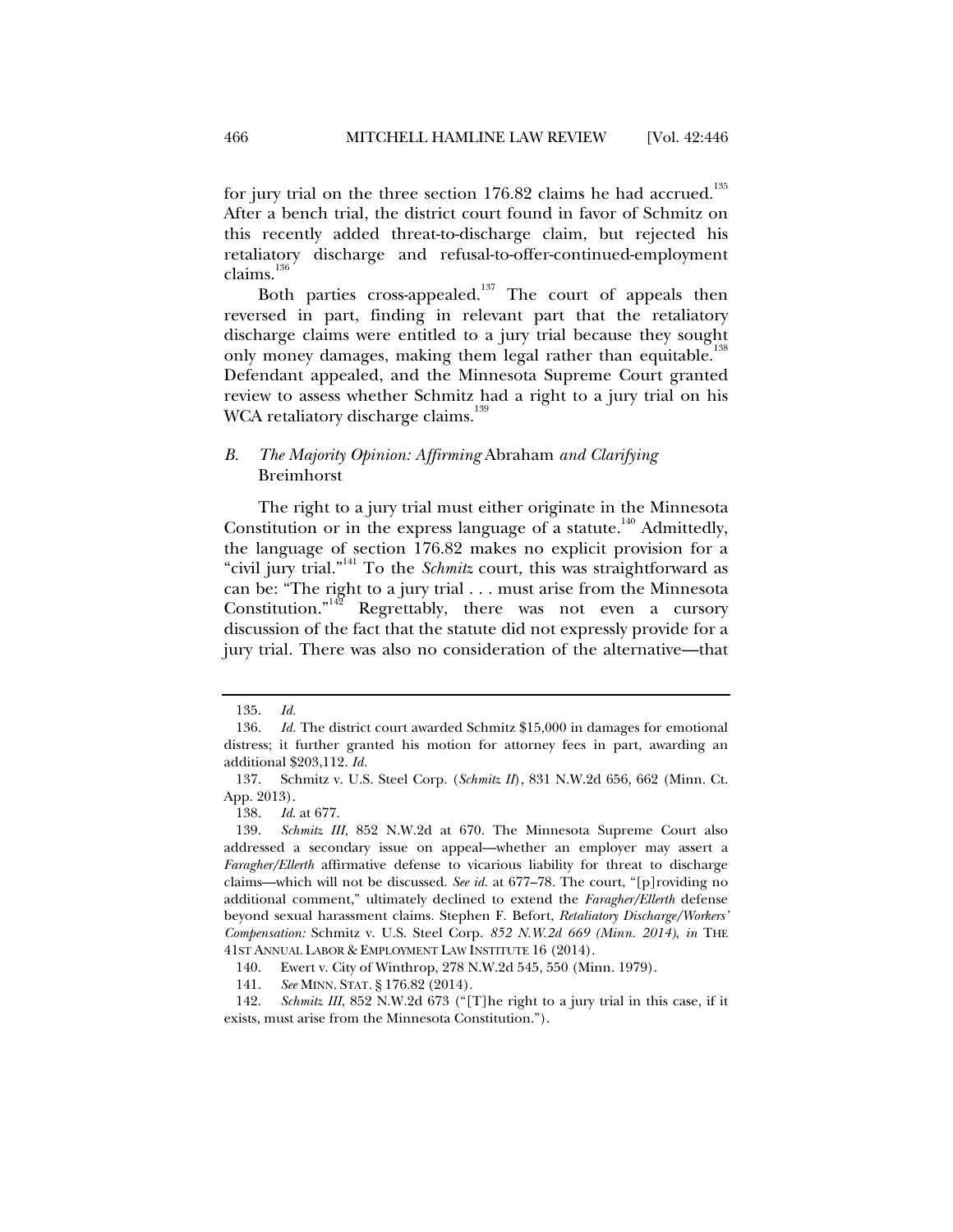for jury trial on the three section 176.82 claims he had accrued.[135] After a bench trial, the district court found in favor of Schmitz on this recently added threat-to-discharge claim, but rejected his retaliatory discharge and refusal-to-offer-continued-employment claims.[136]

Both parties cross-appealed.[137] The court of appeals then reversed in part, finding in relevant part that the retaliatory discharge claims were entitled to a jury trial because they sought only money damages, making them legal rather than equitable.[138] Defendant appealed, and the Minnesota Supreme Court granted review to assess whether Schmitz had a right to a jury trial on his WCA retaliatory discharge claims.[139]

### *B. The Majority Opinion: Affirming* Abraham *and Clarifying* Breimhorst

The right to a jury trial must either originate in the Minnesota Constitution or in the express language of a statute.[140] Admittedly, the language of section 176.82 makes no explicit provision for a "civil jury trial."[141] To the *Schmitz* court, this was straightforward as can be: "The right to a jury trial . . . must arise from the Minnesota Constitution."[142] Regrettably, there was not even a cursory discussion of the fact that the statute did not expressly provide for a jury trial. There was also no consideration of the alternative—that

---

135. *Id.*

136. *Id.* The district court awarded Schmitz $15,000 in damages for emotional distress; it further granted his motion for attorney fees in part, awarding an additional $203,112. *Id.*

137. Schmitz v. U.S. Steel Corp. (*Schmitz II*), 831 N.W.2d 656, 662 (Minn. Ct. App. 2013).

138. *Id.* at 677.

139. *Schmitz III*, 852 N.W.2d at 670. The Minnesota Supreme Court also addressed a secondary issue on appeal—whether an employer may assert a *Faragher/Ellerth* affirmative defense to vicarious liability for threat to discharge claims—which will not be discussed. *See id.* at 677–78. The court, "[p]roviding no additional comment," ultimately declined to extend the *Faragher/Ellerth* defense beyond sexual harassment claims. Stephen F. Befort, *Retaliatory Discharge/Workers' Compensation:* Schmitz v. U.S. Steel Corp. *852 N.W.2d 669 (Minn. 2014)*, *in* THE 41ST ANNUAL LABOR & EMPLOYMENT LAW INSTITUTE 16 (2014).

140. Ewert v. City of Winthrop, 278 N.W.2d 545, 550 (Minn. 1979).

141. *See* MINN. STAT. § 176.82 (2014).

142. *Schmitz III*, 852 N.W.2d 673 ("[T]he right to a jury trial in this case, if it exists, must arise from the Minnesota Constitution.").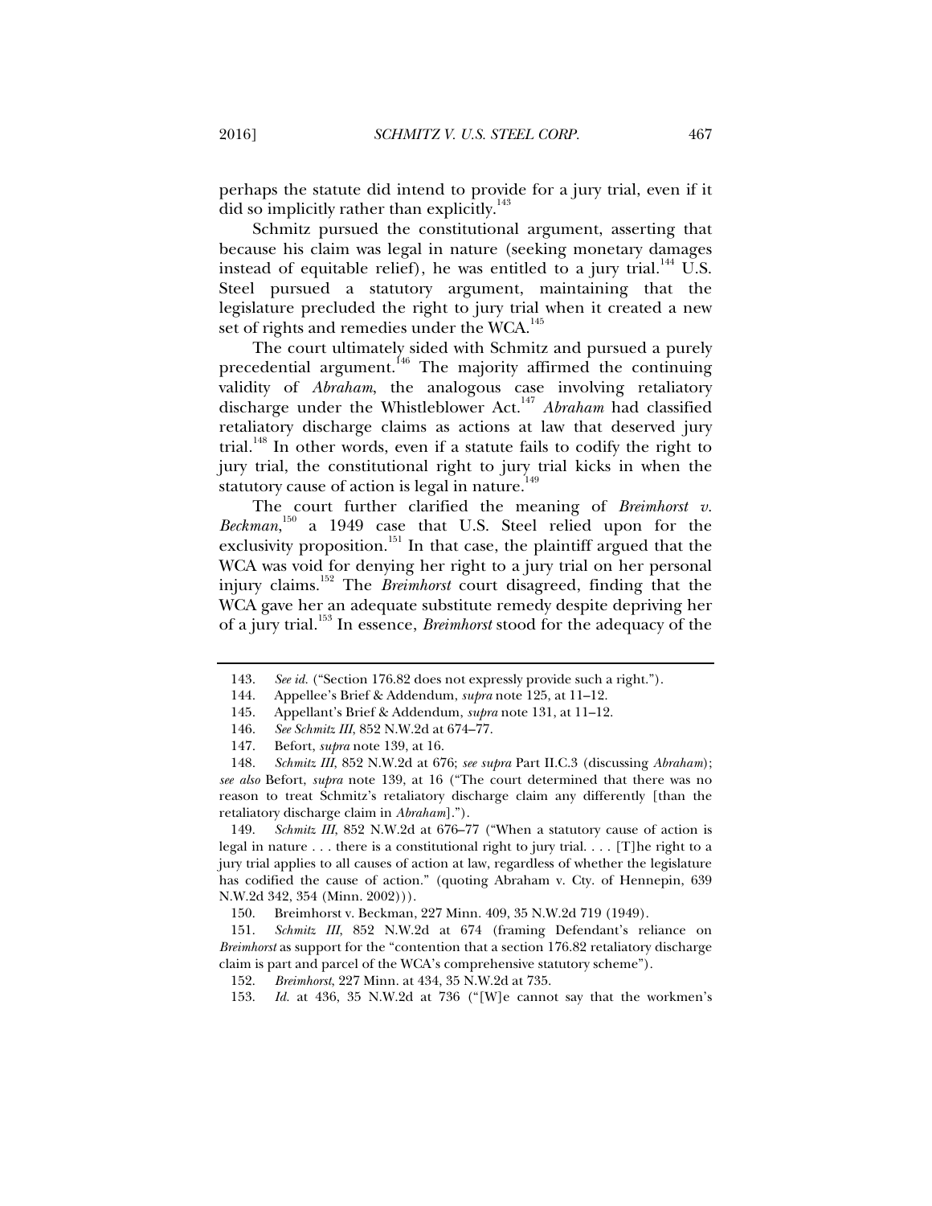perhaps the statute did intend to provide for a jury trial, even if it did so implicitly rather than explicitly.[143]

Schmitz pursued the constitutional argument, asserting that because his claim was legal in nature (seeking monetary damages instead of equitable relief), he was entitled to a jury trial.[144] U.S. Steel pursued a statutory argument, maintaining that the legislature precluded the right to jury trial when it created a new set of rights and remedies under the WCA.[145]

The court ultimately sided with Schmitz and pursued a purely precedential argument.[146] The majority affirmed the continuing validity of *Abraham*, the analogous case involving retaliatory discharge under the Whistleblower Act.[147] *Abraham* had classified retaliatory discharge claims as actions at law that deserved jury trial.[148] In other words, even if a statute fails to codify the right to jury trial, the constitutional right to jury trial kicks in when the statutory cause of action is legal in nature.[149]

The court further clarified the meaning of *Breimhorst v. Beckman*,[150] a 1949 case that U.S. Steel relied upon for the exclusivity proposition.[151] In that case, the plaintiff argued that the WCA was void for denying her right to a jury trial on her personal injury claims.[152] The *Breimhorst* court disagreed, finding that the WCA gave her an adequate substitute remedy despite depriving her of a jury trial.[153] In essence, *Breimhorst* stood for the adequacy of the

---

143. *See id.* ("Section 176.82 does not expressly provide such a right.").

144. Appellee's Brief & Addendum, *supra* note 125, at 11–12.

145. Appellant's Brief & Addendum, *supra* note 131, at 11–12.

146. *See Schmitz III*, 852 N.W.2d at 674–77.

147. Befort, *supra* note 139, at 16.

148. *Schmitz III*, 852 N.W.2d at 676; *see supra* Part II.C.3 (discussing *Abraham*); *see also* Befort, *supra* note 139, at 16 ("The court determined that there was no reason to treat Schmitz's retaliatory discharge claim any differently [than the retaliatory discharge claim in *Abraham*].").

149. *Schmitz III*, 852 N.W.2d at 676–77 ("When a statutory cause of action is legal in nature . . . there is a constitutional right to jury trial. . . . [T]he right to a jury trial applies to all causes of action at law, regardless of whether the legislature has codified the cause of action." (quoting Abraham v. Cty. of Hennepin, 639 N.W.2d 342, 354 (Minn. 2002))).

150. Breimhorst v. Beckman, 227 Minn. 409, 35 N.W.2d 719 (1949).

151. *Schmitz III*, 852 N.W.2d at 674 (framing Defendant's reliance on *Breimhorst* as support for the "contention that a section 176.82 retaliatory discharge claim is part and parcel of the WCA's comprehensive statutory scheme").

152. *Breimhorst*, 227 Minn. at 434, 35 N.W.2d at 735.

153. *Id.* at 436, 35 N.W.2d at 736 ("[W]e cannot say that the workmen's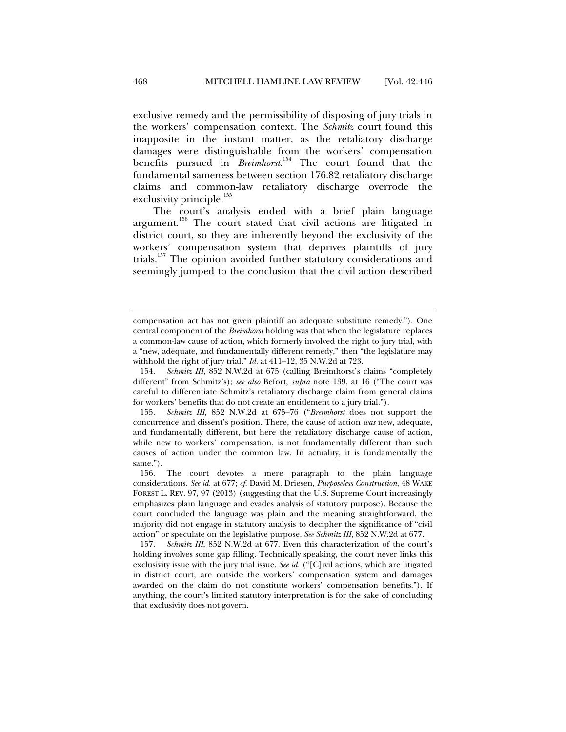exclusive remedy and the permissibility of disposing of jury trials in the workers' compensation context. The *Schmitz* court found this inapposite in the instant matter, as the retaliatory discharge damages were distinguishable from the workers' compensation benefits pursued in *Breimhorst*.[154] The court found that the fundamental sameness between section 176.82 retaliatory discharge claims and common-law retaliatory discharge overrode the exclusivity principle.[155]

The court's analysis ended with a brief plain language argument.[156] The court stated that civil actions are litigated in district court, so they are inherently beyond the exclusivity of the workers' compensation system that deprives plaintiffs of jury trials.[157] The opinion avoided further statutory considerations and seemingly jumped to the conclusion that the civil action described

---

compensation act has not given plaintiff an adequate substitute remedy."). One central component of the *Breimhorst* holding was that when the legislature replaces a common-law cause of action, which formerly involved the right to jury trial, with a "new, adequate, and fundamentally different remedy," then "the legislature may withhold the right of jury trial." *Id.* at 411–12, 35 N.W.2d at 723.

154. *Schmitz III*, 852 N.W.2d at 675 (calling Breimhorst's claims "completely different" from Schmitz's); *see also* Befort, *supra* note 139, at 16 ("The court was careful to differentiate Schmitz's retaliatory discharge claim from general claims for workers' benefits that do not create an entitlement to a jury trial.").

155. *Schmitz III*, 852 N.W.2d at 675–76 ("*Breimhorst* does not support the concurrence and dissent's position. There, the cause of action *was* new, adequate, and fundamentally different, but here the retaliatory discharge cause of action, while new to workers' compensation, is not fundamentally different than such causes of action under the common law. In actuality, it is fundamentally the same.").

156. The court devotes a mere paragraph to the plain language considerations. *See id.* at 677; *cf.* David M. Driesen, *Purposeless Construction*, 48 WAKE FOREST L. REV. 97, 97 (2013) (suggesting that the U.S. Supreme Court increasingly emphasizes plain language and evades analysis of statutory purpose). Because the court concluded the language was plain and the meaning straightforward, the majority did not engage in statutory analysis to decipher the significance of "civil action" or speculate on the legislative purpose. *See Schmitz III*, 852 N.W.2d at 677.

157. *Schmitz III*, 852 N.W.2d at 677. Even this characterization of the court's holding involves some gap filling. Technically speaking, the court never links this exclusivity issue with the jury trial issue. *See id.* ("[C]ivil actions, which are litigated in district court, are outside the workers' compensation system and damages awarded on the claim do not constitute workers' compensation benefits."). If anything, the court's limited statutory interpretation is for the sake of concluding that exclusivity does not govern.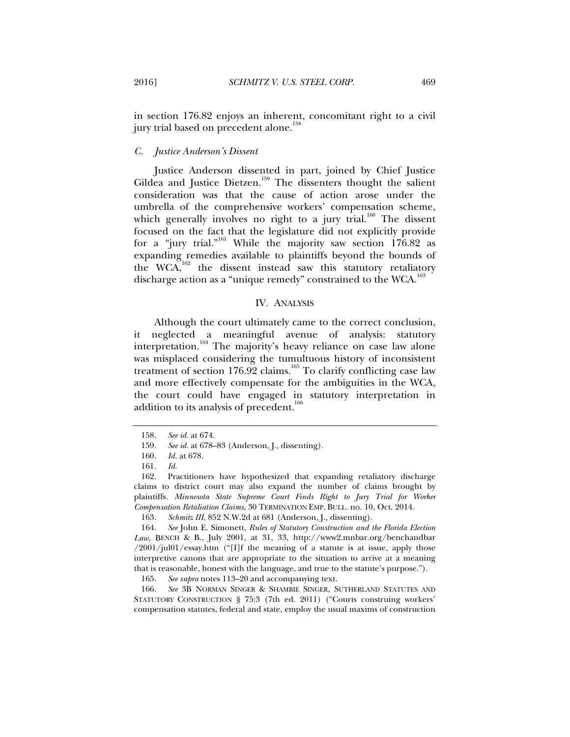in section 176.82 enjoys an inherent, concomitant right to a civil jury trial based on precedent alone.[158]

### *C. Justice Anderson's Dissent*

Justice Anderson dissented in part, joined by Chief Justice Gildea and Justice Dietzen.[159] The dissenters thought the salient consideration was that the cause of action arose under the umbrella of the comprehensive workers' compensation scheme, which generally involves no right to a jury trial.[160] The dissent focused on the fact that the legislature did not explicitly provide for a "jury trial."[161] While the majority saw section 176.82 as expanding remedies available to plaintiffs beyond the bounds of the WCA,[162] the dissent instead saw this statutory retaliatory discharge action as a "unique remedy" constrained to the WCA.[163]

## IV. ANALYSIS

Although the court ultimately came to the correct conclusion, it neglected a meaningful avenue of analysis: statutory interpretation.[164] The majority's heavy reliance on case law alone was misplaced considering the tumultuous history of inconsistent treatment of section 176.92 claims.[165] To clarify conflicting case law and more effectively compensate for the ambiguities in the WCA, the court could have engaged in statutory interpretation in addition to its analysis of precedent.[166]

---

158. *See id.* at 674.

159. *See id.* at 678–83 (Anderson, J., dissenting).

160. *Id.* at 678.

161. *Id.*

162. Practitioners have hypothesized that expanding retaliatory discharge claims to district court may also expand the number of claims brought by plaintiffs. *Minnesota State Supreme Court Finds Right to Jury Trial for Worker Compensation Retaliation Claims*, 30 TERMINATION EMP. BULL. no. 10, Oct. 2014.

163. *Schmitz III*, 852 N.W.2d at 681 (Anderson, J., dissenting).

164. *See* John E. Simonett, *Rules of Statutory Construction and the Florida Election Law*, BENCH & B., July 2001, at 31, 33, http://www2.mnbar.org/benchandbar/2001/jul01/essay.htm ("[I]f the meaning of a statute is at issue, apply those interpretive canons that are appropriate to the situation to arrive at a meaning that is reasonable, honest with the language, and true to the statute's purpose.").

165. *See supra* notes 113–20 and accompanying text.

166. *See* 3B NORMAN SINGER & SHAMBIE SINGER, SUTHERLAND STATUTES AND STATUTORY CONSTRUCTION § 75:3 (7th ed. 2011) ("Courts construing workers' compensation statutes, federal and state, employ the usual maxims of construction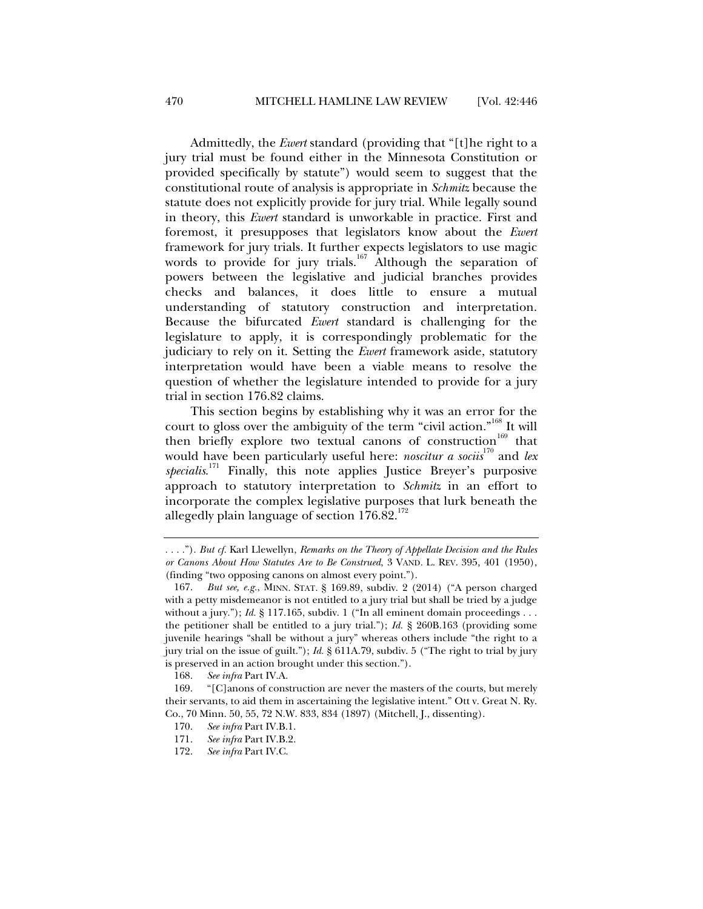Admittedly, the *Ewert* standard (providing that "[t]he right to a jury trial must be found either in the Minnesota Constitution or provided specifically by statute") would seem to suggest that the constitutional route of analysis is appropriate in *Schmitz* because the statute does not explicitly provide for jury trial. While legally sound in theory, this *Ewert* standard is unworkable in practice. First and foremost, it presupposes that legislators know about the *Ewert* framework for jury trials. It further expects legislators to use magic words to provide for jury trials.[167] Although the separation of powers between the legislative and judicial branches provides checks and balances, it does little to ensure a mutual understanding of statutory construction and interpretation. Because the bifurcated *Ewert* standard is challenging for the legislature to apply, it is correspondingly problematic for the judiciary to rely on it. Setting the *Ewert* framework aside, statutory interpretation would have been a viable means to resolve the question of whether the legislature intended to provide for a jury trial in section 176.82 claims.

This section begins by establishing why it was an error for the court to gloss over the ambiguity of the term "civil action."[168] It will then briefly explore two textual canons of construction[169] that would have been particularly useful here: *noscitur a sociis*[170] and *lex specialis*.[171] Finally, this note applies Justice Breyer's purposive approach to statutory interpretation to *Schmitz* in an effort to incorporate the complex legislative purposes that lurk beneath the allegedly plain language of section 176.82.[172]

---

. . . ."). *But cf.* Karl Llewellyn, *Remarks on the Theory of Appellate Decision and the Rules or Canons About How Statutes Are to Be Construed*, 3 VAND. L. REV. 395, 401 (1950), (finding "two opposing canons on almost every point.").

167. *But see, e.g.*, MINN. STAT. § 169.89, subdiv. 2 (2014) ("A person charged with a petty misdemeanor is not entitled to a jury trial but shall be tried by a judge without a jury."); *Id.* § 117.165, subdiv. 1 ("In all eminent domain proceedings . . . the petitioner shall be entitled to a jury trial."); *Id.* § 260B.163 (providing some juvenile hearings "shall be without a jury" whereas others include "the right to a jury trial on the issue of guilt."); *Id.* § 611A.79, subdiv. 5 ("The right to trial by jury is preserved in an action brought under this section.").

168. *See infra* Part IV.A.

169. "[C]anons of construction are never the masters of the courts, but merely their servants, to aid them in ascertaining the legislative intent." Ott v. Great N. Ry. Co., 70 Minn. 50, 55, 72 N.W. 833, 834 (1897) (Mitchell, J., dissenting).

170. *See infra* Part IV.B.1.

171. *See infra* Part IV.B.2.

172. *See infra* Part IV.C.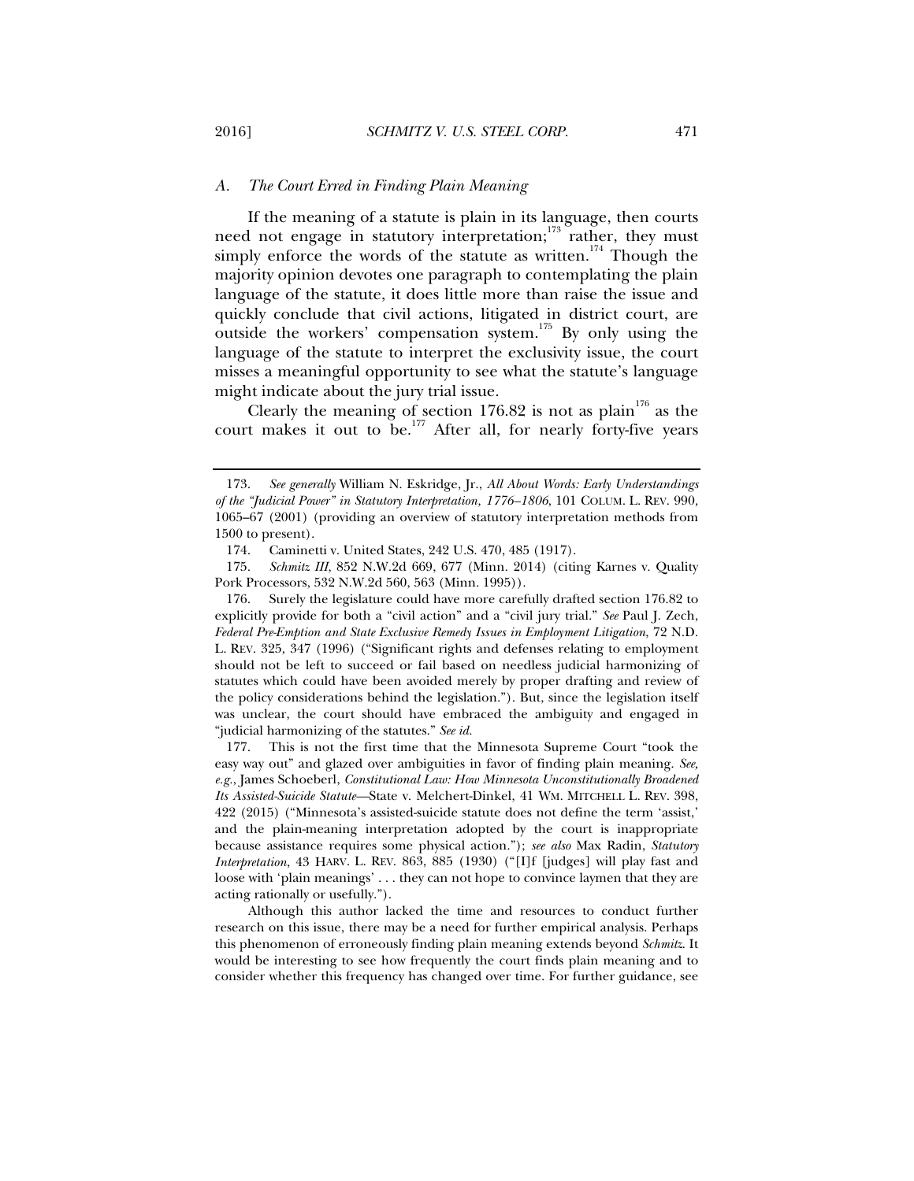### *A. The Court Erred in Finding Plain Meaning*

If the meaning of a statute is plain in its language, then courts need not engage in statutory interpretation;[173] rather, they must simply enforce the words of the statute as written.[174] Though the majority opinion devotes one paragraph to contemplating the plain language of the statute, it does little more than raise the issue and quickly conclude that civil actions, litigated in district court, are outside the workers' compensation system.[175] By only using the language of the statute to interpret the exclusivity issue, the court misses a meaningful opportunity to see what the statute's language might indicate about the jury trial issue.

Clearly the meaning of section 176.82 is not as plain[176] as the court makes it out to be.[177] After all, for nearly forty-five years

---

173. *See generally* William N. Eskridge, Jr., *All About Words: Early Understandings of the "Judicial Power" in Statutory Interpretation, 1776–1806*, 101 COLUM. L. REV. 990, 1065–67 (2001) (providing an overview of statutory interpretation methods from 1500 to present).

174. Caminetti v. United States, 242 U.S. 470, 485 (1917).

175. *Schmitz III*, 852 N.W.2d 669, 677 (Minn. 2014) (citing Karnes v. Quality Pork Processors, 532 N.W.2d 560, 563 (Minn. 1995)).

176. Surely the legislature could have more carefully drafted section 176.82 to explicitly provide for both a "civil action" and a "civil jury trial." *See* Paul J. Zech, *Federal Pre-Emption and State Exclusive Remedy Issues in Employment Litigation*, 72 N.D. L. REV. 325, 347 (1996) ("Significant rights and defenses relating to employment should not be left to succeed or fail based on needless judicial harmonizing of statutes which could have been avoided merely by proper drafting and review of the policy considerations behind the legislation."). But, since the legislation itself was unclear, the court should have embraced the ambiguity and engaged in "judicial harmonizing of the statutes." *See id.*

177. This is not the first time that the Minnesota Supreme Court "took the easy way out" and glazed over ambiguities in favor of finding plain meaning. *See, e.g.*, James Schoeberl, *Constitutional Law: How Minnesota Unconstitutionally Broadened Its Assisted-Suicide Statute*—State v. Melchert-Dinkel, 41 WM. MITCHELL L. REV. 398, 422 (2015) ("Minnesota's assisted-suicide statute does not define the term 'assist,' and the plain-meaning interpretation adopted by the court is inappropriate because assistance requires some physical action."); *see also* Max Radin, *Statutory Interpretation*, 43 HARV. L. REV. 863, 885 (1930) ("[I]f [judges] will play fast and loose with 'plain meanings' . . . they can not hope to convince laymen that they are acting rationally or usefully.").

Although this author lacked the time and resources to conduct further research on this issue, there may be a need for further empirical analysis. Perhaps this phenomenon of erroneously finding plain meaning extends beyond *Schmitz*. It would be interesting to see how frequently the court finds plain meaning and to consider whether this frequency has changed over time. For further guidance, see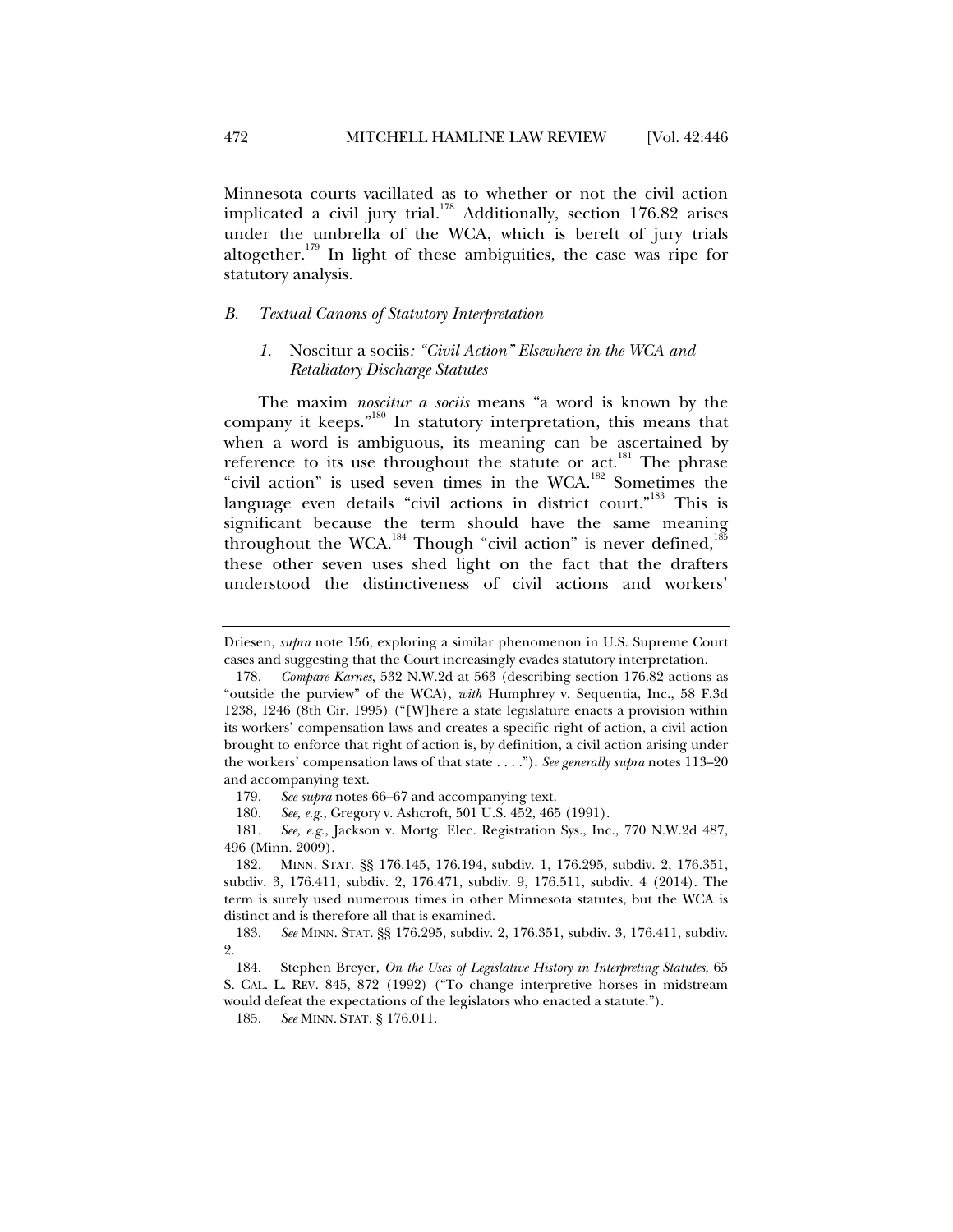Minnesota courts vacillated as to whether or not the civil action implicated a civil jury trial.[178] Additionally, section 176.82 arises under the umbrella of the WCA, which is bereft of jury trials altogether.[179] In light of these ambiguities, the case was ripe for statutory analysis.

### *B. Textual Canons of Statutory Interpretation*

#### *1.* Noscitur a sociis*: "Civil Action" Elsewhere in the WCA and Retaliatory Discharge Statutes*

The maxim *noscitur a sociis* means "a word is known by the company it keeps."[180] In statutory interpretation, this means that when a word is ambiguous, its meaning can be ascertained by reference to its use throughout the statute or act.[181] The phrase "civil action" is used seven times in the WCA.[182] Sometimes the language even details "civil actions in district court."[183] This is significant because the term should have the same meaning throughout the WCA.[184] Though "civil action" is never defined,[185] these other seven uses shed light on the fact that the drafters understood the distinctiveness of civil actions and workers'

---

Driesen, *supra* note 156, exploring a similar phenomenon in U.S. Supreme Court cases and suggesting that the Court increasingly evades statutory interpretation.

178. *Compare Karnes*, 532 N.W.2d at 563 (describing section 176.82 actions as "outside the purview" of the WCA), *with* Humphrey v. Sequentia, Inc., 58 F.3d 1238, 1246 (8th Cir. 1995) ("[W]here a state legislature enacts a provision within its workers' compensation laws and creates a specific right of action, a civil action brought to enforce that right of action is, by definition, a civil action arising under the workers' compensation laws of that state . . . ."). *See generally supra* notes 113–20 and accompanying text.

179. *See supra* notes 66–67 and accompanying text.

180. *See, e.g.*, Gregory v. Ashcroft, 501 U.S. 452, 465 (1991).

181. *See, e.g.*, Jackson v. Mortg. Elec. Registration Sys., Inc., 770 N.W.2d 487, 496 (Minn. 2009).

182. MINN. STAT. §§ 176.145, 176.194, subdiv. 1, 176.295, subdiv. 2, 176.351, subdiv. 3, 176.411, subdiv. 2, 176.471, subdiv. 9, 176.511, subdiv. 4 (2014). The term is surely used numerous times in other Minnesota statutes, but the WCA is distinct and is therefore all that is examined.

183. *See* MINN. STAT. §§ 176.295, subdiv. 2, 176.351, subdiv. 3, 176.411, subdiv. 2.

184. Stephen Breyer, *On the Uses of Legislative History in Interpreting Statutes*, 65 S. CAL. L. REV. 845, 872 (1992) ("To change interpretive horses in midstream would defeat the expectations of the legislators who enacted a statute.").

185. *See* MINN. STAT. § 176.011.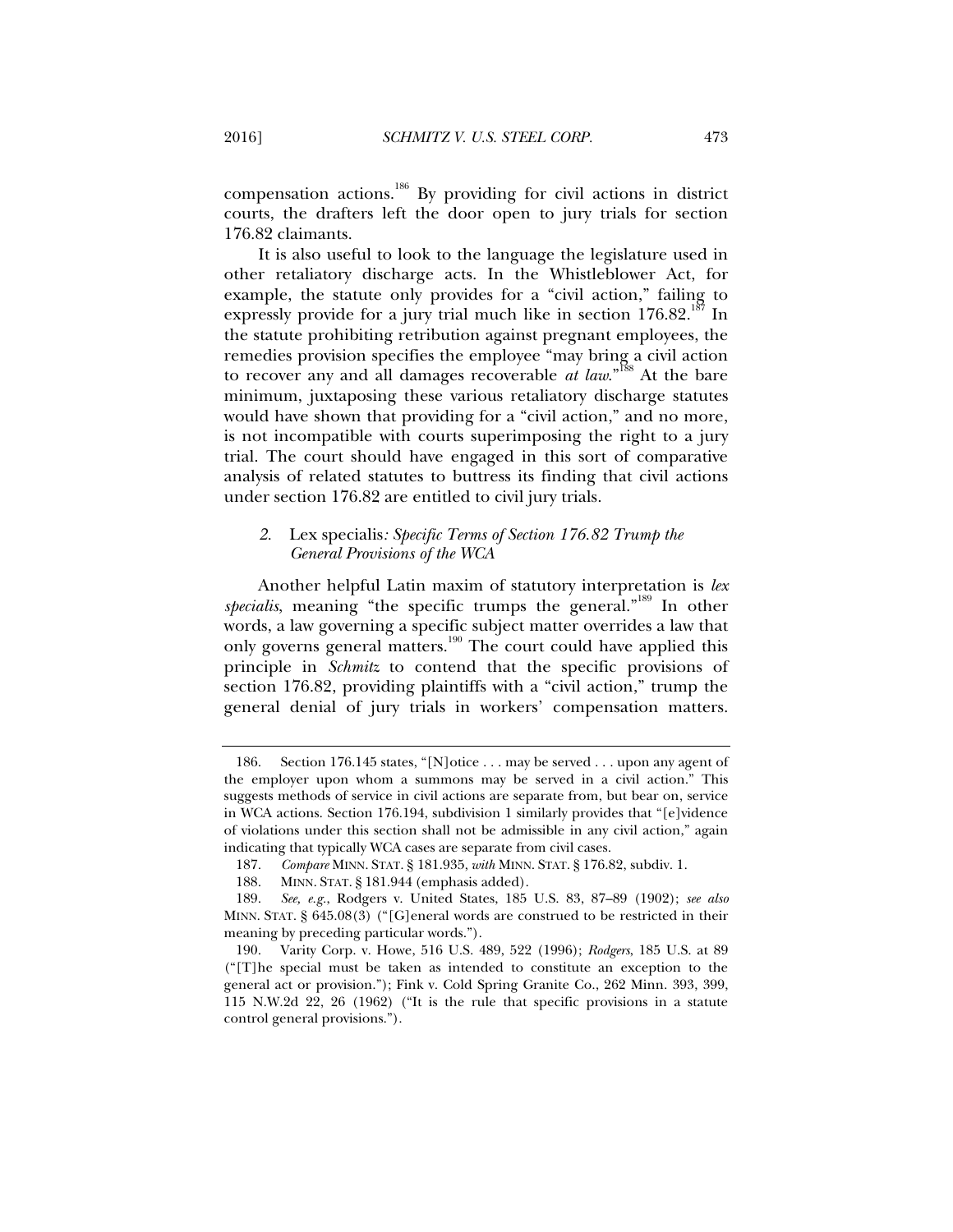compensation actions.[186] By providing for civil actions in district courts, the drafters left the door open to jury trials for section 176.82 claimants.

It is also useful to look to the language the legislature used in other retaliatory discharge acts. In the Whistleblower Act, for example, the statute only provides for a "civil action," failing to expressly provide for a jury trial much like in section 176.82.[187] In the statute prohibiting retribution against pregnant employees, the remedies provision specifies the employee "may bring a civil action to recover any and all damages recoverable *at law*."[188] At the bare minimum, juxtaposing these various retaliatory discharge statutes would have shown that providing for a "civil action," and no more, is not incompatible with courts superimposing the right to a jury trial. The court should have engaged in this sort of comparative analysis of related statutes to buttress its finding that civil actions under section 176.82 are entitled to civil jury trials.

### *2.* Lex specialis*: Specific Terms of Section 176.82 Trump the General Provisions of the WCA*

Another helpful Latin maxim of statutory interpretation is *lex specialis*, meaning "the specific trumps the general."[189] In other words, a law governing a specific subject matter overrides a law that only governs general matters.[190] The court could have applied this principle in *Schmitz* to contend that the specific provisions of section 176.82, providing plaintiffs with a "civil action," trump the general denial of jury trials in workers' compensation matters.

---

186. Section 176.145 states, "[N]otice . . . may be served . . . upon any agent of the employer upon whom a summons may be served in a civil action." This suggests methods of service in civil actions are separate from, but bear on, service in WCA actions. Section 176.194, subdivision 1 similarly provides that "[e]vidence of violations under this section shall not be admissible in any civil action," again indicating that typically WCA cases are separate from civil cases.

187. *Compare* MINN. STAT. § 181.935, *with* MINN. STAT. § 176.82, subdiv. 1.

188. MINN. STAT. § 181.944 (emphasis added).

189. *See, e.g.*, Rodgers v. United States, 185 U.S. 83, 87–89 (1902); *see also* MINN. STAT. § 645.08(3) ("[G]eneral words are construed to be restricted in their meaning by preceding particular words.").

190. Varity Corp. v. Howe, 516 U.S. 489, 522 (1996); *Rodgers*, 185 U.S. at 89 ("[T]he special must be taken as intended to constitute an exception to the general act or provision."); Fink v. Cold Spring Granite Co., 262 Minn. 393, 399, 115 N.W.2d 22, 26 (1962) ("It is the rule that specific provisions in a statute control general provisions.").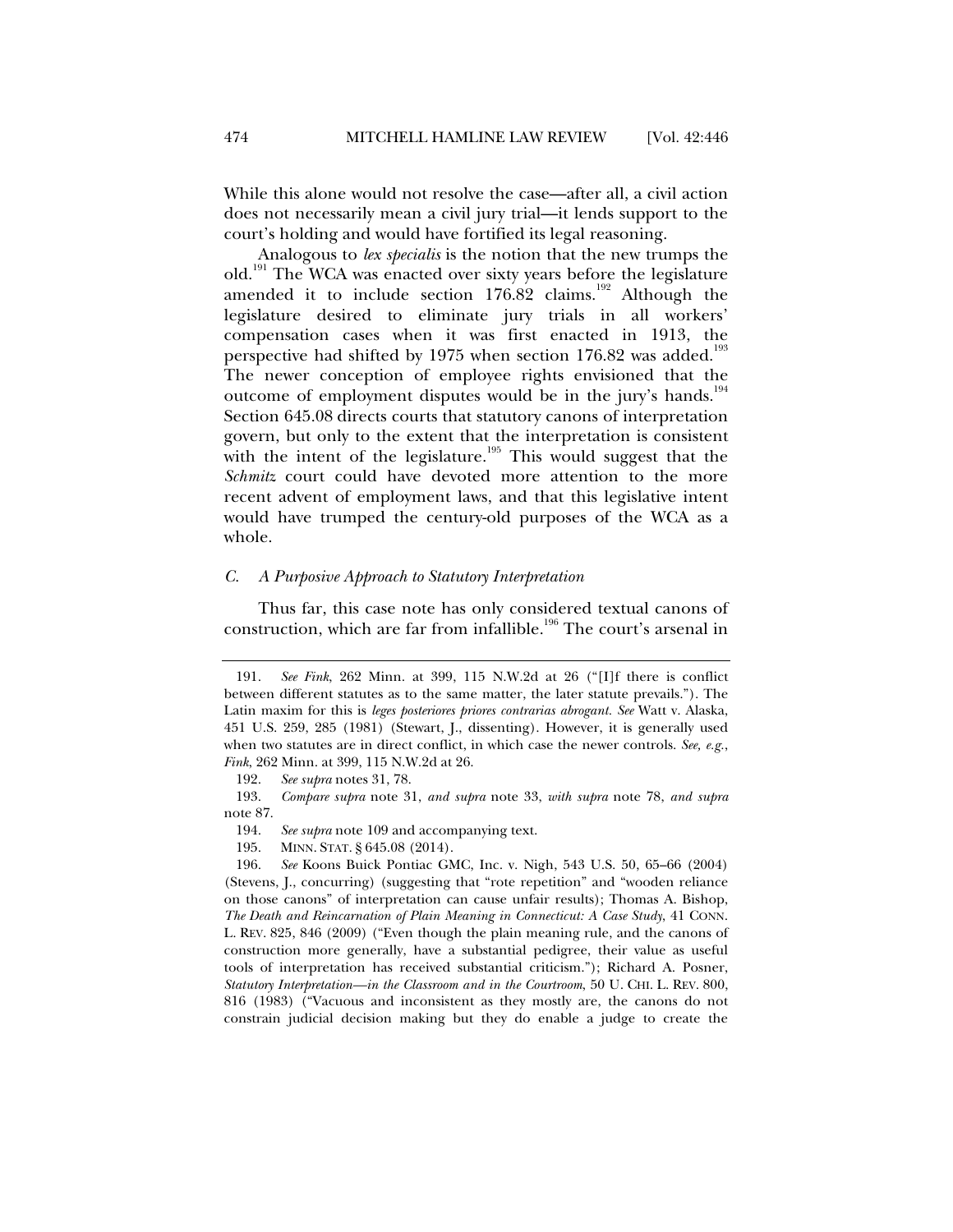While this alone would not resolve the case—after all, a civil action does not necessarily mean a civil jury trial—it lends support to the court's holding and would have fortified its legal reasoning.

Analogous to *lex specialis* is the notion that the new trumps the old.[191] The WCA was enacted over sixty years before the legislature amended it to include section 176.82 claims.[192] Although the legislature desired to eliminate jury trials in all workers' compensation cases when it was first enacted in 1913, the perspective had shifted by 1975 when section 176.82 was added.[193] The newer conception of employee rights envisioned that the outcome of employment disputes would be in the jury's hands.[194] Section 645.08 directs courts that statutory canons of interpretation govern, but only to the extent that the interpretation is consistent with the intent of the legislature.[195] This would suggest that the *Schmitz* court could have devoted more attention to the more recent advent of employment laws, and that this legislative intent would have trumped the century-old purposes of the WCA as a whole.

### *C. A Purposive Approach to Statutory Interpretation*

Thus far, this case note has only considered textual canons of construction, which are far from infallible.[196] The court's arsenal in

---

191. *See Fink*, 262 Minn. at 399, 115 N.W.2d at 26 ("[I]f there is conflict between different statutes as to the same matter, the later statute prevails."). The Latin maxim for this is *leges posteriores priores contrarias abrogant*. *See* Watt v. Alaska, 451 U.S. 259, 285 (1981) (Stewart, J., dissenting). However, it is generally used when two statutes are in direct conflict, in which case the newer controls. *See, e.g.*, *Fink*, 262 Minn. at 399, 115 N.W.2d at 26.

192. *See supra* notes 31, 78.

193. *Compare supra* note 31, *and supra* note 33, *with supra* note 78, *and supra* note 87.

194. *See supra* note 109 and accompanying text.

195. MINN. STAT. § 645.08 (2014).

196. *See* Koons Buick Pontiac GMC, Inc. v. Nigh, 543 U.S. 50, 65–66 (2004) (Stevens, J., concurring) (suggesting that "rote repetition" and "wooden reliance on those canons" of interpretation can cause unfair results); Thomas A. Bishop, *The Death and Reincarnation of Plain Meaning in Connecticut: A Case Study*, 41 CONN. L. REV. 825, 846 (2009) ("Even though the plain meaning rule, and the canons of construction more generally, have a substantial pedigree, their value as useful tools of interpretation has received substantial criticism."); Richard A. Posner, *Statutory Interpretation—in the Classroom and in the Courtroom*, 50 U. CHI. L. REV. 800, 816 (1983) ("Vacuous and inconsistent as they mostly are, the canons do not constrain judicial decision making but they do enable a judge to create the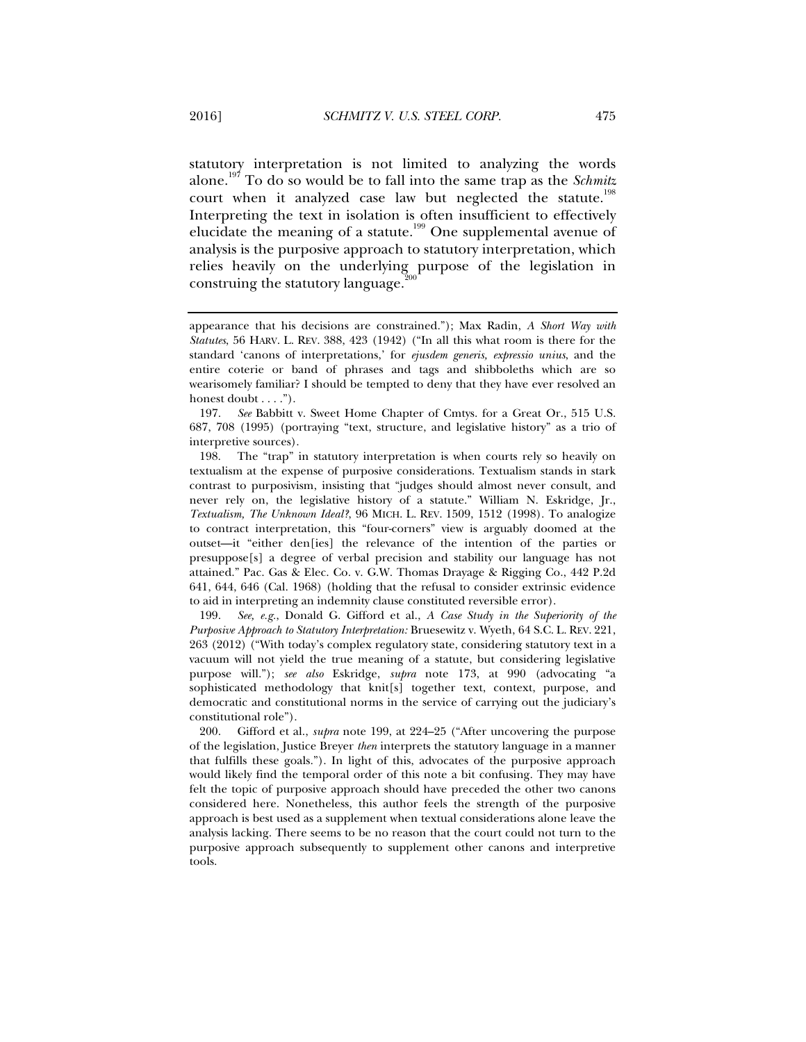statutory interpretation is not limited to analyzing the words alone.[197] To do so would be to fall into the same trap as the *Schmitz* court when it analyzed case law but neglected the statute.[198] Interpreting the text in isolation is often insufficient to effectively elucidate the meaning of a statute.[199] One supplemental avenue of analysis is the purposive approach to statutory interpretation, which relies heavily on the underlying purpose of the legislation in construing the statutory language.[200]

---

appearance that his decisions are constrained."); Max Radin, *A Short Way with Statutes*, 56 HARV. L. REV. 388, 423 (1942) ("In all this what room is there for the standard 'canons of interpretations,' for *ejusdem generis*, *expressio unius*, and the entire coterie or band of phrases and tags and shibboleths which are so wearisomely familiar? I should be tempted to deny that they have ever resolved an honest doubt . . . .").

197. *See* Babbitt v. Sweet Home Chapter of Cmtys. for a Great Or., 515 U.S. 687, 708 (1995) (portraying "text, structure, and legislative history" as a trio of interpretive sources).

198. The "trap" in statutory interpretation is when courts rely so heavily on textualism at the expense of purposive considerations. Textualism stands in stark contrast to purposivism, insisting that "judges should almost never consult, and never rely on, the legislative history of a statute." William N. Eskridge, Jr., *Textualism, The Unknown Ideal?*, 96 MICH. L. REV. 1509, 1512 (1998). To analogize to contract interpretation, this "four-corners" view is arguably doomed at the outset—it "either den[ies] the relevance of the intention of the parties or presuppose[s] a degree of verbal precision and stability our language has not attained." Pac. Gas & Elec. Co. v. G.W. Thomas Drayage & Rigging Co., 442 P.2d 641, 644, 646 (Cal. 1968) (holding that the refusal to consider extrinsic evidence to aid in interpreting an indemnity clause constituted reversible error).

199. *See, e.g.*, Donald G. Gifford et al., *A Case Study in the Superiority of the Purposive Approach to Statutory Interpretation:* Bruesewitz v. Wyeth, 64 S.C. L. REV. 221, 263 (2012) ("With today's complex regulatory state, considering statutory text in a vacuum will not yield the true meaning of a statute, but considering legislative purpose will."); *see also* Eskridge, *supra* note 173, at 990 (advocating "a sophisticated methodology that knit[s] together text, context, purpose, and democratic and constitutional norms in the service of carrying out the judiciary's constitutional role").

200. Gifford et al., *supra* note 199, at 224–25 ("After uncovering the purpose of the legislation, Justice Breyer *then* interprets the statutory language in a manner that fulfills these goals."). In light of this, advocates of the purposive approach would likely find the temporal order of this note a bit confusing. They may have felt the topic of purposive approach should have preceded the other two canons considered here. Nonetheless, this author feels the strength of the purposive approach is best used as a supplement when textual considerations alone leave the analysis lacking. There seems to be no reason that the court could not turn to the purposive approach subsequently to supplement other canons and interpretive tools.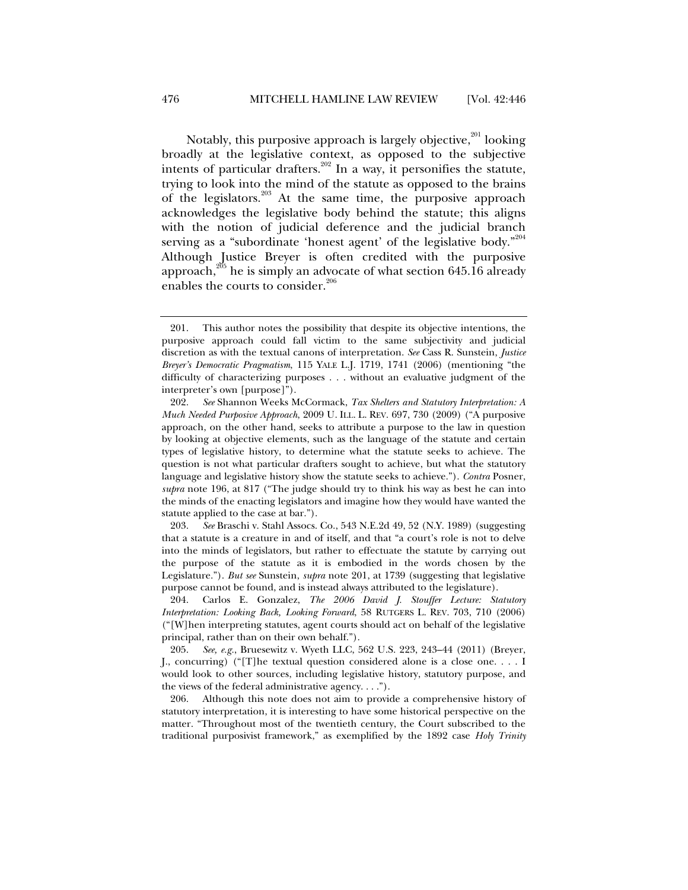Notably, this purposive approach is largely objective,[201] looking broadly at the legislative context, as opposed to the subjective intents of particular drafters.[202] In a way, it personifies the statute, trying to look into the mind of the statute as opposed to the brains of the legislators.[203] At the same time, the purposive approach acknowledges the legislative body behind the statute; this aligns with the notion of judicial deference and the judicial branch serving as a "subordinate 'honest agent' of the legislative body."[204] Although Justice Breyer is often credited with the purposive approach,[205] he is simply an advocate of what section 645.16 already enables the courts to consider.[206]

---

201. This author notes the possibility that despite its objective intentions, the purposive approach could fall victim to the same subjectivity and judicial discretion as with the textual canons of interpretation. *See* Cass R. Sunstein, *Justice Breyer's Democratic Pragmatism*, 115 YALE L.J. 1719, 1741 (2006) (mentioning "the difficulty of characterizing purposes . . . without an evaluative judgment of the interpreter's own [purpose]").

202. *See* Shannon Weeks McCormack, *Tax Shelters and Statutory Interpretation: A Much Needed Purposive Approach*, 2009 U. ILL. L. REV. 697, 730 (2009) ("A purposive approach, on the other hand, seeks to attribute a purpose to the law in question by looking at objective elements, such as the language of the statute and certain types of legislative history, to determine what the statute seeks to achieve. The question is not what particular drafters sought to achieve, but what the statutory language and legislative history show the statute seeks to achieve."). *Contra* Posner, *supra* note 196, at 817 ("The judge should try to think his way as best he can into the minds of the enacting legislators and imagine how they would have wanted the statute applied to the case at bar.").

203. *See* Braschi v. Stahl Assocs. Co., 543 N.E.2d 49, 52 (N.Y. 1989) (suggesting that a statute is a creature in and of itself, and that "a court's role is not to delve into the minds of legislators, but rather to effectuate the statute by carrying out the purpose of the statute as it is embodied in the words chosen by the Legislature."). *But see* Sunstein, *supra* note 201, at 1739 (suggesting that legislative purpose cannot be found, and is instead always attributed to the legislature).

204. Carlos E. Gonzalez, *The 2006 David J. Stouffer Lecture: Statutory Interpretation: Looking Back, Looking Forward*, 58 RUTGERS L. REV. 703, 710 (2006) ("[W]hen interpreting statutes, agent courts should act on behalf of the legislative principal, rather than on their own behalf.").

205. *See, e.g.*, Bruesewitz v. Wyeth LLC, 562 U.S. 223, 243–44 (2011) (Breyer, J., concurring) ("[T]he textual question considered alone is a close one. . . . I would look to other sources, including legislative history, statutory purpose, and the views of the federal administrative agency. . . .").

206. Although this note does not aim to provide a comprehensive history of statutory interpretation, it is interesting to have some historical perspective on the matter. "Throughout most of the twentieth century, the Court subscribed to the traditional purposivist framework," as exemplified by the 1892 case *Holy Trinity*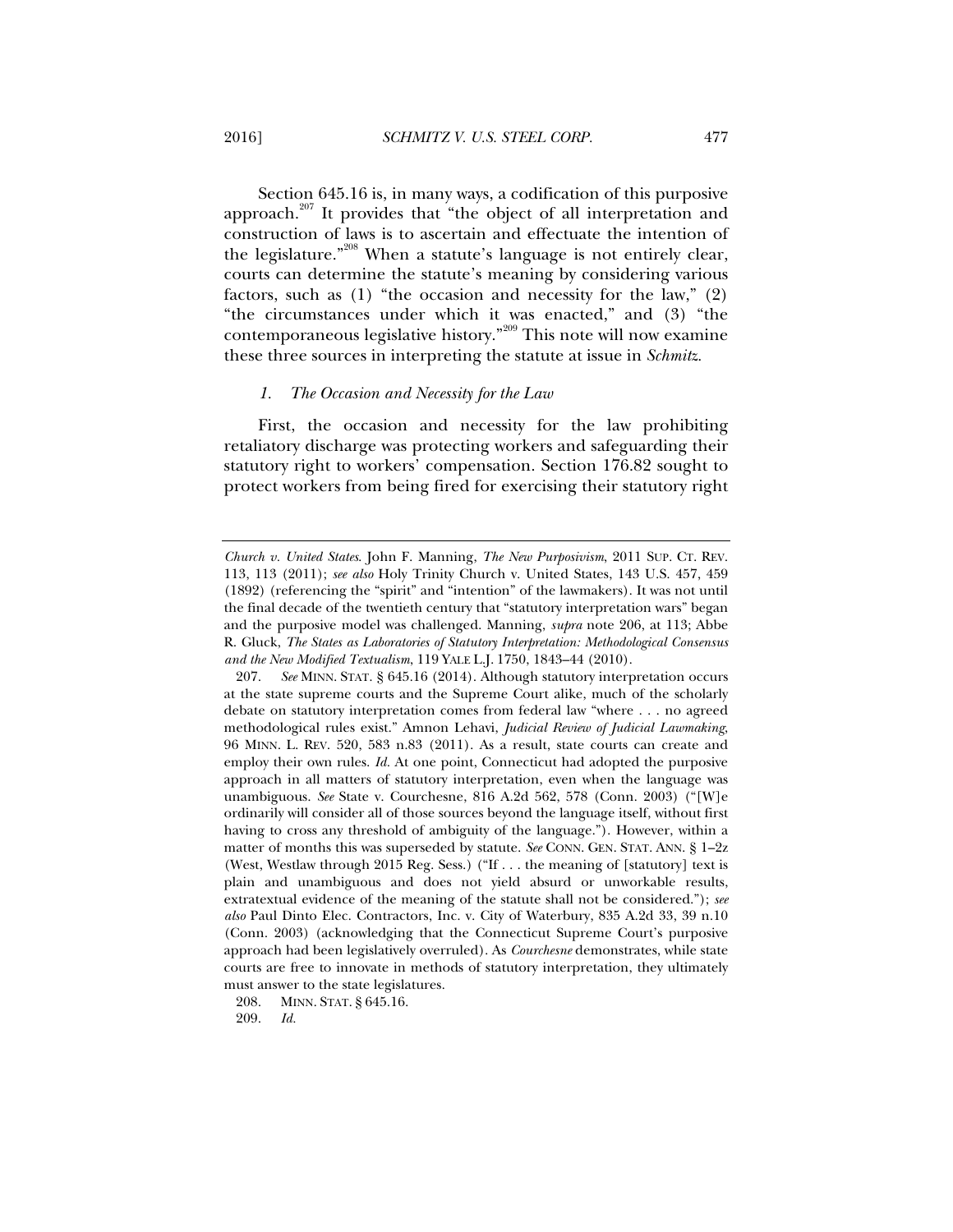Section 645.16 is, in many ways, a codification of this purposive approach.[207] It provides that "the object of all interpretation and construction of laws is to ascertain and effectuate the intention of the legislature."[208] When a statute's language is not entirely clear, courts can determine the statute's meaning by considering various factors, such as (1) "the occasion and necessity for the law," (2) "the circumstances under which it was enacted," and (3) "the contemporaneous legislative history."[209] This note will now examine these three sources in interpreting the statute at issue in *Schmitz*.

### *1. The Occasion and Necessity for the Law*

First, the occasion and necessity for the law prohibiting retaliatory discharge was protecting workers and safeguarding their statutory right to workers' compensation. Section 176.82 sought to protect workers from being fired for exercising their statutory right

---

*Church v. United States*. John F. Manning, *The New Purposivism*, 2011 SUP. CT. REV. 113, 113 (2011); *see also* Holy Trinity Church v. United States, 143 U.S. 457, 459 (1892) (referencing the "spirit" and "intention" of the lawmakers). It was not until the final decade of the twentieth century that "statutory interpretation wars" began and the purposive model was challenged. Manning, *supra* note 206, at 113; Abbe R. Gluck, *The States as Laboratories of Statutory Interpretation: Methodological Consensus and the New Modified Textualism*, 119 YALE L.J. 1750, 1843–44 (2010).

207. *See* MINN. STAT. § 645.16 (2014). Although statutory interpretation occurs at the state supreme courts and the Supreme Court alike, much of the scholarly debate on statutory interpretation comes from federal law "where . . . no agreed methodological rules exist." Amnon Lehavi, *Judicial Review of Judicial Lawmaking*, 96 MINN. L. REV. 520, 583 n.83 (2011). As a result, state courts can create and employ their own rules. *Id.* At one point, Connecticut had adopted the purposive approach in all matters of statutory interpretation, even when the language was unambiguous. *See* State v. Courchesne, 816 A.2d 562, 578 (Conn. 2003) ("[W]e ordinarily will consider all of those sources beyond the language itself, without first having to cross any threshold of ambiguity of the language."). However, within a matter of months this was superseded by statute. *See* CONN. GEN. STAT. ANN. § 1–2z (West, Westlaw through 2015 Reg. Sess.) ("If . . . the meaning of [statutory] text is plain and unambiguous and does not yield absurd or unworkable results, extratextual evidence of the meaning of the statute shall not be considered."); *see also* Paul Dinto Elec. Contractors, Inc. v. City of Waterbury, 835 A.2d 33, 39 n.10 (Conn. 2003) (acknowledging that the Connecticut Supreme Court's purposive approach had been legislatively overruled). As *Courchesne* demonstrates, while state courts are free to innovate in methods of statutory interpretation, they ultimately must answer to the state legislatures.

208. MINN. STAT. § 645.16.

209. *Id.*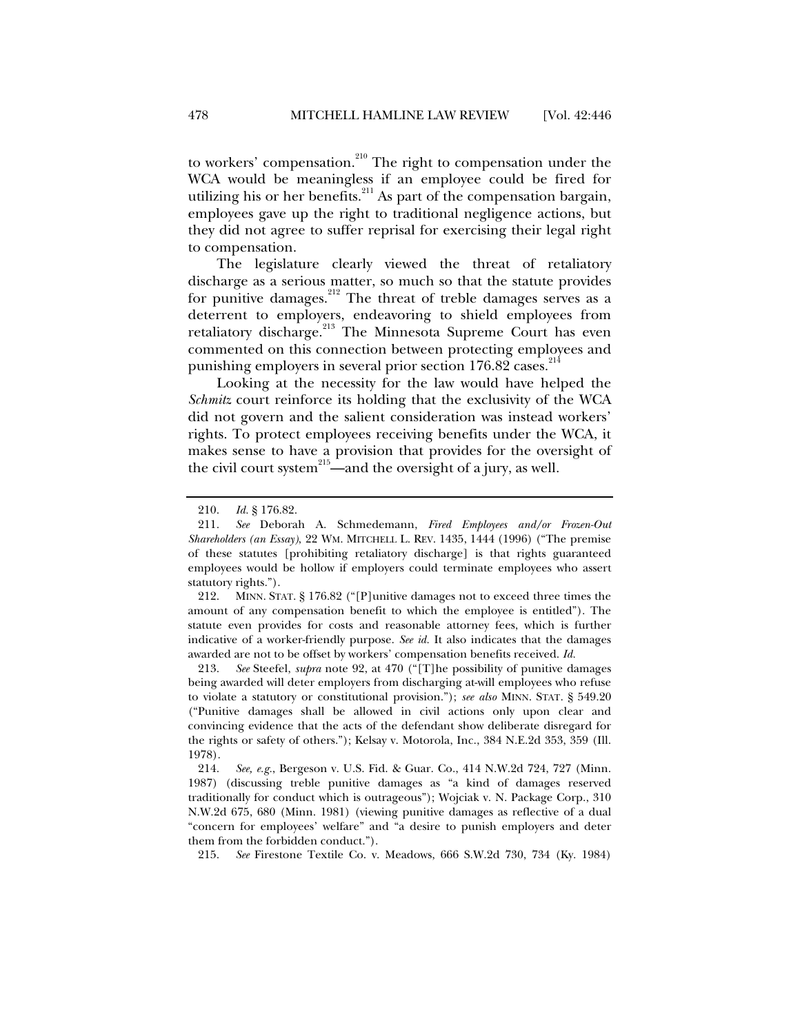to workers' compensation.[210] The right to compensation under the WCA would be meaningless if an employee could be fired for utilizing his or her benefits.[211] As part of the compensation bargain, employees gave up the right to traditional negligence actions, but they did not agree to suffer reprisal for exercising their legal right to compensation.

The legislature clearly viewed the threat of retaliatory discharge as a serious matter, so much so that the statute provides for punitive damages.[212] The threat of treble damages serves as a deterrent to employers, endeavoring to shield employees from retaliatory discharge.[213] The Minnesota Supreme Court has even commented on this connection between protecting employees and punishing employers in several prior section 176.82 cases.[214]

Looking at the necessity for the law would have helped the *Schmitz* court reinforce its holding that the exclusivity of the WCA did not govern and the salient consideration was instead workers' rights. To protect employees receiving benefits under the WCA, it makes sense to have a provision that provides for the oversight of the civil court system[215]—and the oversight of a jury, as well.

---

210. *Id.* § 176.82.

211. *See* Deborah A. Schmedemann, *Fired Employees and/or Frozen-Out Shareholders (an Essay)*, 22 WM. MITCHELL L. REV. 1435, 1444 (1996) ("The premise of these statutes [prohibiting retaliatory discharge] is that rights guaranteed employees would be hollow if employers could terminate employees who assert statutory rights.").

212. MINN. STAT. § 176.82 ("[P]unitive damages not to exceed three times the amount of any compensation benefit to which the employee is entitled"). The statute even provides for costs and reasonable attorney fees, which is further indicative of a worker-friendly purpose. *See id.* It also indicates that the damages awarded are not to be offset by workers' compensation benefits received. *Id.*

213. *See* Steefel, *supra* note 92, at 470 ("[T]he possibility of punitive damages being awarded will deter employers from discharging at-will employees who refuse to violate a statutory or constitutional provision."); *see also* MINN. STAT. § 549.20 ("Punitive damages shall be allowed in civil actions only upon clear and convincing evidence that the acts of the defendant show deliberate disregard for the rights or safety of others."); Kelsay v. Motorola, Inc., 384 N.E.2d 353, 359 (Ill. 1978).

214. *See, e.g.*, Bergeson v. U.S. Fid. & Guar. Co., 414 N.W.2d 724, 727 (Minn. 1987) (discussing treble punitive damages as "a kind of damages reserved traditionally for conduct which is outrageous"); Wojciak v. N. Package Corp., 310 N.W.2d 675, 680 (Minn. 1981) (viewing punitive damages as reflective of a dual "concern for employees' welfare" and "a desire to punish employers and deter them from the forbidden conduct.").

215. *See* Firestone Textile Co. v. Meadows, 666 S.W.2d 730, 734 (Ky. 1984)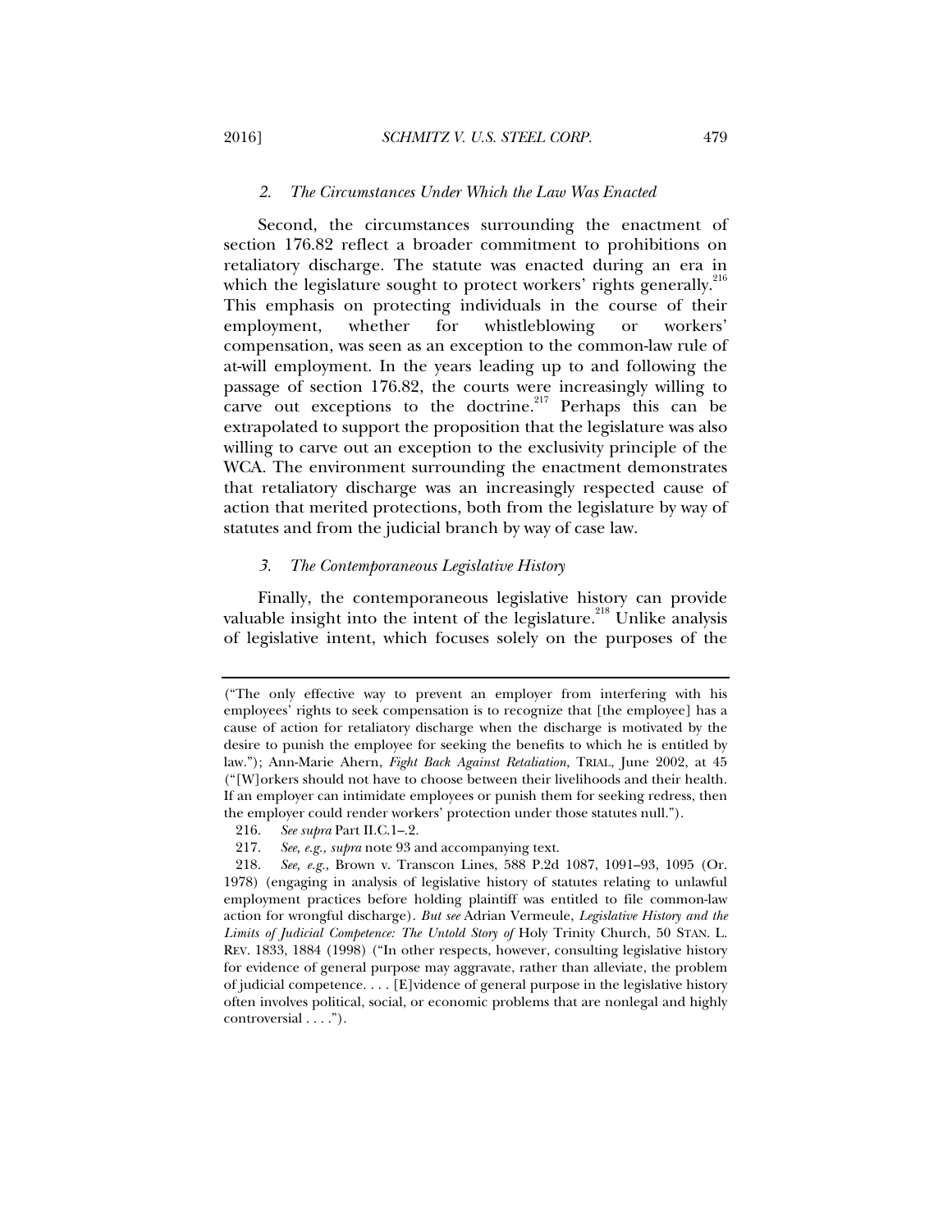### *2. The Circumstances Under Which the Law Was Enacted*

Second, the circumstances surrounding the enactment of section 176.82 reflect a broader commitment to prohibitions on retaliatory discharge. The statute was enacted during an era in which the legislature sought to protect workers' rights generally.[216] This emphasis on protecting individuals in the course of their employment, whether for whistleblowing or workers' compensation, was seen as an exception to the common-law rule of at-will employment. In the years leading up to and following the passage of section 176.82, the courts were increasingly willing to carve out exceptions to the doctrine.[217] Perhaps this can be extrapolated to support the proposition that the legislature was also willing to carve out an exception to the exclusivity principle of the WCA. The environment surrounding the enactment demonstrates that retaliatory discharge was an increasingly respected cause of action that merited protections, both from the legislature by way of statutes and from the judicial branch by way of case law.

### *3. The Contemporaneous Legislative History*

Finally, the contemporaneous legislative history can provide valuable insight into the intent of the legislature.[218] Unlike analysis of legislative intent, which focuses solely on the purposes of the

---

("The only effective way to prevent an employer from interfering with his employees' rights to seek compensation is to recognize that [the employee] has a cause of action for retaliatory discharge when the discharge is motivated by the desire to punish the employee for seeking the benefits to which he is entitled by law."); Ann-Marie Ahern, *Fight Back Against Retaliation*, TRIAL, June 2002, at 45 ("[W]orkers should not have to choose between their livelihoods and their health. If an employer can intimidate employees or punish them for seeking redress, then the employer could render workers' protection under those statutes null.").

216. *See supra* Part II.C.1–.2.

217. *See, e.g.*, *supra* note 93 and accompanying text.

218. *See, e.g.*, Brown v. Transcon Lines, 588 P.2d 1087, 1091–93, 1095 (Or. 1978) (engaging in analysis of legislative history of statutes relating to unlawful employment practices before holding plaintiff was entitled to file common-law action for wrongful discharge). *But see* Adrian Vermeule, *Legislative History and the Limits of Judicial Competence: The Untold Story of* Holy Trinity Church, 50 STAN. L. REV. 1833, 1884 (1998) ("In other respects, however, consulting legislative history for evidence of general purpose may aggravate, rather than alleviate, the problem of judicial competence. . . . [E]vidence of general purpose in the legislative history often involves political, social, or economic problems that are nonlegal and highly controversial . . . .").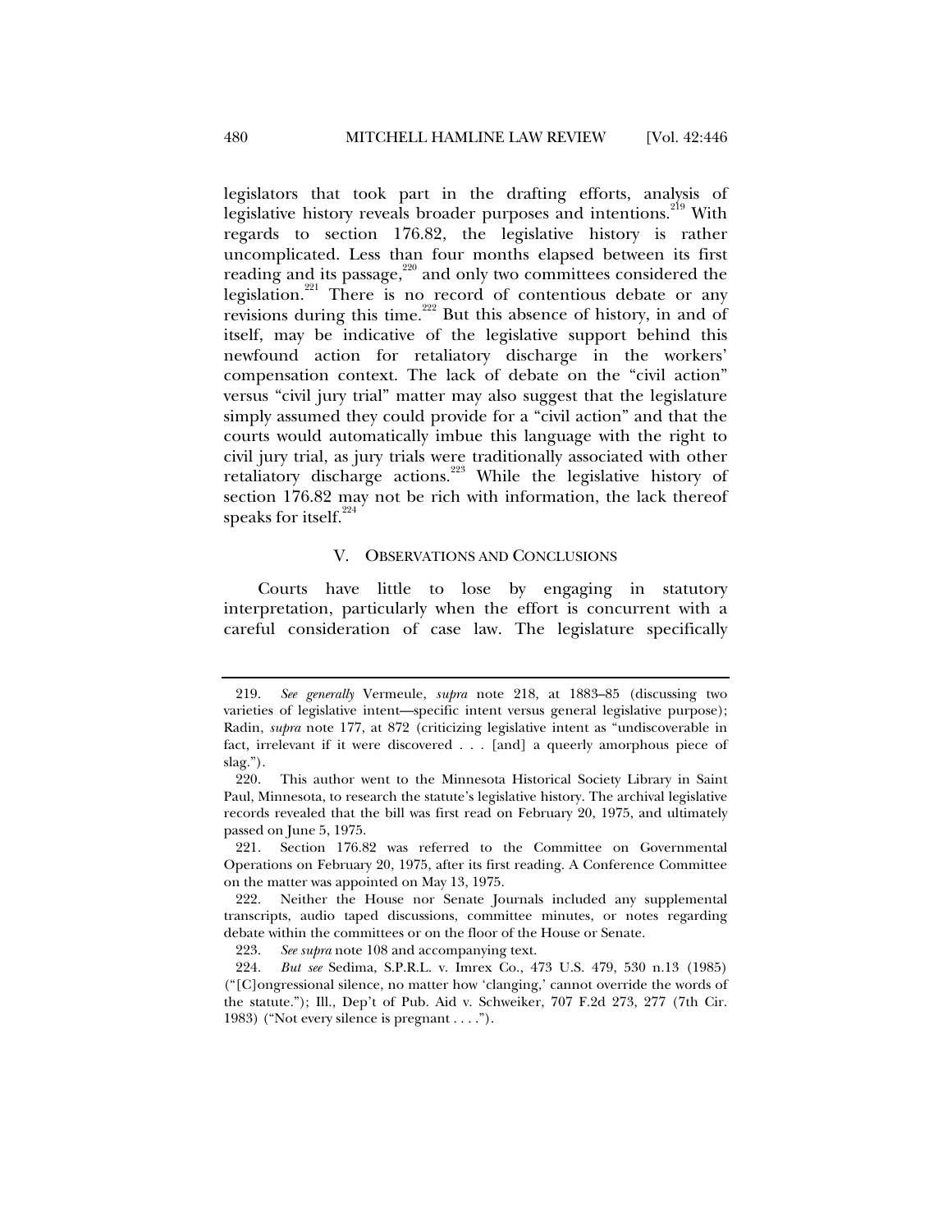legislators that took part in the drafting efforts, analysis of legislative history reveals broader purposes and intentions.[219] With regards to section 176.82, the legislative history is rather uncomplicated. Less than four months elapsed between its first reading and its passage,[220] and only two committees considered the legislation.[221] There is no record of contentious debate or any revisions during this time.[222] But this absence of history, in and of itself, may be indicative of the legislative support behind this newfound action for retaliatory discharge in the workers' compensation context. The lack of debate on the "civil action" versus "civil jury trial" matter may also suggest that the legislature simply assumed they could provide for a "civil action" and that the courts would automatically imbue this language with the right to civil jury trial, as jury trials were traditionally associated with other retaliatory discharge actions.[223] While the legislative history of section 176.82 may not be rich with information, the lack thereof speaks for itself.[224]

## V. OBSERVATIONS AND CONCLUSIONS

Courts have little to lose by engaging in statutory interpretation, particularly when the effort is concurrent with a careful consideration of case law. The legislature specifically

---

219. *See generally* Vermeule, *supra* note 218, at 1883–85 (discussing two varieties of legislative intent—specific intent versus general legislative purpose); Radin, *supra* note 177, at 872 (criticizing legislative intent as "undiscoverable in fact, irrelevant if it were discovered . . . [and] a queerly amorphous piece of slag.").

220. This author went to the Minnesota Historical Society Library in Saint Paul, Minnesota, to research the statute's legislative history. The archival legislative records revealed that the bill was first read on February 20, 1975, and ultimately passed on June 5, 1975.

221. Section 176.82 was referred to the Committee on Governmental Operations on February 20, 1975, after its first reading. A Conference Committee on the matter was appointed on May 13, 1975.

222. Neither the House nor Senate Journals included any supplemental transcripts, audio taped discussions, committee minutes, or notes regarding debate within the committees or on the floor of the House or Senate.

223. *See supra* note 108 and accompanying text.

224. *But see* Sedima, S.P.R.L. v. Imrex Co., 473 U.S. 479, 530 n.13 (1985) ("[C]ongressional silence, no matter how 'clanging,' cannot override the words of the statute."); Ill., Dep't of Pub. Aid v. Schweiker, 707 F.2d 273, 277 (7th Cir. 1983) ("Not every silence is pregnant . . . .").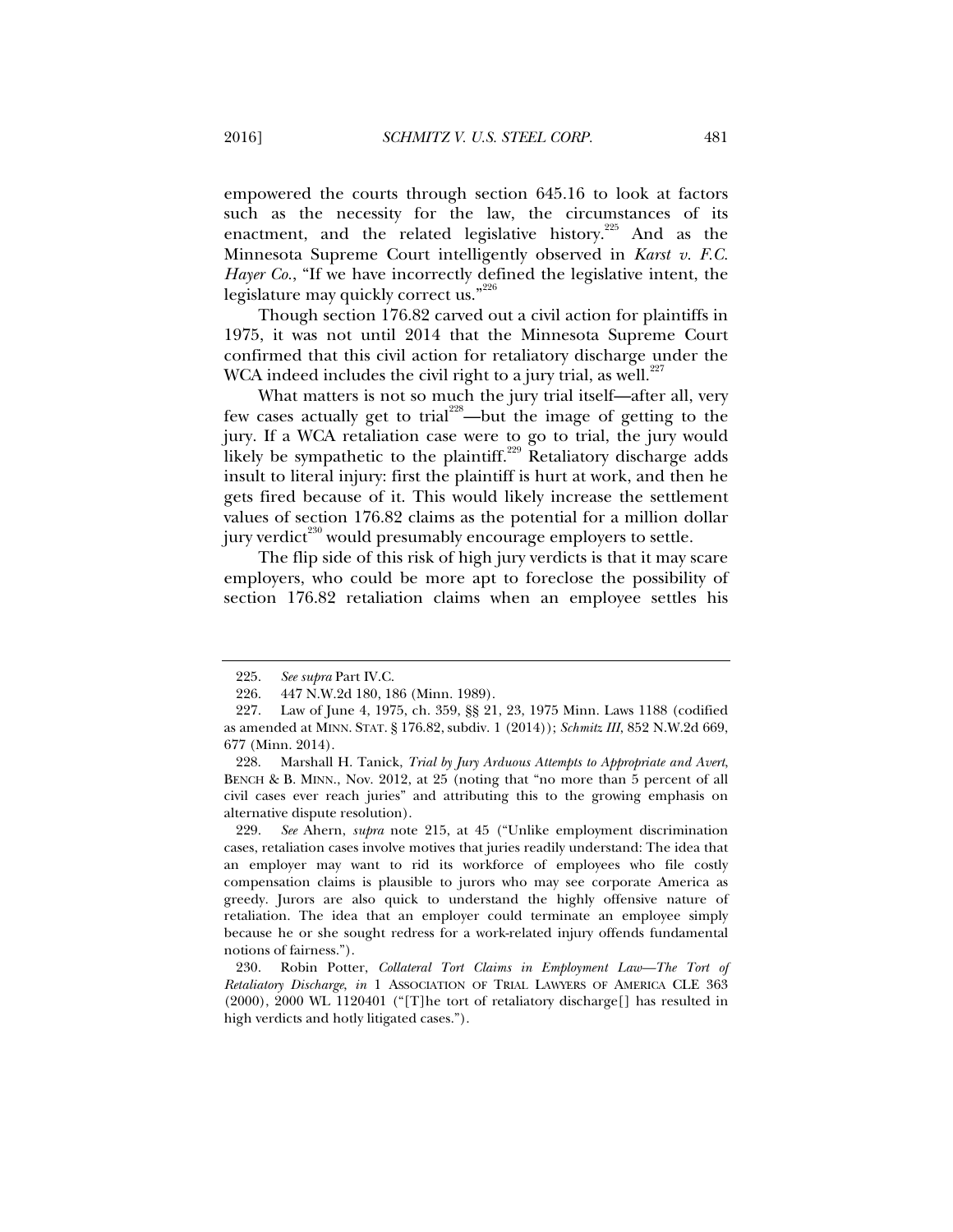empowered the courts through section 645.16 to look at factors such as the necessity for the law, the circumstances of its enactment, and the related legislative history.[225] And as the Minnesota Supreme Court intelligently observed in *Karst v. F.C. Hayer Co.*, "If we have incorrectly defined the legislative intent, the legislature may quickly correct us."[226]

Though section 176.82 carved out a civil action for plaintiffs in 1975, it was not until 2014 that the Minnesota Supreme Court confirmed that this civil action for retaliatory discharge under the WCA indeed includes the civil right to a jury trial, as well.[227]

What matters is not so much the jury trial itself—after all, very few cases actually get to trial[228]—but the image of getting to the jury. If a WCA retaliation case were to go to trial, the jury would likely be sympathetic to the plaintiff.[229] Retaliatory discharge adds insult to literal injury: first the plaintiff is hurt at work, and then he gets fired because of it. This would likely increase the settlement values of section 176.82 claims as the potential for a million dollar jury verdict[230] would presumably encourage employers to settle.

The flip side of this risk of high jury verdicts is that it may scare employers, who could be more apt to foreclose the possibility of section 176.82 retaliation claims when an employee settles his

---

225. *See supra* Part IV.C.

226. 447 N.W.2d 180, 186 (Minn. 1989).

227. Law of June 4, 1975, ch. 359, §§ 21, 23, 1975 Minn. Laws 1188 (codified as amended at MINN. STAT. § 176.82, subdiv. 1 (2014)); *Schmitz III*, 852 N.W.2d 669, 677 (Minn. 2014).

228. Marshall H. Tanick, *Trial by Jury Arduous Attempts to Appropriate and Avert*, BENCH & B. MINN., Nov. 2012, at 25 (noting that "no more than 5 percent of all civil cases ever reach juries" and attributing this to the growing emphasis on alternative dispute resolution).

229. *See* Ahern, *supra* note 215, at 45 ("Unlike employment discrimination cases, retaliation cases involve motives that juries readily understand: The idea that an employer may want to rid its workforce of employees who file costly compensation claims is plausible to jurors who may see corporate America as greedy. Jurors are also quick to understand the highly offensive nature of retaliation. The idea that an employer could terminate an employee simply because he or she sought redress for a work-related injury offends fundamental notions of fairness.").

230. Robin Potter, *Collateral Tort Claims in Employment Law—The Tort of Retaliatory Discharge*, *in* 1 ASSOCIATION OF TRIAL LAWYERS OF AMERICA CLE 363 (2000), 2000 WL 1120401 ("[T]he tort of retaliatory discharge[] has resulted in high verdicts and hotly litigated cases.").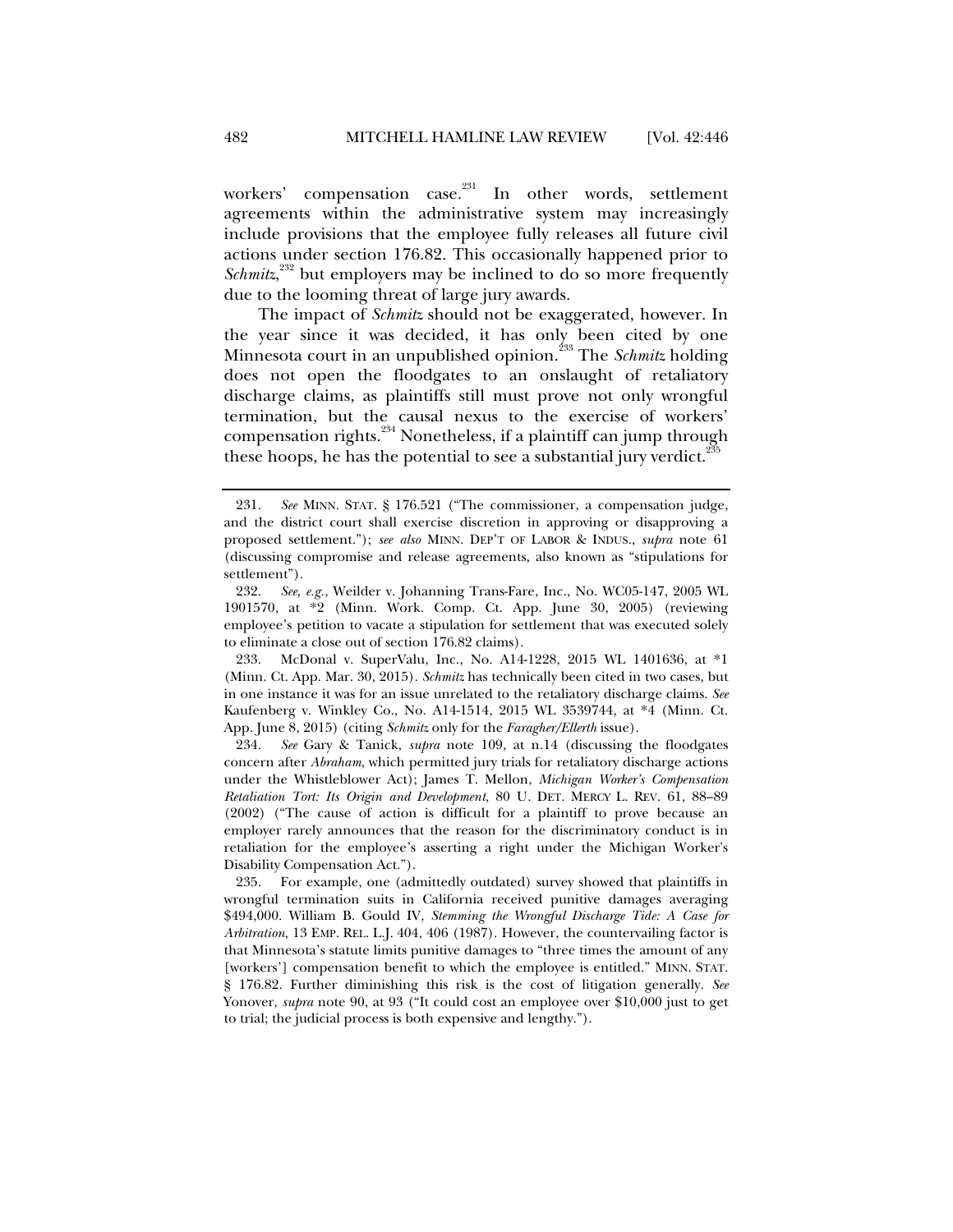workers' compensation case.[231] In other words, settlement agreements within the administrative system may increasingly include provisions that the employee fully releases all future civil actions under section 176.82. This occasionally happened prior to *Schmitz*,[232] but employers may be inclined to do so more frequently due to the looming threat of large jury awards.

The impact of *Schmitz* should not be exaggerated, however. In the year since it was decided, it has only been cited by one Minnesota court in an unpublished opinion.[233] The *Schmitz* holding does not open the floodgates to an onslaught of retaliatory discharge claims, as plaintiffs still must prove not only wrongful termination, but the causal nexus to the exercise of workers' compensation rights.[234] Nonetheless, if a plaintiff can jump through these hoops, he has the potential to see a substantial jury verdict.[235]

---

231. *See* MINN. STAT. § 176.521 ("The commissioner, a compensation judge, and the district court shall exercise discretion in approving or disapproving a proposed settlement."); *see also* MINN. DEP'T OF LABOR & INDUS., *supra* note 61 (discussing compromise and release agreements, also known as "stipulations for settlement").

232. *See, e.g.*, Weilder v. Johanning Trans-Fare, Inc., No. WC05-147, 2005 WL 1901570, at *2 (Minn. Work. Comp. Ct. App. June 30, 2005) (reviewing employee's petition to vacate a stipulation for settlement that was executed solely to eliminate a close out of section 176.82 claims).

233. McDonal v. SuperValu, Inc., No. A14-1228, 2015 WL 1401636, at *1 (Minn. Ct. App. Mar. 30, 2015). *Schmitz* has technically been cited in two cases, but in one instance it was for an issue unrelated to the retaliatory discharge claims. *See* Kaufenberg v. Winkley Co., No. A14-1514, 2015 WL 3539744, at *4 (Minn. Ct. App. June 8, 2015) (citing *Schmitz* only for the *Faragher/Ellerth* issue).

234. *See* Gary & Tanick, *supra* note 109, at n.14 (discussing the floodgates concern after *Abraham*, which permitted jury trials for retaliatory discharge actions under the Whistleblower Act); James T. Mellon, *Michigan Worker's Compensation Retaliation Tort: Its Origin and Development*, 80 U. DET. MERCY L. REV. 61, 88–89 (2002) ("The cause of action is difficult for a plaintiff to prove because an employer rarely announces that the reason for the discriminatory conduct is in retaliation for the employee's asserting a right under the Michigan Worker's Disability Compensation Act.").

235. For example, one (admittedly outdated) survey showed that plaintiffs in wrongful termination suits in California received punitive damages averaging $494,000. William B. Gould IV, *Stemming the Wrongful Discharge Tide: A Case for Arbitration*, 13 EMP. REL. L.J. 404, 406 (1987). However, the countervailing factor is that Minnesota's statute limits punitive damages to "three times the amount of any [workers'] compensation benefit to which the employee is entitled." MINN. STAT. § 176.82. Further diminishing this risk is the cost of litigation generally. *See* Yonover, *supra* note 90, at 93 ("It could cost an employee over $10,000 just to get to trial; the judicial process is both expensive and lengthy.").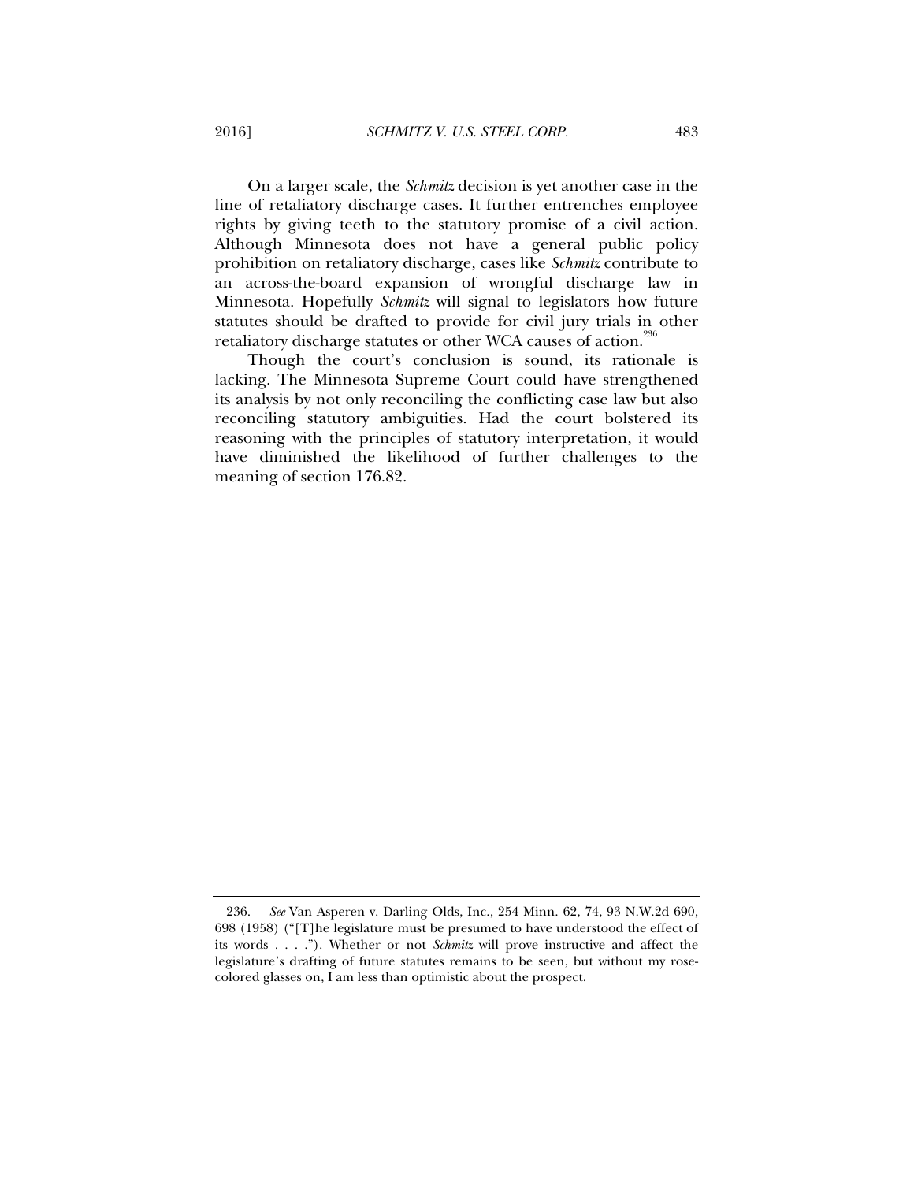On a larger scale, the *Schmitz* decision is yet another case in the line of retaliatory discharge cases. It further entrenches employee rights by giving teeth to the statutory promise of a civil action. Although Minnesota does not have a general public policy prohibition on retaliatory discharge, cases like *Schmitz* contribute to an across-the-board expansion of wrongful discharge law in Minnesota. Hopefully *Schmitz* will signal to legislators how future statutes should be drafted to provide for civil jury trials in other retaliatory discharge statutes or other WCA causes of action.[236]

Though the court's conclusion is sound, its rationale is lacking. The Minnesota Supreme Court could have strengthened its analysis by not only reconciling the conflicting case law but also reconciling statutory ambiguities. Had the court bolstered its reasoning with the principles of statutory interpretation, it would have diminished the likelihood of further challenges to the meaning of section 176.82.

---

236. *See* Van Asperen v. Darling Olds, Inc., 254 Minn. 62, 74, 93 N.W.2d 690, 698 (1958) ("[T]he legislature must be presumed to have understood the effect of its words . . . ."). Whether or not *Schmitz* will prove instructive and affect the legislature's drafting of future statutes remains to be seen, but without my rose-colored glasses on, I am less than optimistic about the prospect.